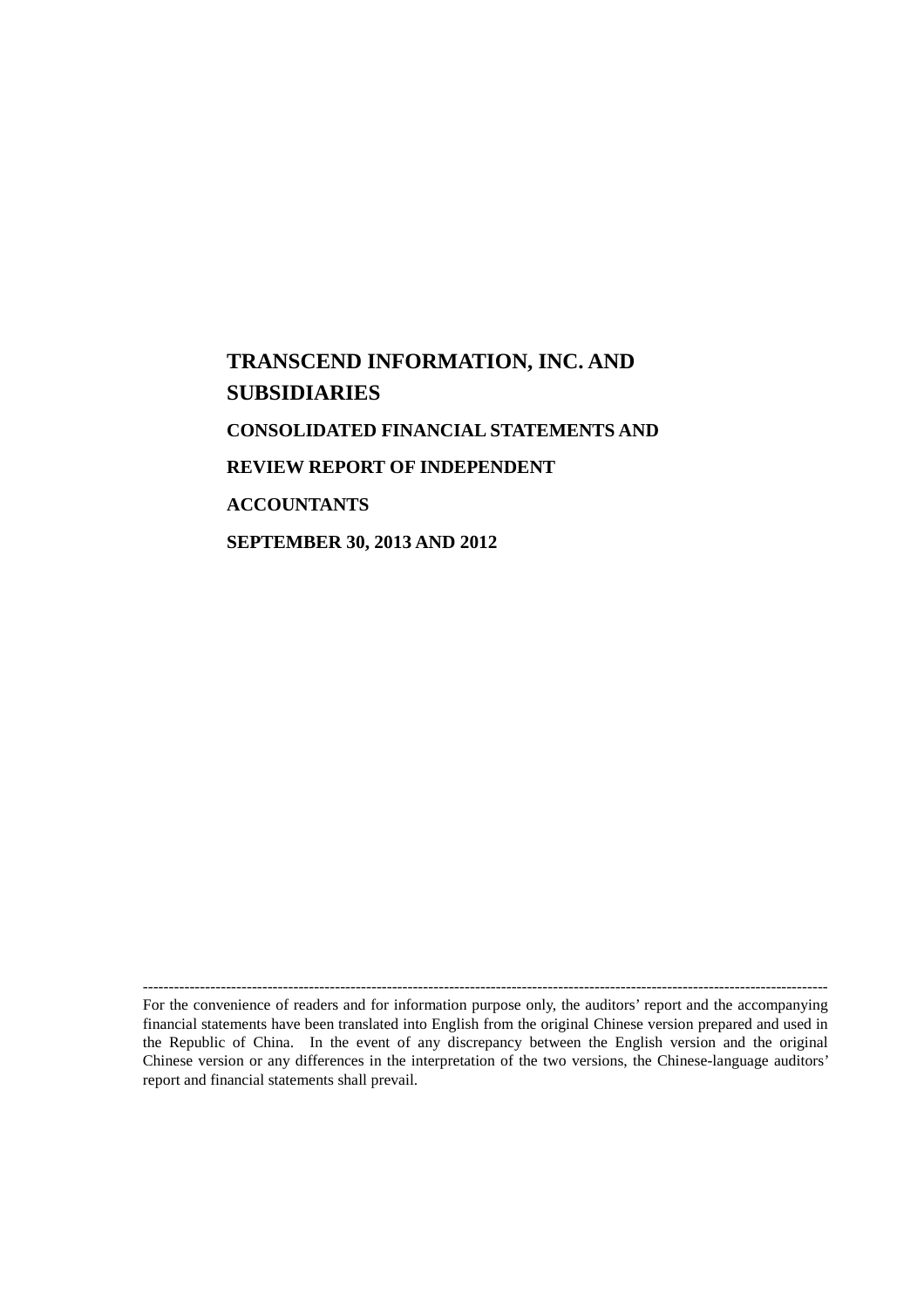# TRANSCEND INFORMATION, INC. AND SUBSIDIARIES

## CONSOLIDATED FINANCIAL STATEMENTS AND REVIEW REPORT OF INDEPENDENT ACCOUNTANTS

## SEPTEMBER 30, 2013 AND 2012

---

For the convenience of readers and for information purpose only, the auditors' report and the accompanying financial statements have been translated into English from the original Chinese version prepared and used in the Republic of China. In the event of any discrepancy between the English version and the original Chinese version or any differences in the interpretation of the two versions, the Chinese-language auditors' report and financial statements shall prevail.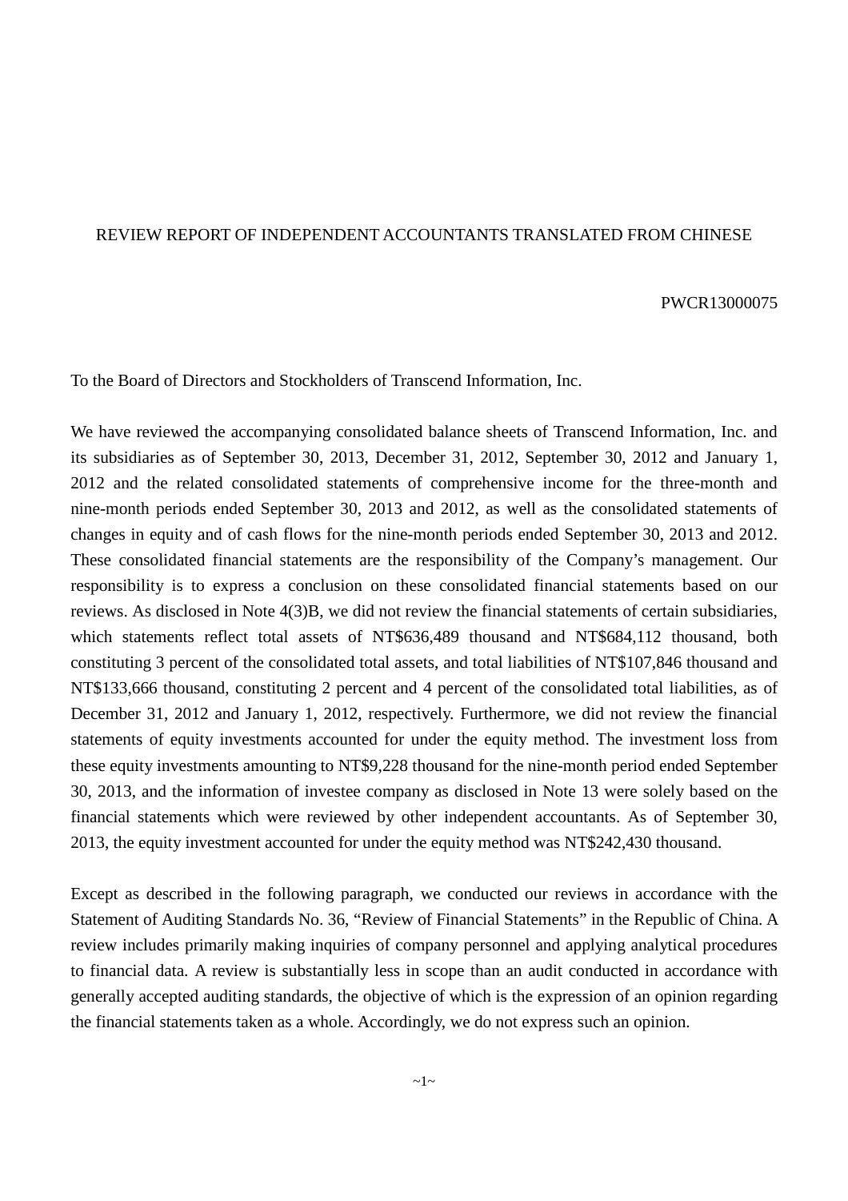REVIEW REPORT OF INDEPENDENT ACCOUNTANTS TRANSLATED FROM CHINESE

PWCR13000075

To the Board of Directors and Stockholders of Transcend Information, Inc.

We have reviewed the accompanying consolidated balance sheets of Transcend Information, Inc. and its subsidiaries as of September 30, 2013, December 31, 2012, September 30, 2012 and January 1, 2012 and the related consolidated statements of comprehensive income for the three-month and nine-month periods ended September 30, 2013 and 2012, as well as the consolidated statements of changes in equity and of cash flows for the nine-month periods ended September 30, 2013 and 2012. These consolidated financial statements are the responsibility of the Company's management. Our responsibility is to express a conclusion on these consolidated financial statements based on our reviews. As disclosed in Note 4(3)B, we did not review the financial statements of certain subsidiaries, which statements reflect total assets of NT$636,489 thousand and NT$684,112 thousand, both constituting 3 percent of the consolidated total assets, and total liabilities of NT$107,846 thousand and NT$133,666 thousand, constituting 2 percent and 4 percent of the consolidated total liabilities, as of December 31, 2012 and January 1, 2012, respectively. Furthermore, we did not review the financial statements of equity investments accounted for under the equity method. The investment loss from these equity investments amounting to NT$9,228 thousand for the nine-month period ended September 30, 2013, and the information of investee company as disclosed in Note 13 were solely based on the financial statements which were reviewed by other independent accountants. As of September 30, 2013, the equity investment accounted for under the equity method was NT$242,430 thousand.

Except as described in the following paragraph, we conducted our reviews in accordance with the Statement of Auditing Standards No. 36, "Review of Financial Statements" in the Republic of China. A review includes primarily making inquiries of company personnel and applying analytical procedures to financial data. A review is substantially less in scope than an audit conducted in accordance with generally accepted auditing standards, the objective of which is the expression of an opinion regarding the financial statements taken as a whole. Accordingly, we do not express such an opinion.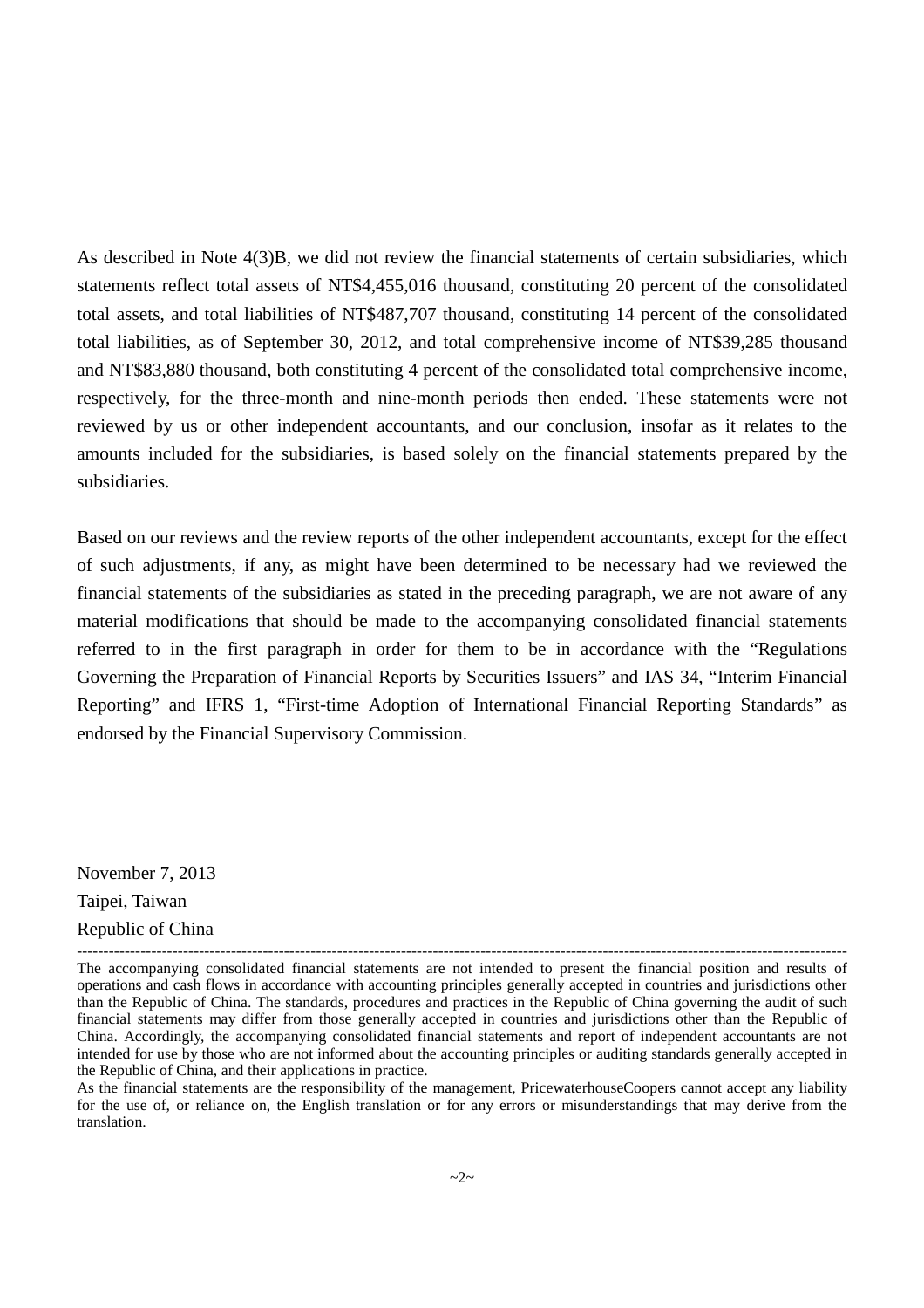As described in Note 4(3)B, we did not review the financial statements of certain subsidiaries, which statements reflect total assets of NT$4,455,016 thousand, constituting 20 percent of the consolidated total assets, and total liabilities of NT$487,707 thousand, constituting 14 percent of the consolidated total liabilities, as of September 30, 2012, and total comprehensive income of NT$39,285 thousand and NT$83,880 thousand, both constituting 4 percent of the consolidated total comprehensive income, respectively, for the three-month and nine-month periods then ended. These statements were not reviewed by us or other independent accountants, and our conclusion, insofar as it relates to the amounts included for the subsidiaries, is based solely on the financial statements prepared by the subsidiaries.

Based on our reviews and the review reports of the other independent accountants, except for the effect of such adjustments, if any, as might have been determined to be necessary had we reviewed the financial statements of the subsidiaries as stated in the preceding paragraph, we are not aware of any material modifications that should be made to the accompanying consolidated financial statements referred to in the first paragraph in order for them to be in accordance with the "Regulations Governing the Preparation of Financial Reports by Securities Issuers" and IAS 34, "Interim Financial Reporting" and IFRS 1, "First-time Adoption of International Financial Reporting Standards" as endorsed by the Financial Supervisory Commission.

November 7, 2013
Taipei, Taiwan
Republic of China

---

The accompanying consolidated financial statements are not intended to present the financial position and results of operations and cash flows in accordance with accounting principles generally accepted in countries and jurisdictions other than the Republic of China. The standards, procedures and practices in the Republic of China governing the audit of such financial statements may differ from those generally accepted in countries and jurisdictions other than the Republic of China. Accordingly, the accompanying consolidated financial statements and report of independent accountants are not intended for use by those who are not informed about the accounting principles or auditing standards generally accepted in the Republic of China, and their applications in practice.

As the financial statements are the responsibility of the management, PricewaterhouseCoopers cannot accept any liability for the use of, or reliance on, the English translation or for any errors or misunderstandings that may derive from the translation.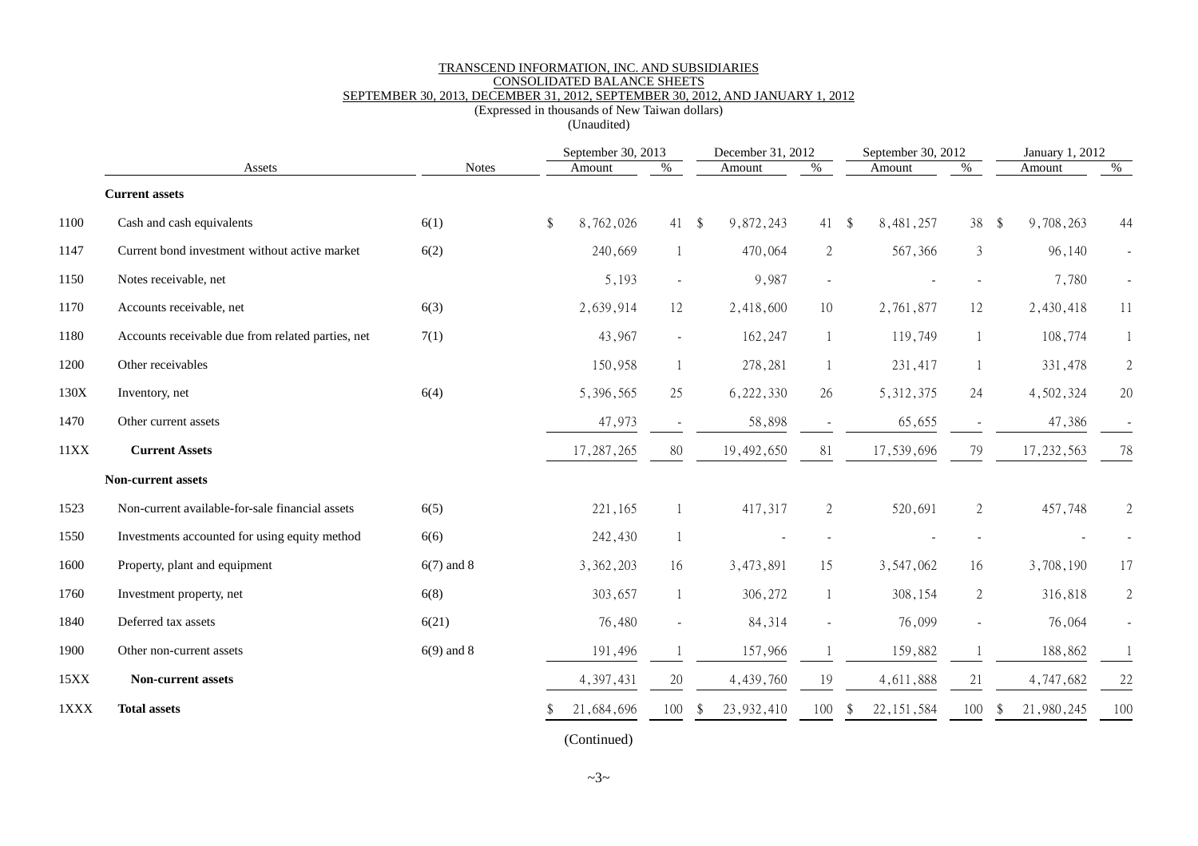TRANSCEND INFORMATION, INC. AND SUBSIDIARIES
CONSOLIDATED BALANCE SHEETS
SEPTEMBER 30, 2013, DECEMBER 31, 2012, SEPTEMBER 30, 2012, AND JANUARY 1, 2012
(Expressed in thousands of New Taiwan dollars)
(Unaudited)

| | Assets | Notes | September 30, 2013 | | December 31, 2012 | | September 30, 2012 | | January 1, 2012 | |
|---|---|---|---|---|---|---|---|---|---|---|
| | | | Amount | % | Amount | % | Amount | % | Amount | % |
| | **Current assets** | | | | | | | | | |
| 1100 | Cash and cash equivalents | 6(1) | $ 8,762,026 | 41 | $ 9,872,243 | 41 | $ 8,481,257 | 38 | $ 9,708,263 | 44 |
| 1147 | Current bond investment without active market | 6(2) | 240,669 | 1 | 470,064 | 2 | 567,366 | 3 | 96,140 | - |
| 1150 | Notes receivable, net | | 5,193 | - | 9,987 | - | - | - | 7,780 | - |
| 1170 | Accounts receivable, net | 6(3) | 2,639,914 | 12 | 2,418,600 | 10 | 2,761,877 | 12 | 2,430,418 | 11 |
| 1180 | Accounts receivable due from related parties, net | 7(1) | 43,967 | - | 162,247 | 1 | 119,749 | 1 | 108,774 | 1 |
| 1200 | Other receivables | | 150,958 | 1 | 278,281 | 1 | 231,417 | 1 | 331,478 | 2 |
| 130X | Inventory, net | 6(4) | 5,396,565 | 25 | 6,222,330 | 26 | 5,312,375 | 24 | 4,502,324 | 20 |
| 1470 | Other current assets | | 47,973 | - | 58,898 | - | 65,655 | - | 47,386 | - |
| 11XX | **Current Assets** | | 17,287,265 | 80 | 19,492,650 | 81 | 17,539,696 | 79 | 17,232,563 | 78 |
| | **Non-current assets** | | | | | | | | | |
| 1523 | Non-current available-for-sale financial assets | 6(5) | 221,165 | 1 | 417,317 | 2 | 520,691 | 2 | 457,748 | 2 |
| 1550 | Investments accounted for using equity method | 6(6) | 242,430 | 1 | - | - | - | - | - | - |
| 1600 | Property, plant and equipment | 6(7) and 8 | 3,362,203 | 16 | 3,473,891 | 15 | 3,547,062 | 16 | 3,708,190 | 17 |
| 1760 | Investment property, net | 6(8) | 303,657 | 1 | 306,272 | 1 | 308,154 | 2 | 316,818 | 2 |
| 1840 | Deferred tax assets | 6(21) | 76,480 | - | 84,314 | - | 76,099 | - | 76,064 | - |
| 1900 | Other non-current assets | 6(9) and 8 | 191,496 | 1 | 157,966 | 1 | 159,882 | 1 | 188,862 | 1 |
| 15XX | **Non-current assets** | | 4,397,431 | 20 | 4,439,760 | 19 | 4,611,888 | 21 | 4,747,682 | 22 |
| 1XXX | **Total assets** | | $ 21,684,696 | 100 | $ 23,932,410 | 100 | $ 22,151,584 | 100 | $ 21,980,245 | 100 |

(Continued)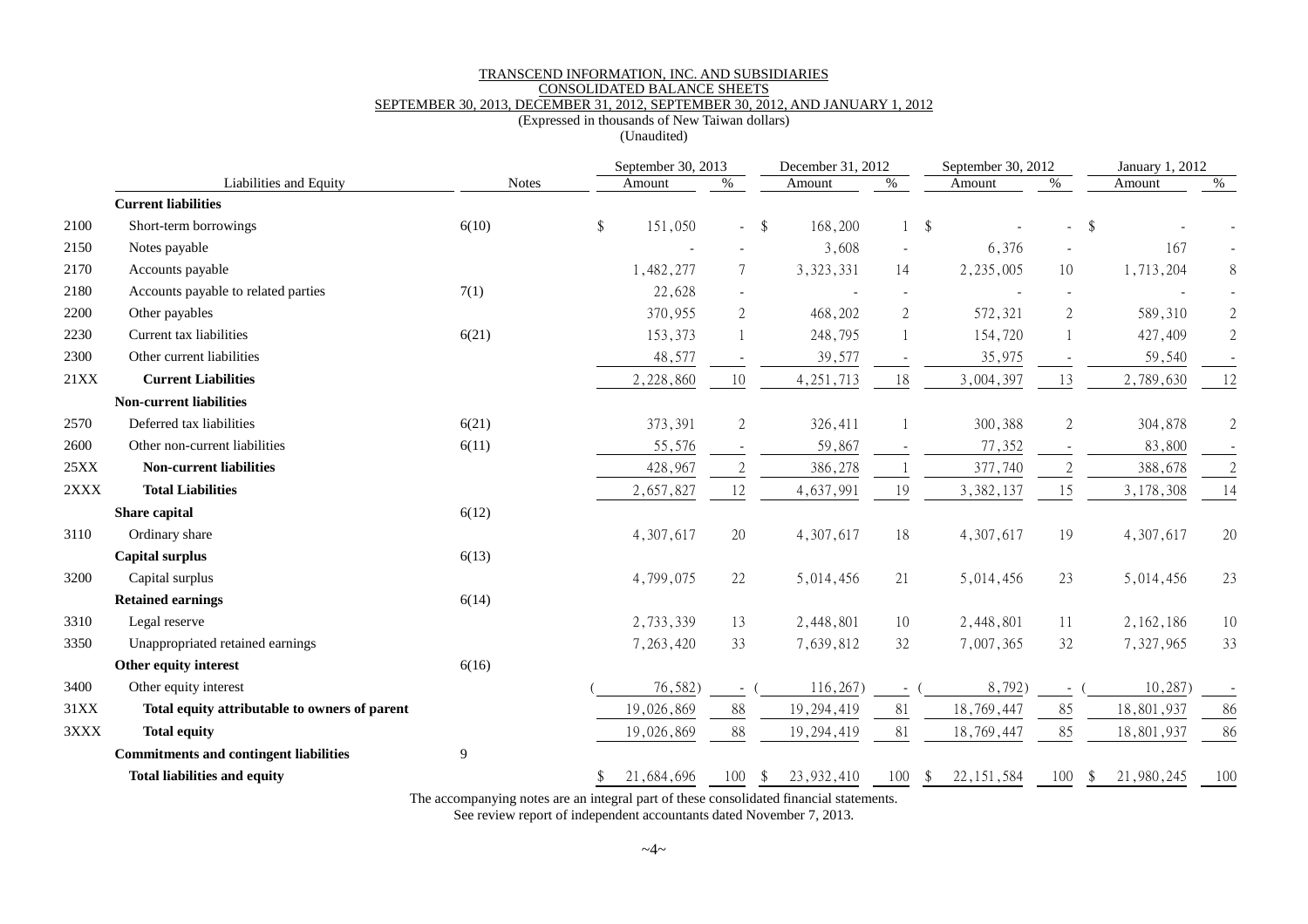TRANSCEND INFORMATION, INC. AND SUBSIDIARIES
CONSOLIDATED BALANCE SHEETS
SEPTEMBER 30, 2013, DECEMBER 31, 2012, SEPTEMBER 30, 2012, AND JANUARY 1, 2012
(Expressed in thousands of New Taiwan dollars)
(Unaudited)

| | Liabilities and Equity | Notes | September 30, 2013 Amount | % | December 31, 2012 Amount | % | September 30, 2012 Amount | % | January 1, 2012 Amount | % |
|---|---|---|---|---|---|---|---|---|---|---|
| | **Current liabilities** | | | | | | | | | |
| 2100 | Short-term borrowings | 6(10) | $ 151,050 | - | $ 168,200 | 1 | $ - | - | $ - | - |
| 2150 | Notes payable | | - | - | 3,608 | - | 6,376 | - | 167 | - |
| 2170 | Accounts payable | | 1,482,277 | 7 | 3,323,331 | 14 | 2,235,005 | 10 | 1,713,204 | 8 |
| 2180 | Accounts payable to related parties | 7(1) | 22,628 | - | - | - | - | - | - | - |
| 2200 | Other payables | | 370,955 | 2 | 468,202 | 2 | 572,321 | 2 | 589,310 | 2 |
| 2230 | Current tax liabilities | 6(21) | 153,373 | 1 | 248,795 | 1 | 154,720 | 1 | 427,409 | 2 |
| 2300 | Other current liabilities | | 48,577 | - | 39,577 | - | 35,975 | - | 59,540 | - |
| 21XX | **Current Liabilities** | | 2,228,860 | 10 | 4,251,713 | 18 | 3,004,397 | 13 | 2,789,630 | 12 |
| | **Non-current liabilities** | | | | | | | | | |
| 2570 | Deferred tax liabilities | 6(21) | 373,391 | 2 | 326,411 | 1 | 300,388 | 2 | 304,878 | 2 |
| 2600 | Other non-current liabilities | 6(11) | 55,576 | - | 59,867 | - | 77,352 | - | 83,800 | - |
| 25XX | **Non-current liabilities** | | 428,967 | 2 | 386,278 | 1 | 377,740 | 2 | 388,678 | 2 |
| 2XXX | **Total Liabilities** | | 2,657,827 | 12 | 4,637,991 | 19 | 3,382,137 | 15 | 3,178,308 | 14 |
| | **Share capital** | 6(12) | | | | | | | | |
| 3110 | Ordinary share | | 4,307,617 | 20 | 4,307,617 | 18 | 4,307,617 | 19 | 4,307,617 | 20 |
| | **Capital surplus** | 6(13) | | | | | | | | |
| 3200 | Capital surplus | | 4,799,075 | 22 | 5,014,456 | 21 | 5,014,456 | 23 | 5,014,456 | 23 |
| | **Retained earnings** | 6(14) | | | | | | | | |
| 3310 | Legal reserve | | 2,733,339 | 13 | 2,448,801 | 10 | 2,448,801 | 11 | 2,162,186 | 10 |
| 3350 | Unappropriated retained earnings | | 7,263,420 | 33 | 7,639,812 | 32 | 7,007,365 | 32 | 7,327,965 | 33 |
| | **Other equity interest** | 6(16) | | | | | | | | |
| 3400 | Other equity interest | | ( 76,582) | - | ( 116,267) | - | ( 8,792) | - | ( 10,287) | - |
| 31XX | **Total equity attributable to owners of parent** | | 19,026,869 | 88 | 19,294,419 | 81 | 18,769,447 | 85 | 18,801,937 | 86 |
| 3XXX | **Total equity** | | 19,026,869 | 88 | 19,294,419 | 81 | 18,769,447 | 85 | 18,801,937 | 86 |
| | **Commitments and contingent liabilities** | 9 | | | | | | | | |
| | **Total liabilities and equity** | | $ 21,684,696 | 100 | $ 23,932,410 | 100 | $ 22,151,584 | 100 | $ 21,980,245 | 100 |

The accompanying notes are an integral part of these consolidated financial statements.
See review report of independent accountants dated November 7, 2013.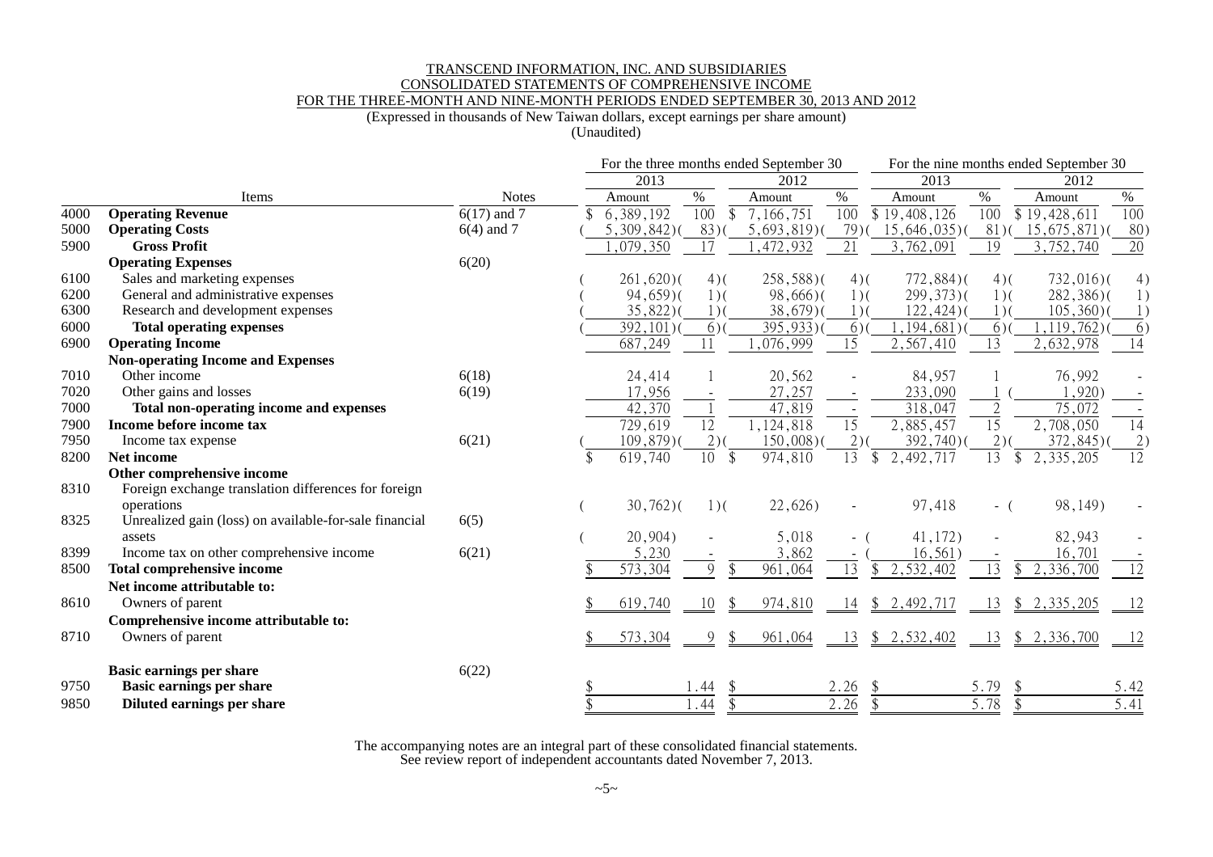TRANSCEND INFORMATION, INC. AND SUBSIDIARIES
CONSOLIDATED STATEMENTS OF COMPREHENSIVE INCOME
FOR THE THREE-MONTH AND NINE-MONTH PERIODS ENDED SEPTEMBER 30, 2013 AND 2012
(Expressed in thousands of New Taiwan dollars, except earnings per share amount)
(Unaudited)

| | | | For the three months ended September 30 | | | | For the nine months ended September 30 | | | |
|---|---|---|---|---|---|---|---|---|---|---|
| | | | 2013 | | 2012 | | 2013 | | 2012 | |
| | Items | Notes | Amount | % | Amount | % | Amount | % | Amount | % |
| 4000 | **Operating Revenue** | 6(17) and 7 | $ 6,389,192 | 100 | $ 7,166,751 | 100 | $ 19,408,126 | 100 | $ 19,428,611 | 100 |
| 5000 | **Operating Costs** | 6(4) and 7 | ( 5,309,842) | ( 83) | ( 5,693,819) | ( 79) | ( 15,646,035) | ( 81) | ( 15,675,871) | ( 80) |
| 5900 | **Gross Profit** | | 1,079,350 | 17 | 1,472,932 | 21 | 3,762,091 | 19 | 3,752,740 | 20 |
| | **Operating Expenses** | 6(20) | | | | | | | | |
| 6100 | Sales and marketing expenses | | ( 261,620) | ( 4) | ( 258,588) | ( 4) | ( 772,884) | ( 4) | ( 732,016) | ( 4) |
| 6200 | General and administrative expenses | | ( 94,659) | ( 1) | ( 98,666) | ( 1) | ( 299,373) | ( 1) | ( 282,386) | ( 1) |
| 6300 | Research and development expenses | | ( 35,822) | ( 1) | ( 38,679) | ( 1) | ( 122,424) | ( 1) | ( 105,360) | ( 1) |
| 6000 | **Total operating expenses** | | ( 392,101) | ( 6) | ( 395,933) | ( 6) | ( 1,194,681) | ( 6) | ( 1,119,762) | ( 6) |
| 6900 | **Operating Income** | | 687,249 | 11 | 1,076,999 | 15 | 2,567,410 | 13 | 2,632,978 | 14 |
| | **Non-operating Income and Expenses** | | | | | | | | | |
| 7010 | Other income | 6(18) | 24,414 | 1 | 20,562 | - | 84,957 | 1 | 76,992 | - |
| 7020 | Other gains and losses | 6(19) | 17,956 | - | 27,257 | - | 233,090 | 1 | ( 1,920) | - |
| 7000 | **Total non-operating income and expenses** | | 42,370 | 1 | 47,819 | - | 318,047 | 2 | 75,072 | - |
| 7900 | **Income before income tax** | | 729,619 | 12 | 1,124,818 | 15 | 2,885,457 | 15 | 2,708,050 | 14 |
| 7950 | Income tax expense | 6(21) | ( 109,879) | ( 2) | ( 150,008) | ( 2) | ( 392,740) | ( 2) | ( 372,845) | ( 2) |
| 8200 | **Net income** | | $ 619,740 | 10 | $ 974,810 | 13 | $ 2,492,717 | 13 | $ 2,335,205 | 12 |
| | **Other comprehensive income** | | | | | | | | | |
| 8310 | Foreign exchange translation differences for foreign operations | | ( 30,762) | ( 1) | ( 22,626) | - | 97,418 | - | ( 98,149) | - |
| 8325 | Unrealized gain (loss) on available-for-sale financial assets | 6(5) | ( 20,904) | - | 5,018 | - | ( 41,172) | - | 82,943 | - |
| 8399 | Income tax on other comprehensive income | 6(21) | 5,230 | - | 3,862 | - | ( 16,561) | - | 16,701 | - |
| 8500 | **Total comprehensive income** | | $ 573,304 | 9 | $ 961,064 | 13 | $ 2,532,402 | 13 | $ 2,336,700 | 12 |
| | **Net income attributable to:** | | | | | | | | | |
| 8610 | Owners of parent | | $ 619,740 | 10 | $ 974,810 | 14 | $ 2,492,717 | 13 | $ 2,335,205 | 12 |
| | **Comprehensive income attributable to:** | | | | | | | | | |
| 8710 | Owners of parent | | $ 573,304 | 9 | $ 961,064 | 13 | $ 2,532,402 | 13 | $ 2,336,700 | 12 |
| | **Basic earnings per share** | 6(22) | | | | | | | | |
| 9750 | **Basic earnings per share** | | $ | 1.44 | $ | 2.26 | $ | 5.79 | $ | 5.42 |
| 9850 | **Diluted earnings per share** | | $ | 1.44 | $ | 2.26 | $ | 5.78 | $ | 5.41 |

The accompanying notes are an integral part of these consolidated financial statements.
See review report of independent accountants dated November 7, 2013.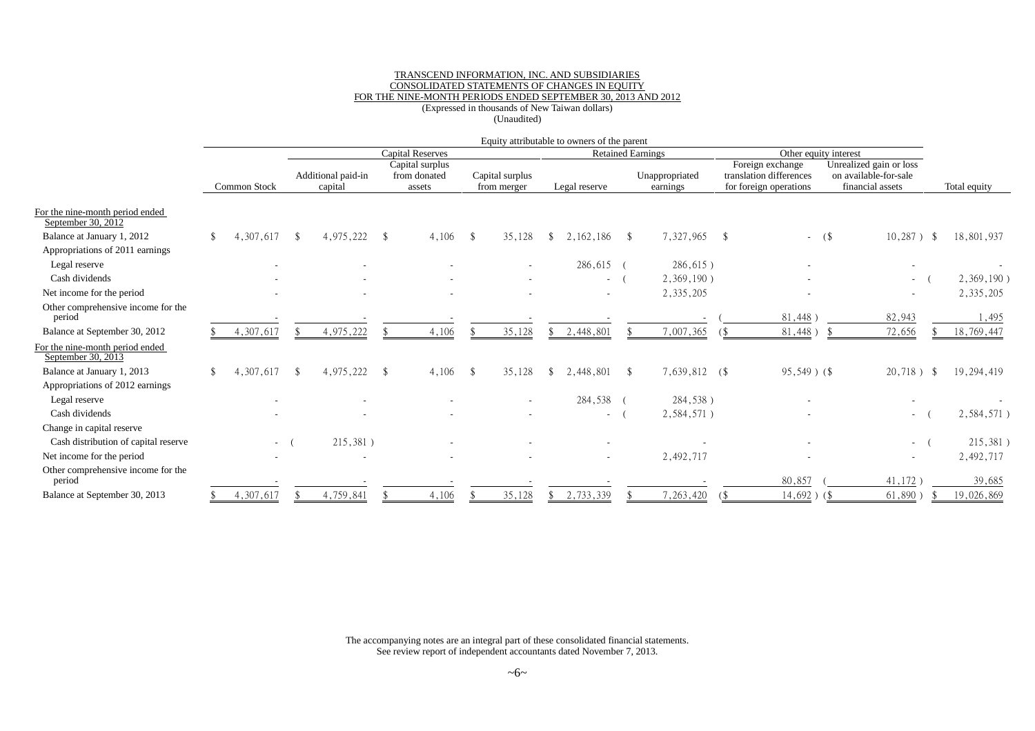TRANSCEND INFORMATION, INC. AND SUBSIDIARIES
CONSOLIDATED STATEMENTS OF CHANGES IN EQUITY
FOR THE NINE-MONTH PERIODS ENDED SEPTEMBER 30, 2013 AND 2012
(Expressed in thousands of New Taiwan dollars)
(Unaudited)

| | Equity attributable to owners of the parent | | | | | | | | |
|---|---|---|---|---|---|---|---|---|---|
| | | Capital Reserves | | | Retained Earnings | | Other equity interest | | |
| | Common Stock | Additional paid-in capital | Capital surplus from donated assets | Capital surplus from merger | Legal reserve | Unappropriated earnings | Foreign exchange translation differences for foreign operations | Unrealized gain or loss on available-for-sale financial assets | Total equity |
| For the nine-month period ended September 30, 2012 | | | | | | | | | |
| Balance at January 1, 2012 | $ 4,307,617 | $ 4,975,222 | $ 4,106 | $ 35,128 | $ 2,162,186 | $ 7,327,965 | $ - | ($ 10,287) | $ 18,801,937 |
| Appropriations of 2011 earnings | | | | | | | | | |
| Legal reserve | - | - | - | - | 286,615 | ( 286,615) | - | - | - |
| Cash dividends | - | - | - | - | - | ( 2,369,190) | - | - | ( 2,369,190) |
| Net income for the period | - | - | - | - | - | 2,335,205 | - | - | 2,335,205 |
| Other comprehensive income for the period | - | - | - | - | - | - | ( 81,448) | 82,943 | 1,495 |
| Balance at September 30, 2012 | $ 4,307,617 | $ 4,975,222 | $ 4,106 | $ 35,128 | $ 2,448,801 | $ 7,007,365 | ($ 81,448) | $ 72,656 | $ 18,769,447 |
| For the nine-month period ended September 30, 2013 | | | | | | | | | |
| Balance at January 1, 2013 | $ 4,307,617 | $ 4,975,222 | $ 4,106 | $ 35,128 | $ 2,448,801 | $ 7,639,812 | ($ 95,549) | ($ 20,718) | $ 19,294,419 |
| Appropriations of 2012 earnings | | | | | | | | | |
| Legal reserve | - | - | - | - | 284,538 | ( 284,538) | - | - | - |
| Cash dividends | - | - | - | - | - | ( 2,584,571) | - | - | ( 2,584,571) |
| Change in capital reserve | | | | | | | | | |
| Cash distribution of capital reserve | - | ( 215,381) | - | - | - | - | - | - | ( 215,381) |
| Net income for the period | - | - | - | - | - | 2,492,717 | - | - | 2,492,717 |
| Other comprehensive income for the period | - | - | - | - | - | - | 80,857 | ( 41,172) | 39,685 |
| Balance at September 30, 2013 | $ 4,307,617 | $ 4,759,841 | $ 4,106 | $ 35,128 | $ 2,733,339 | $ 7,263,420 | ($ 14,692) | ($ 61,890) | $ 19,026,869 |

The accompanying notes are an integral part of these consolidated financial statements.
See review report of independent accountants dated November 7, 2013.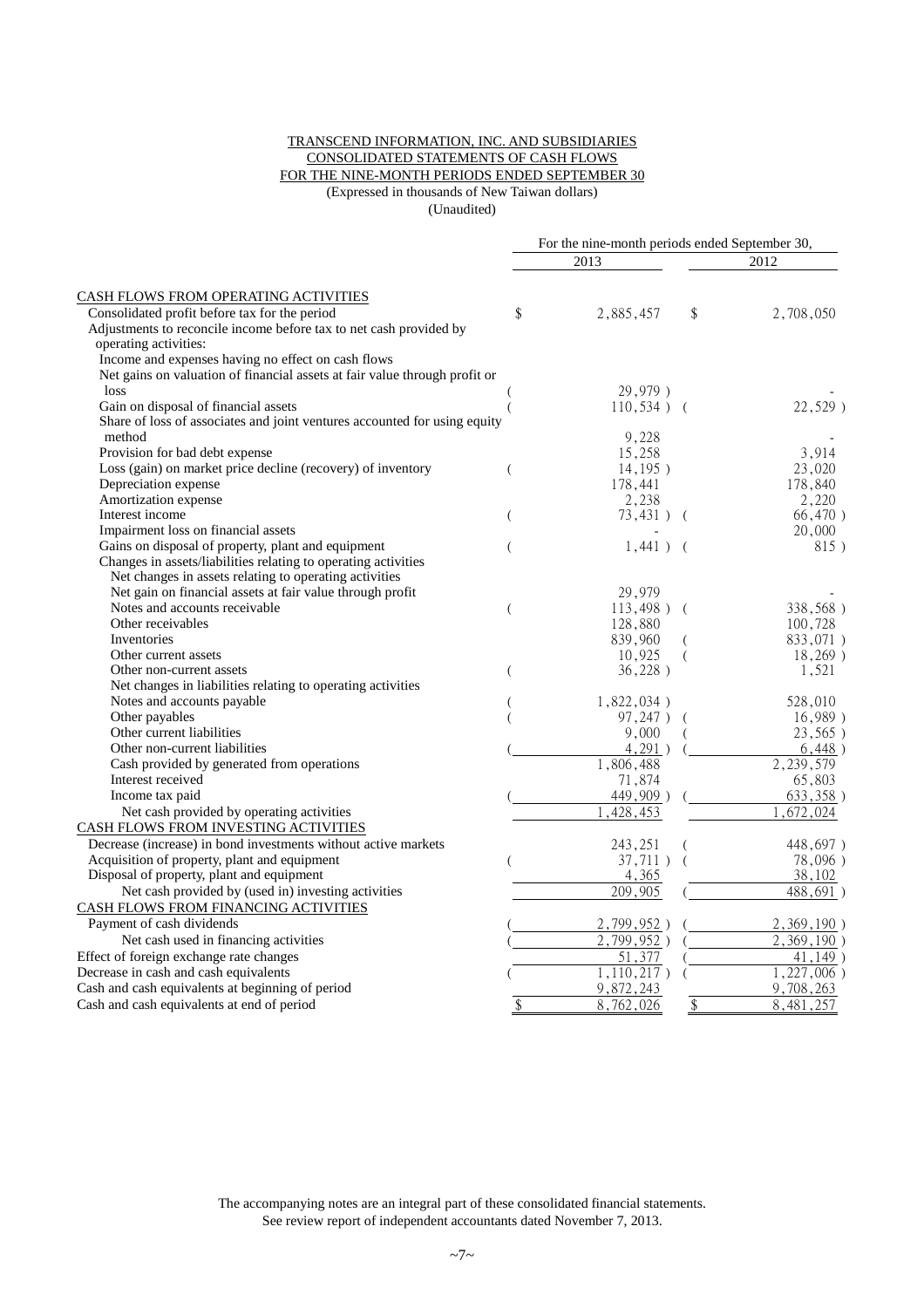TRANSCEND INFORMATION, INC. AND SUBSIDIARIES
CONSOLIDATED STATEMENTS OF CASH FLOWS
FOR THE NINE-MONTH PERIODS ENDED SEPTEMBER 30
(Expressed in thousands of New Taiwan dollars)
(Unaudited)

| | For the nine-month periods ended September 30, | |
|---|---|---|
| | 2013 | 2012 |
| CASH FLOWS FROM OPERATING ACTIVITIES | | |
| Consolidated profit before tax for the period | $ 2,885,457 | $ 2,708,050 |
| Adjustments to reconcile income before tax to net cash provided by operating activities: | | |
| Income and expenses having no effect on cash flows | | |
| Net gains on valuation of financial assets at fair value through profit or loss | ( 29,979 ) | - |
| Gain on disposal of financial assets | ( 110,534 ) | ( 22,529 ) |
| Share of loss of associates and joint ventures accounted for using equity method | 9,228 | - |
| Provision for bad debt expense | 15,258 | 3,914 |
| Loss (gain) on market price decline (recovery) of inventory | ( 14,195 ) | 23,020 |
| Depreciation expense | 178,441 | 178,840 |
| Amortization expense | 2,238 | 2,220 |
| Interest income | ( 73,431 ) | ( 66,470 ) |
| Impairment loss on financial assets | - | 20,000 |
| Gains on disposal of property, plant and equipment | ( 1,441 ) | ( 815 ) |
| Changes in assets/liabilities relating to operating activities | | |
| Net changes in assets relating to operating activities | | |
| Net gain on financial assets at fair value through profit | 29,979 | - |
| Notes and accounts receivable | ( 113,498 ) | ( 338,568 ) |
| Other receivables | 128,880 | 100,728 |
| Inventories | 839,960 | ( 833,071 ) |
| Other current assets | 10,925 | ( 18,269 ) |
| Other non-current assets | ( 36,228 ) | 1,521 |
| Net changes in liabilities relating to operating activities | | |
| Notes and accounts payable | ( 1,822,034 ) | 528,010 |
| Other payables | ( 97,247 ) | ( 16,989 ) |
| Other current liabilities | 9,000 | ( 23,565 ) |
| Other non-current liabilities | ( 4,291 ) | ( 6,448 ) |
| Cash provided by generated from operations | 1,806,488 | 2,239,579 |
| Interest received | 71,874 | 65,803 |
| Income tax paid | ( 449,909 ) | ( 633,358 ) |
| Net cash provided by operating activities | 1,428,453 | 1,672,024 |
| CASH FLOWS FROM INVESTING ACTIVITIES | | |
| Decrease (increase) in bond investments without active markets | 243,251 | ( 448,697 ) |
| Acquisition of property, plant and equipment | ( 37,711 ) | ( 78,096 ) |
| Disposal of property, plant and equipment | 4,365 | 38,102 |
| Net cash provided by (used in) investing activities | 209,905 | ( 488,691 ) |
| CASH FLOWS FROM FINANCING ACTIVITIES | | |
| Payment of cash dividends | ( 2,799,952 ) | ( 2,369,190 ) |
| Net cash used in financing activities | ( 2,799,952 ) | ( 2,369,190 ) |
| Effect of foreign exchange rate changes | 51,377 | ( 41,149 ) |
| Decrease in cash and cash equivalents | ( 1,110,217 ) | ( 1,227,006 ) |
| Cash and cash equivalents at beginning of period | 9,872,243 | 9,708,263 |
| Cash and cash equivalents at end of period | $ 8,762,026 | $ 8,481,257 |

The accompanying notes are an integral part of these consolidated financial statements.
See review report of independent accountants dated November 7, 2013.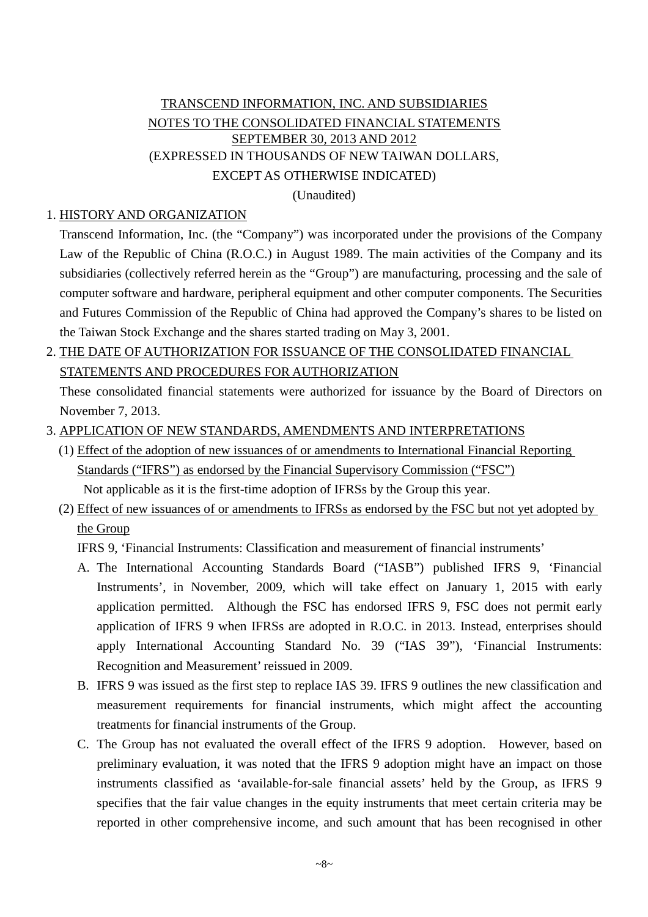# TRANSCEND INFORMATION, INC. AND SUBSIDIARIES
## NOTES TO THE CONSOLIDATED FINANCIAL STATEMENTS
## SEPTEMBER 30, 2013 AND 2012
### (EXPRESSED IN THOUSANDS OF NEW TAIWAN DOLLARS, EXCEPT AS OTHERWISE INDICATED)
### (Unaudited)

1. HISTORY AND ORGANIZATION

   Transcend Information, Inc. (the "Company") was incorporated under the provisions of the Company Law of the Republic of China (R.O.C.) in August 1989. The main activities of the Company and its subsidiaries (collectively referred herein as the "Group") are manufacturing, processing and the sale of computer software and hardware, peripheral equipment and other computer components. The Securities and Futures Commission of the Republic of China had approved the Company's shares to be listed on the Taiwan Stock Exchange and the shares started trading on May 3, 2001.

2. THE DATE OF AUTHORIZATION FOR ISSUANCE OF THE CONSOLIDATED FINANCIAL STATEMENTS AND PROCEDURES FOR AUTHORIZATION

   These consolidated financial statements were authorized for issuance by the Board of Directors on November 7, 2013.

3. APPLICATION OF NEW STANDARDS, AMENDMENTS AND INTERPRETATIONS

   (1) Effect of the adoption of new issuances of or amendments to International Financial Reporting Standards ("IFRS") as endorsed by the Financial Supervisory Commission ("FSC")

   Not applicable as it is the first-time adoption of IFRSs by the Group this year.

   (2) Effect of new issuances of or amendments to IFRSs as endorsed by the FSC but not yet adopted by the Group

   IFRS 9, 'Financial Instruments: Classification and measurement of financial instruments'

   A. The International Accounting Standards Board ("IASB") published IFRS 9, 'Financial Instruments', in November, 2009, which will take effect on January 1, 2015 with early application permitted. Although the FSC has endorsed IFRS 9, FSC does not permit early application of IFRS 9 when IFRSs are adopted in R.O.C. in 2013. Instead, enterprises should apply International Accounting Standard No. 39 ("IAS 39"), 'Financial Instruments: Recognition and Measurement' reissued in 2009.

   B. IFRS 9 was issued as the first step to replace IAS 39. IFRS 9 outlines the new classification and measurement requirements for financial instruments, which might affect the accounting treatments for financial instruments of the Group.

   C. The Group has not evaluated the overall effect of the IFRS 9 adoption. However, based on preliminary evaluation, it was noted that the IFRS 9 adoption might have an impact on those instruments classified as 'available-for-sale financial assets' held by the Group, as IFRS 9 specifies that the fair value changes in the equity instruments that meet certain criteria may be reported in other comprehensive income, and such amount that has been recognised in other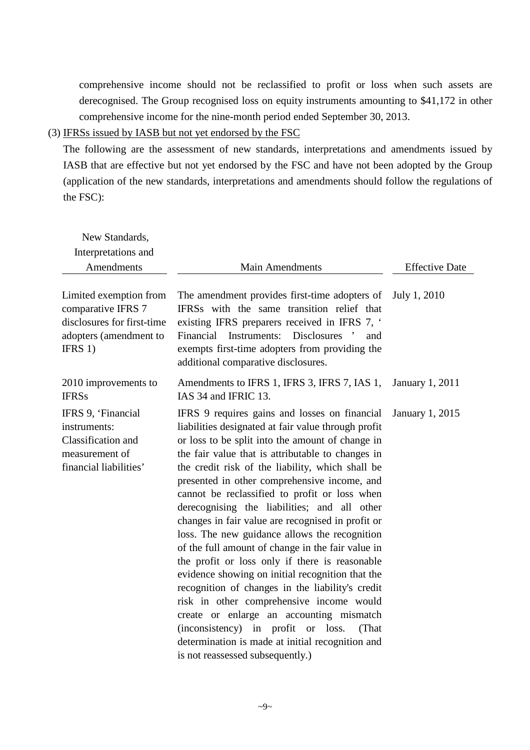comprehensive income should not be reclassified to profit or loss when such assets are derecognised. The Group recognised loss on equity instruments amounting to $41,172 in other comprehensive income for the nine-month period ended September 30, 2013.

(3) IFRSs issued by IASB but not yet endorsed by the FSC

The following are the assessment of new standards, interpretations and amendments issued by IASB that are effective but not yet endorsed by the FSC and have not been adopted by the Group (application of the new standards, interpretations and amendments should follow the regulations of the FSC):

| New Standards, Interpretations and Amendments | Main Amendments | Effective Date |
|---|---|---|
| Limited exemption from comparative IFRS 7 disclosures for first-time adopters (amendment to IFRS 1) | The amendment provides first-time adopters of IFRSs with the same transition relief that existing IFRS preparers received in IFRS 7, ' Financial Instruments: Disclosures ' and exempts first-time adopters from providing the additional comparative disclosures. | July 1, 2010 |
| 2010 improvements to IFRSs | Amendments to IFRS 1, IFRS 3, IFRS 7, IAS 1, IAS 34 and IFRIC 13. | January 1, 2011 |
| IFRS 9, 'Financial instruments: Classification and measurement of financial liabilities' | IFRS 9 requires gains and losses on financial liabilities designated at fair value through profit or loss to be split into the amount of change in the fair value that is attributable to changes in the credit risk of the liability, which shall be presented in other comprehensive income, and cannot be reclassified to profit or loss when derecognising the liabilities; and all other changes in fair value are recognised in profit or loss. The new guidance allows the recognition of the full amount of change in the fair value in the profit or loss only if there is reasonable evidence showing on initial recognition that the recognition of changes in the liability's credit risk in other comprehensive income would create or enlarge an accounting mismatch (inconsistency) in profit or loss. (That determination is made at initial recognition and is not reassessed subsequently.) | January 1, 2015 |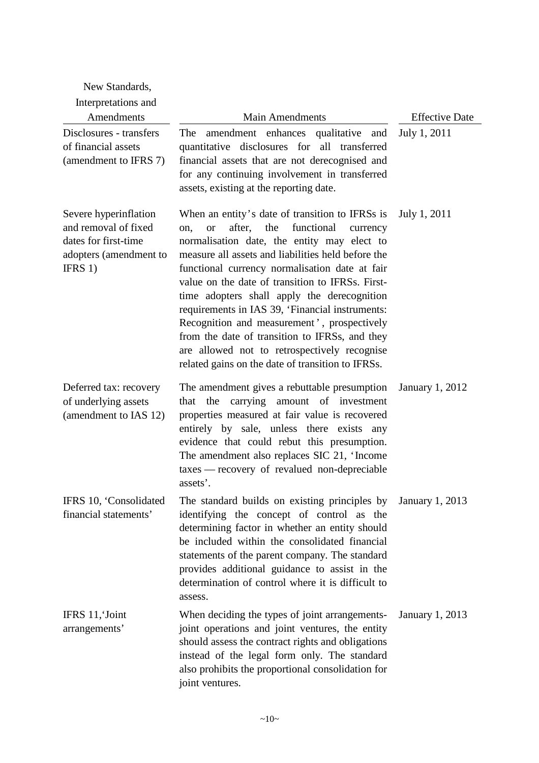| New Standards, Interpretations and Amendments | Main Amendments | Effective Date |
|---|---|---|
| Disclosures - transfers of financial assets (amendment to IFRS 7) | The amendment enhances qualitative and quantitative disclosures for all transferred financial assets that are not derecognised and for any continuing involvement in transferred assets, existing at the reporting date. | July 1, 2011 |
| Severe hyperinflation and removal of fixed dates for first-time adopters (amendment to IFRS 1) | When an entity's date of transition to IFRSs is on, or after, the functional currency normalisation date, the entity may elect to measure all assets and liabilities held before the functional currency normalisation date at fair value on the date of transition to IFRSs. First-time adopters shall apply the derecognition requirements in IAS 39, 'Financial instruments: Recognition and measurement', prospectively from the date of transition to IFRSs, and they are allowed not to retrospectively recognise related gains on the date of transition to IFRSs. | July 1, 2011 |
| Deferred tax: recovery of underlying assets (amendment to IAS 12) | The amendment gives a rebuttable presumption that the carrying amount of investment properties measured at fair value is recovered entirely by sale, unless there exists any evidence that could rebut this presumption. The amendment also replaces SIC 21, 'Income taxes — recovery of revalued non-depreciable assets'. | January 1, 2012 |
| IFRS 10, 'Consolidated financial statements' | The standard builds on existing principles by identifying the concept of control as the determining factor in whether an entity should be included within the consolidated financial statements of the parent company. The standard provides additional guidance to assist in the determination of control where it is difficult to assess. | January 1, 2013 |
| IFRS 11,'Joint arrangements' | When deciding the types of joint arrangements-joint operations and joint ventures, the entity should assess the contract rights and obligations instead of the legal form only. The standard also prohibits the proportional consolidation for joint ventures. | January 1, 2013 |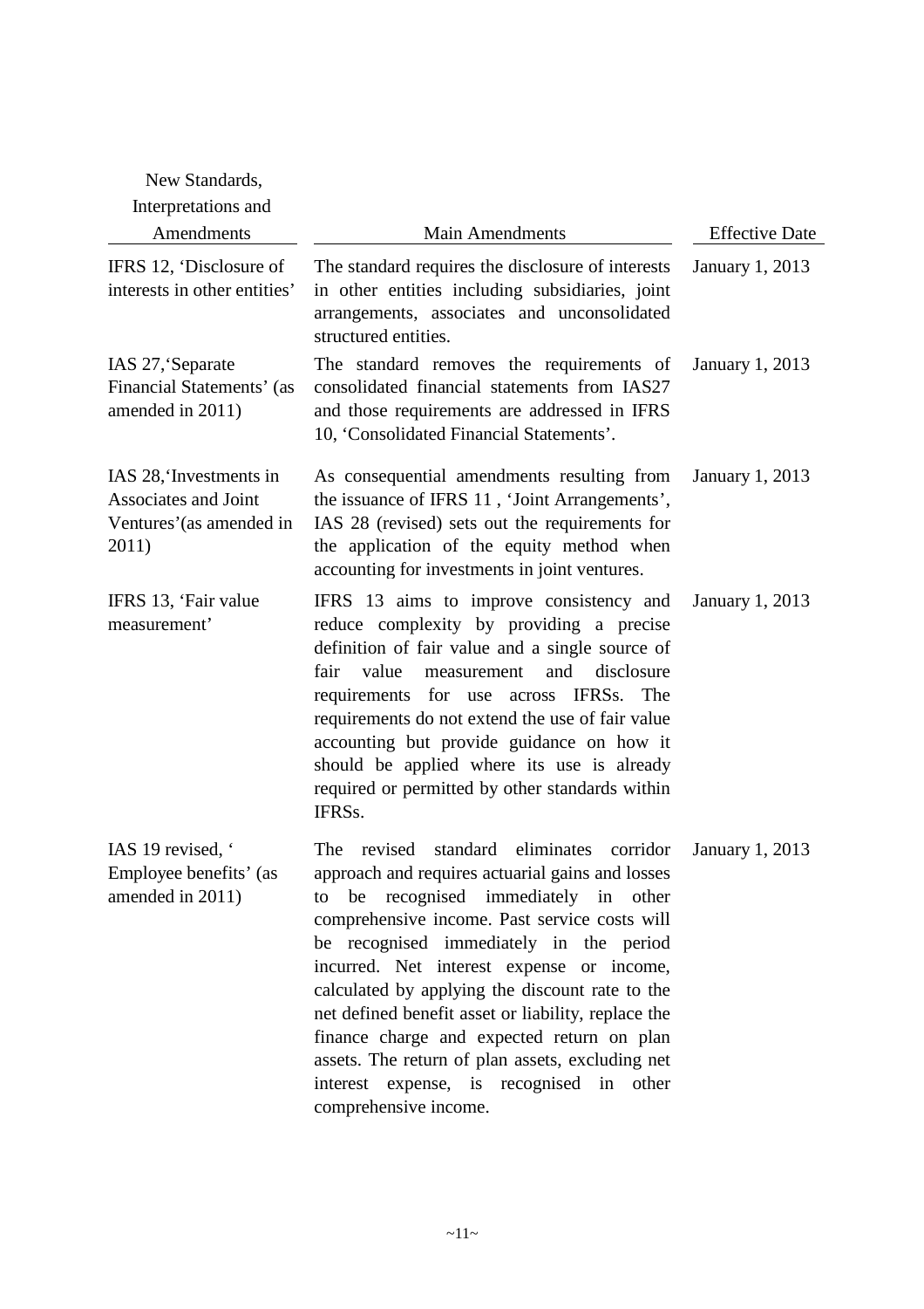| New Standards, Interpretations and Amendments | Main Amendments | Effective Date |
| --- | --- | --- |
| IFRS 12, 'Disclosure of interests in other entities' | The standard requires the disclosure of interests in other entities including subsidiaries, joint arrangements, associates and unconsolidated structured entities. | January 1, 2013 |
| IAS 27,'Separate Financial Statements' (as amended in 2011) | The standard removes the requirements of consolidated financial statements from IAS27 and those requirements are addressed in IFRS 10, 'Consolidated Financial Statements'. | January 1, 2013 |
| IAS 28,'Investments in Associates and Joint Ventures'(as amended in 2011) | As consequential amendments resulting from the issuance of IFRS 11 , 'Joint Arrangements', IAS 28 (revised) sets out the requirements for the application of the equity method when accounting for investments in joint ventures. | January 1, 2013 |
| IFRS 13, 'Fair value measurement' | IFRS 13 aims to improve consistency and reduce complexity by providing a precise definition of fair value and a single source of fair value measurement and disclosure requirements for use across IFRSs. The requirements do not extend the use of fair value accounting but provide guidance on how it should be applied where its use is already required or permitted by other standards within IFRSs. | January 1, 2013 |
| IAS 19 revised, ' Employee benefits' (as amended in 2011) | The revised standard eliminates corridor approach and requires actuarial gains and losses to be recognised immediately in other comprehensive income. Past service costs will be recognised immediately in the period incurred. Net interest expense or income, calculated by applying the discount rate to the net defined benefit asset or liability, replace the finance charge and expected return on plan assets. The return of plan assets, excluding net interest expense, is recognised in other comprehensive income. | January 1, 2013 |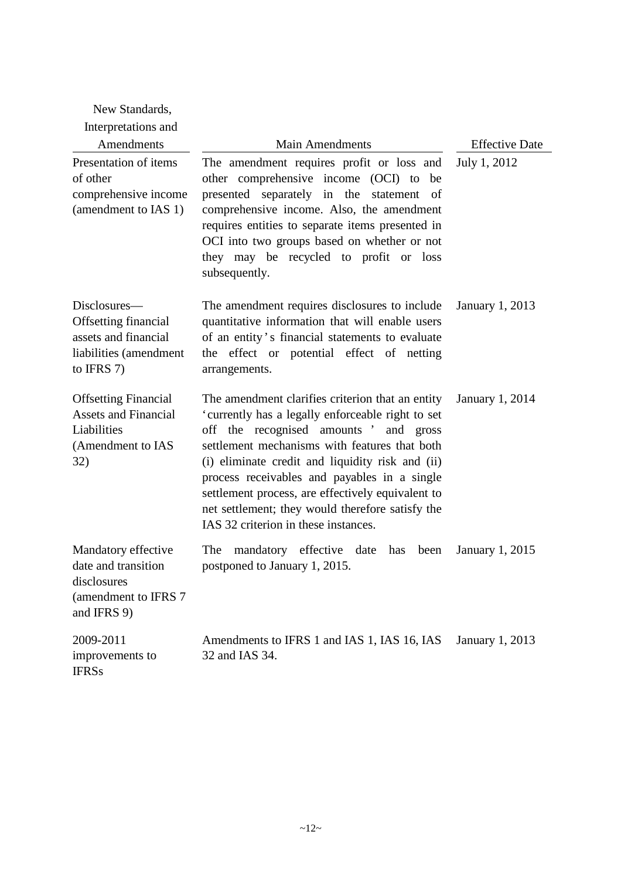| New Standards, Interpretations and Amendments | Main Amendments | Effective Date |
|---|---|---|
| Presentation of items of other comprehensive income (amendment to IAS 1) | The amendment requires profit or loss and other comprehensive income (OCI) to be presented separately in the statement of comprehensive income. Also, the amendment requires entities to separate items presented in OCI into two groups based on whether or not they may be recycled to profit or loss subsequently. | July 1, 2012 |
| Disclosures—Offsetting financial assets and financial liabilities (amendment to IFRS 7) | The amendment requires disclosures to include quantitative information that will enable users of an entity's financial statements to evaluate the effect or potential effect of netting arrangements. | January 1, 2013 |
| Offsetting Financial Assets and Financial Liabilities (Amendment to IAS 32) | The amendment clarifies criterion that an entity 'currently has a legally enforceable right to set off the recognised amounts' and gross settlement mechanisms with features that both (i) eliminate credit and liquidity risk and (ii) process receivables and payables in a single settlement process, are effectively equivalent to net settlement; they would therefore satisfy the IAS 32 criterion in these instances. | January 1, 2014 |
| Mandatory effective date and transition disclosures (amendment to IFRS 7 and IFRS 9) | The mandatory effective date has been postponed to January 1, 2015. | January 1, 2015 |
| 2009-2011 improvements to IFRSs | Amendments to IFRS 1 and IAS 1, IAS 16, IAS 32 and IAS 34. | January 1, 2013 |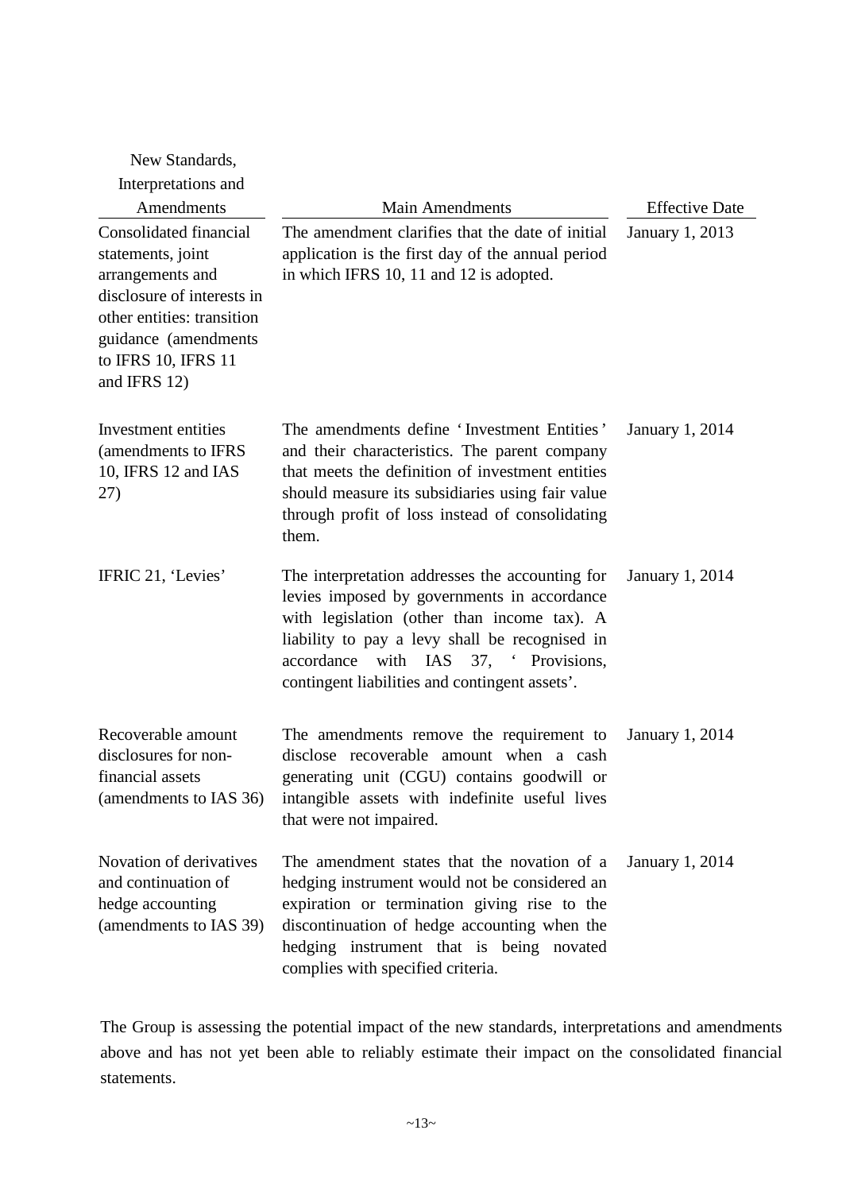| New Standards, Interpretations and Amendments | Main Amendments | Effective Date |
|---|---|---|
| Consolidated financial statements, joint arrangements and disclosure of interests in other entities: transition guidance (amendments to IFRS 10, IFRS 11 and IFRS 12) | The amendment clarifies that the date of initial application is the first day of the annual period in which IFRS 10, 11 and 12 is adopted. | January 1, 2013 |
| Investment entities (amendments to IFRS 10, IFRS 12 and IAS 27) | The amendments define 'Investment Entities' and their characteristics. The parent company that meets the definition of investment entities should measure its subsidiaries using fair value through profit of loss instead of consolidating them. | January 1, 2014 |
| IFRIC 21, 'Levies' | The interpretation addresses the accounting for levies imposed by governments in accordance with legislation (other than income tax). A liability to pay a levy shall be recognised in accordance with IAS 37, ' Provisions, contingent liabilities and contingent assets'. | January 1, 2014 |
| Recoverable amount disclosures for non-financial assets (amendments to IAS 36) | The amendments remove the requirement to disclose recoverable amount when a cash generating unit (CGU) contains goodwill or intangible assets with indefinite useful lives that were not impaired. | January 1, 2014 |
| Novation of derivatives and continuation of hedge accounting (amendments to IAS 39) | The amendment states that the novation of a hedging instrument would not be considered an expiration or termination giving rise to the discontinuation of hedge accounting when the hedging instrument that is being novated complies with specified criteria. | January 1, 2014 |

The Group is assessing the potential impact of the new standards, interpretations and amendments above and has not yet been able to reliably estimate their impact on the consolidated financial statements.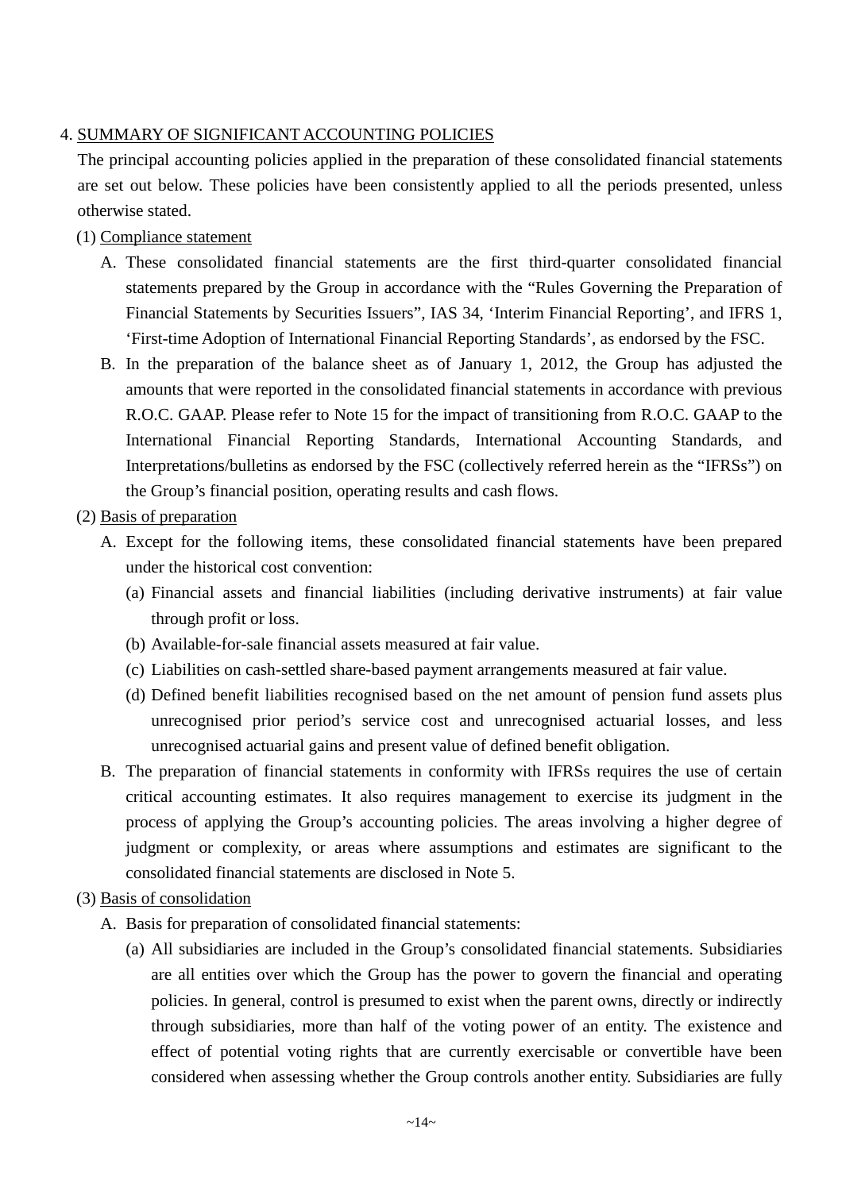## 4. SUMMARY OF SIGNIFICANT ACCOUNTING POLICIES

The principal accounting policies applied in the preparation of these consolidated financial statements are set out below. These policies have been consistently applied to all the periods presented, unless otherwise stated.

### (1) Compliance statement

A. These consolidated financial statements are the first third-quarter consolidated financial statements prepared by the Group in accordance with the “Rules Governing the Preparation of Financial Statements by Securities Issuers”, IAS 34, ‘Interim Financial Reporting’, and IFRS 1, ‘First-time Adoption of International Financial Reporting Standards’, as endorsed by the FSC.

B. In the preparation of the balance sheet as of January 1, 2012, the Group has adjusted the amounts that were reported in the consolidated financial statements in accordance with previous R.O.C. GAAP. Please refer to Note 15 for the impact of transitioning from R.O.C. GAAP to the International Financial Reporting Standards, International Accounting Standards, and Interpretations/bulletins as endorsed by the FSC (collectively referred herein as the “IFRSs”) on the Group’s financial position, operating results and cash flows.

### (2) Basis of preparation

A. Except for the following items, these consolidated financial statements have been prepared under the historical cost convention:

(a) Financial assets and financial liabilities (including derivative instruments) at fair value through profit or loss.

(b) Available-for-sale financial assets measured at fair value.

(c) Liabilities on cash-settled share-based payment arrangements measured at fair value.

(d) Defined benefit liabilities recognised based on the net amount of pension fund assets plus unrecognised prior period’s service cost and unrecognised actuarial losses, and less unrecognised actuarial gains and present value of defined benefit obligation.

B. The preparation of financial statements in conformity with IFRSs requires the use of certain critical accounting estimates. It also requires management to exercise its judgment in the process of applying the Group’s accounting policies. The areas involving a higher degree of judgment or complexity, or areas where assumptions and estimates are significant to the consolidated financial statements are disclosed in Note 5.

### (3) Basis of consolidation

A. Basis for preparation of consolidated financial statements:

(a) All subsidiaries are included in the Group’s consolidated financial statements. Subsidiaries are all entities over which the Group has the power to govern the financial and operating policies. In general, control is presumed to exist when the parent owns, directly or indirectly through subsidiaries, more than half of the voting power of an entity. The existence and effect of potential voting rights that are currently exercisable or convertible have been considered when assessing whether the Group controls another entity. Subsidiaries are fully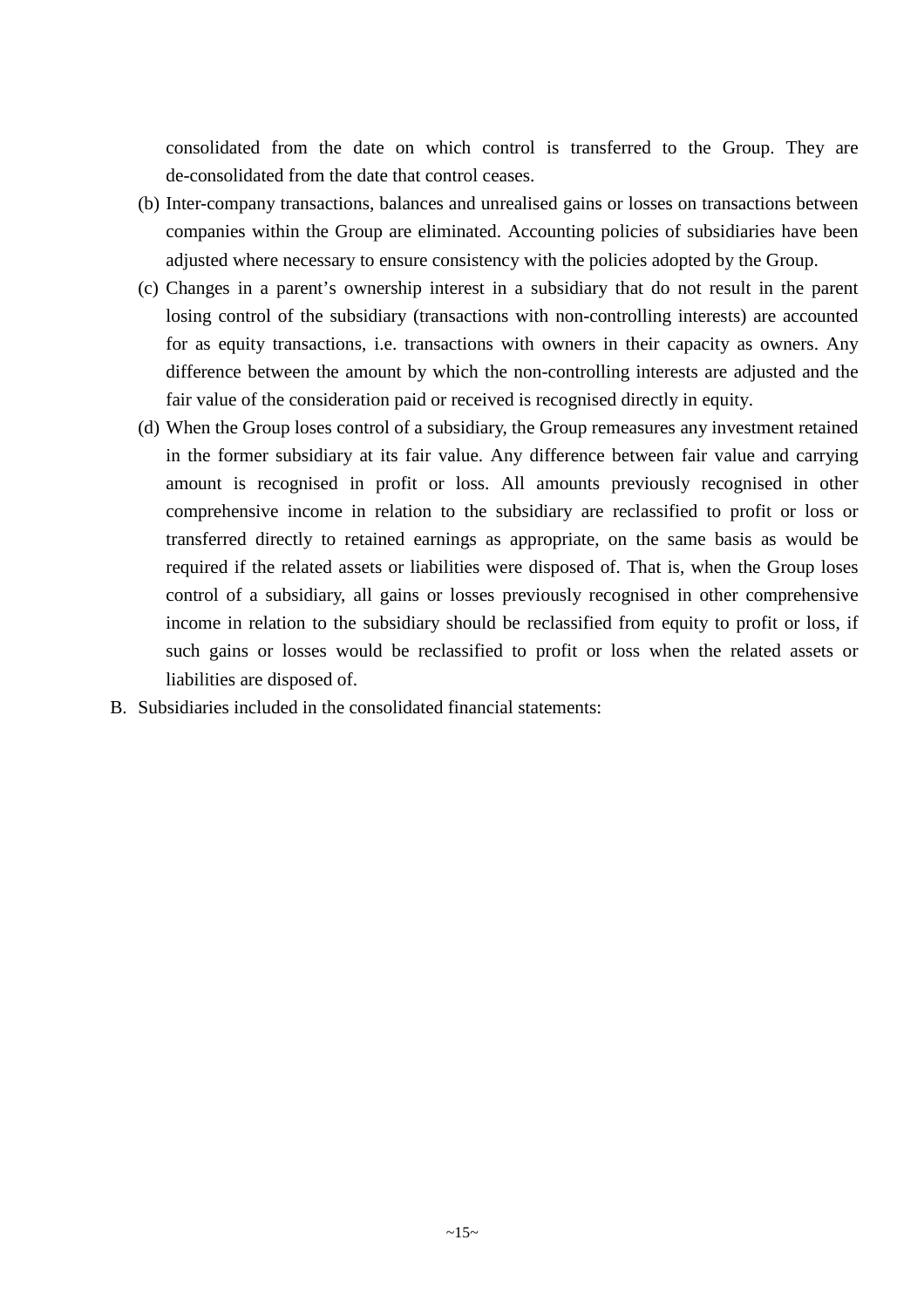consolidated from the date on which control is transferred to the Group. They are de-consolidated from the date that control ceases.

(b) Inter-company transactions, balances and unrealised gains or losses on transactions between companies within the Group are eliminated. Accounting policies of subsidiaries have been adjusted where necessary to ensure consistency with the policies adopted by the Group.

(c) Changes in a parent’s ownership interest in a subsidiary that do not result in the parent losing control of the subsidiary (transactions with non-controlling interests) are accounted for as equity transactions, i.e. transactions with owners in their capacity as owners. Any difference between the amount by which the non-controlling interests are adjusted and the fair value of the consideration paid or received is recognised directly in equity.

(d) When the Group loses control of a subsidiary, the Group remeasures any investment retained in the former subsidiary at its fair value. Any difference between fair value and carrying amount is recognised in profit or loss. All amounts previously recognised in other comprehensive income in relation to the subsidiary are reclassified to profit or loss or transferred directly to retained earnings as appropriate, on the same basis as would be required if the related assets or liabilities were disposed of. That is, when the Group loses control of a subsidiary, all gains or losses previously recognised in other comprehensive income in relation to the subsidiary should be reclassified from equity to profit or loss, if such gains or losses would be reclassified to profit or loss when the related assets or liabilities are disposed of.

B. Subsidiaries included in the consolidated financial statements: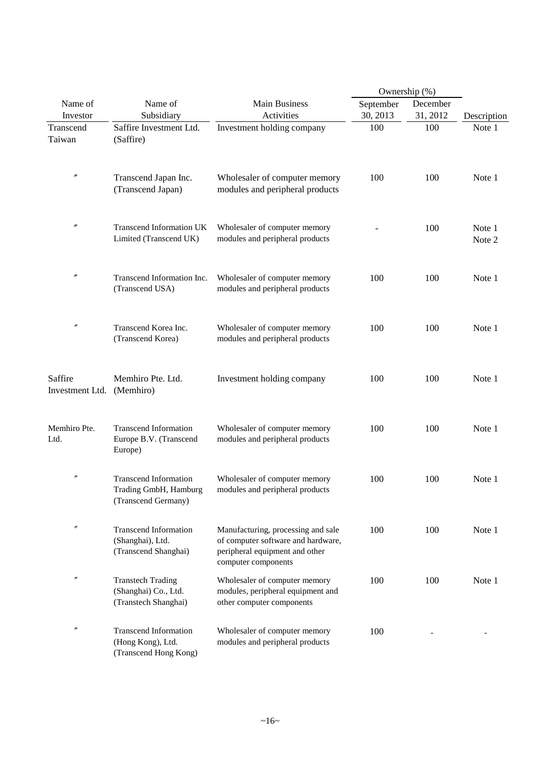| Name of Investor | Name of Subsidiary | Main Business Activities | Ownership (%) | | Description |
|---|---|---|---|---|---|
| | | | September 30, 2013 | December 31, 2012 | |
| Transcend Taiwan | Saffire Investment Ltd. (Saffire) | Investment holding company | 100 | 100 | Note 1 |
| 〃 | Transcend Japan Inc. (Transcend Japan) | Wholesaler of computer memory modules and peripheral products | 100 | 100 | Note 1 |
| 〃 | Transcend Information UK Limited (Transcend UK) | Wholesaler of computer memory modules and peripheral products | - | 100 | Note 1 Note 2 |
| 〃 | Transcend Information Inc. (Transcend USA) | Wholesaler of computer memory modules and peripheral products | 100 | 100 | Note 1 |
| 〃 | Transcend Korea Inc. (Transcend Korea) | Wholesaler of computer memory modules and peripheral products | 100 | 100 | Note 1 |
| Saffire Investment Ltd. | Memhiro Pte. Ltd. (Memhiro) | Investment holding company | 100 | 100 | Note 1 |
| Memhiro Pte. Ltd. | Transcend Information Europe B.V. (Transcend Europe) | Wholesaler of computer memory modules and peripheral products | 100 | 100 | Note 1 |
| 〃 | Transcend Information Trading GmbH, Hamburg (Transcend Germany) | Wholesaler of computer memory modules and peripheral products | 100 | 100 | Note 1 |
| 〃 | Transcend Information (Shanghai), Ltd. (Transcend Shanghai) | Manufacturing, processing and sale of computer software and hardware, peripheral equipment and other computer components | 100 | 100 | Note 1 |
| 〃 | Transtech Trading (Shanghai) Co., Ltd. (Transtech Shanghai) | Wholesaler of computer memory modules, peripheral equipment and other computer components | 100 | 100 | Note 1 |
| 〃 | Transcend Information (Hong Kong), Ltd. (Transcend Hong Kong) | Wholesaler of computer memory modules and peripheral products | 100 | - | - |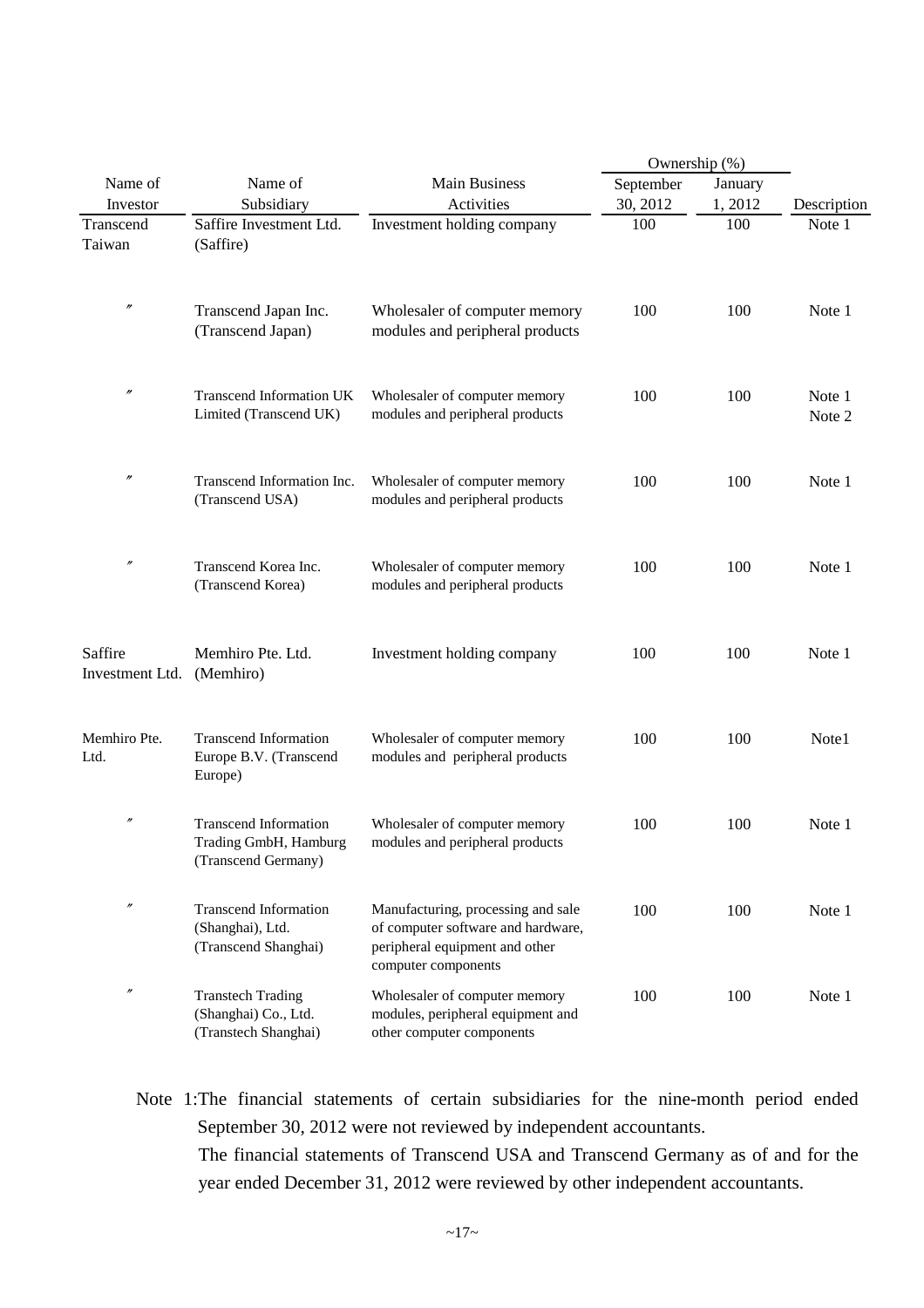| Name of Investor | Name of Subsidiary | Main Business Activities | Ownership (%) | | Description |
|---|---|---|---|---|---|
| | | | September 30, 2012 | January 1, 2012 | |
| Transcend Taiwan | Saffire Investment Ltd. (Saffire) | Investment holding company | 100 | 100 | Note 1 |
| 〃 | Transcend Japan Inc. (Transcend Japan) | Wholesaler of computer memory modules and peripheral products | 100 | 100 | Note 1 |
| 〃 | Transcend Information UK Limited (Transcend UK) | Wholesaler of computer memory modules and peripheral products | 100 | 100 | Note 1 Note 2 |
| 〃 | Transcend Information Inc. (Transcend USA) | Wholesaler of computer memory modules and peripheral products | 100 | 100 | Note 1 |
| 〃 | Transcend Korea Inc. (Transcend Korea) | Wholesaler of computer memory modules and peripheral products | 100 | 100 | Note 1 |
| Saffire Investment Ltd. | Memhiro Pte. Ltd. (Memhiro) | Investment holding company | 100 | 100 | Note 1 |
| Memhiro Pte. Ltd. | Transcend Information Europe B.V. (Transcend Europe) | Wholesaler of computer memory modules and peripheral products | 100 | 100 | Note1 |
| 〃 | Transcend Information Trading GmbH, Hamburg (Transcend Germany) | Wholesaler of computer memory modules and peripheral products | 100 | 100 | Note 1 |
| 〃 | Transcend Information (Shanghai), Ltd. (Transcend Shanghai) | Manufacturing, processing and sale of computer software and hardware, peripheral equipment and other computer components | 100 | 100 | Note 1 |
| 〃 | Transtech Trading (Shanghai) Co., Ltd. (Transtech Shanghai) | Wholesaler of computer memory modules, peripheral equipment and other computer components | 100 | 100 | Note 1 |

Note 1: The financial statements of certain subsidiaries for the nine-month period ended September 30, 2012 were not reviewed by independent accountants.

The financial statements of Transcend USA and Transcend Germany as of and for the year ended December 31, 2012 were reviewed by other independent accountants.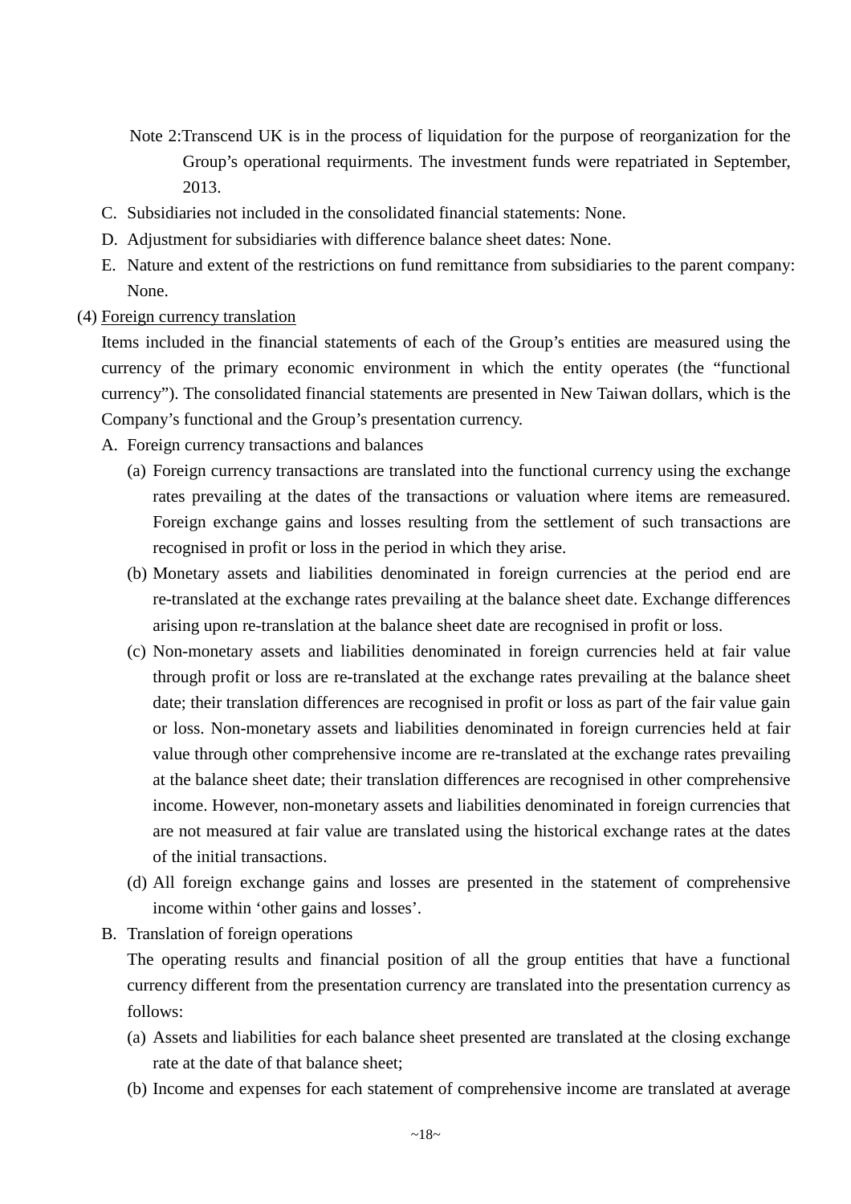Note 2: Transcend UK is in the process of liquidation for the purpose of reorganization for the Group's operational requirments. The investment funds were repatriated in September, 2013.

C. Subsidiaries not included in the consolidated financial statements: None.

D. Adjustment for subsidiaries with difference balance sheet dates: None.

E. Nature and extent of the restrictions on fund remittance from subsidiaries to the parent company: None.

(4) Foreign currency translation

Items included in the financial statements of each of the Group's entities are measured using the currency of the primary economic environment in which the entity operates (the "functional currency"). The consolidated financial statements are presented in New Taiwan dollars, which is the Company's functional and the Group's presentation currency.

A. Foreign currency transactions and balances

(a) Foreign currency transactions are translated into the functional currency using the exchange rates prevailing at the dates of the transactions or valuation where items are remeasured. Foreign exchange gains and losses resulting from the settlement of such transactions are recognised in profit or loss in the period in which they arise.

(b) Monetary assets and liabilities denominated in foreign currencies at the period end are re-translated at the exchange rates prevailing at the balance sheet date. Exchange differences arising upon re-translation at the balance sheet date are recognised in profit or loss.

(c) Non-monetary assets and liabilities denominated in foreign currencies held at fair value through profit or loss are re-translated at the exchange rates prevailing at the balance sheet date; their translation differences are recognised in profit or loss as part of the fair value gain or loss. Non-monetary assets and liabilities denominated in foreign currencies held at fair value through other comprehensive income are re-translated at the exchange rates prevailing at the balance sheet date; their translation differences are recognised in other comprehensive income. However, non-monetary assets and liabilities denominated in foreign currencies that are not measured at fair value are translated using the historical exchange rates at the dates of the initial transactions.

(d) All foreign exchange gains and losses are presented in the statement of comprehensive income within 'other gains and losses'.

B. Translation of foreign operations

The operating results and financial position of all the group entities that have a functional currency different from the presentation currency are translated into the presentation currency as follows:

(a) Assets and liabilities for each balance sheet presented are translated at the closing exchange rate at the date of that balance sheet;

(b) Income and expenses for each statement of comprehensive income are translated at average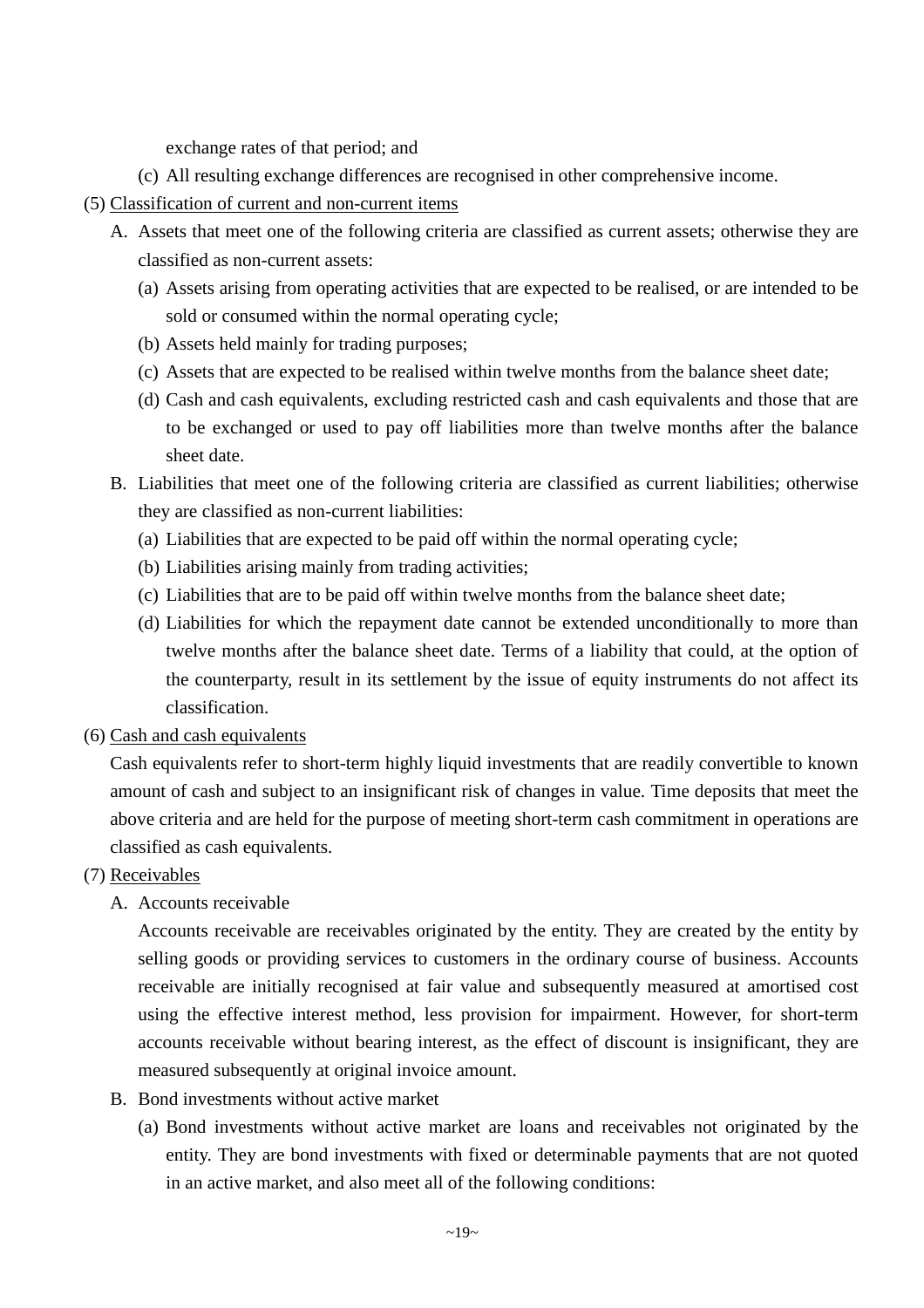exchange rates of that period; and

(c) All resulting exchange differences are recognised in other comprehensive income.

(5) Classification of current and non-current items

A. Assets that meet one of the following criteria are classified as current assets; otherwise they are classified as non-current assets:

(a) Assets arising from operating activities that are expected to be realised, or are intended to be sold or consumed within the normal operating cycle;

(b) Assets held mainly for trading purposes;

(c) Assets that are expected to be realised within twelve months from the balance sheet date;

(d) Cash and cash equivalents, excluding restricted cash and cash equivalents and those that are to be exchanged or used to pay off liabilities more than twelve months after the balance sheet date.

B. Liabilities that meet one of the following criteria are classified as current liabilities; otherwise they are classified as non-current liabilities:

(a) Liabilities that are expected to be paid off within the normal operating cycle;

(b) Liabilities arising mainly from trading activities;

(c) Liabilities that are to be paid off within twelve months from the balance sheet date;

(d) Liabilities for which the repayment date cannot be extended unconditionally to more than twelve months after the balance sheet date. Terms of a liability that could, at the option of the counterparty, result in its settlement by the issue of equity instruments do not affect its classification.

(6) Cash and cash equivalents

Cash equivalents refer to short-term highly liquid investments that are readily convertible to known amount of cash and subject to an insignificant risk of changes in value. Time deposits that meet the above criteria and are held for the purpose of meeting short-term cash commitment in operations are classified as cash equivalents.

(7) Receivables

A. Accounts receivable

Accounts receivable are receivables originated by the entity. They are created by the entity by selling goods or providing services to customers in the ordinary course of business. Accounts receivable are initially recognised at fair value and subsequently measured at amortised cost using the effective interest method, less provision for impairment. However, for short-term accounts receivable without bearing interest, as the effect of discount is insignificant, they are measured subsequently at original invoice amount.

B. Bond investments without active market

(a) Bond investments without active market are loans and receivables not originated by the entity. They are bond investments with fixed or determinable payments that are not quoted in an active market, and also meet all of the following conditions: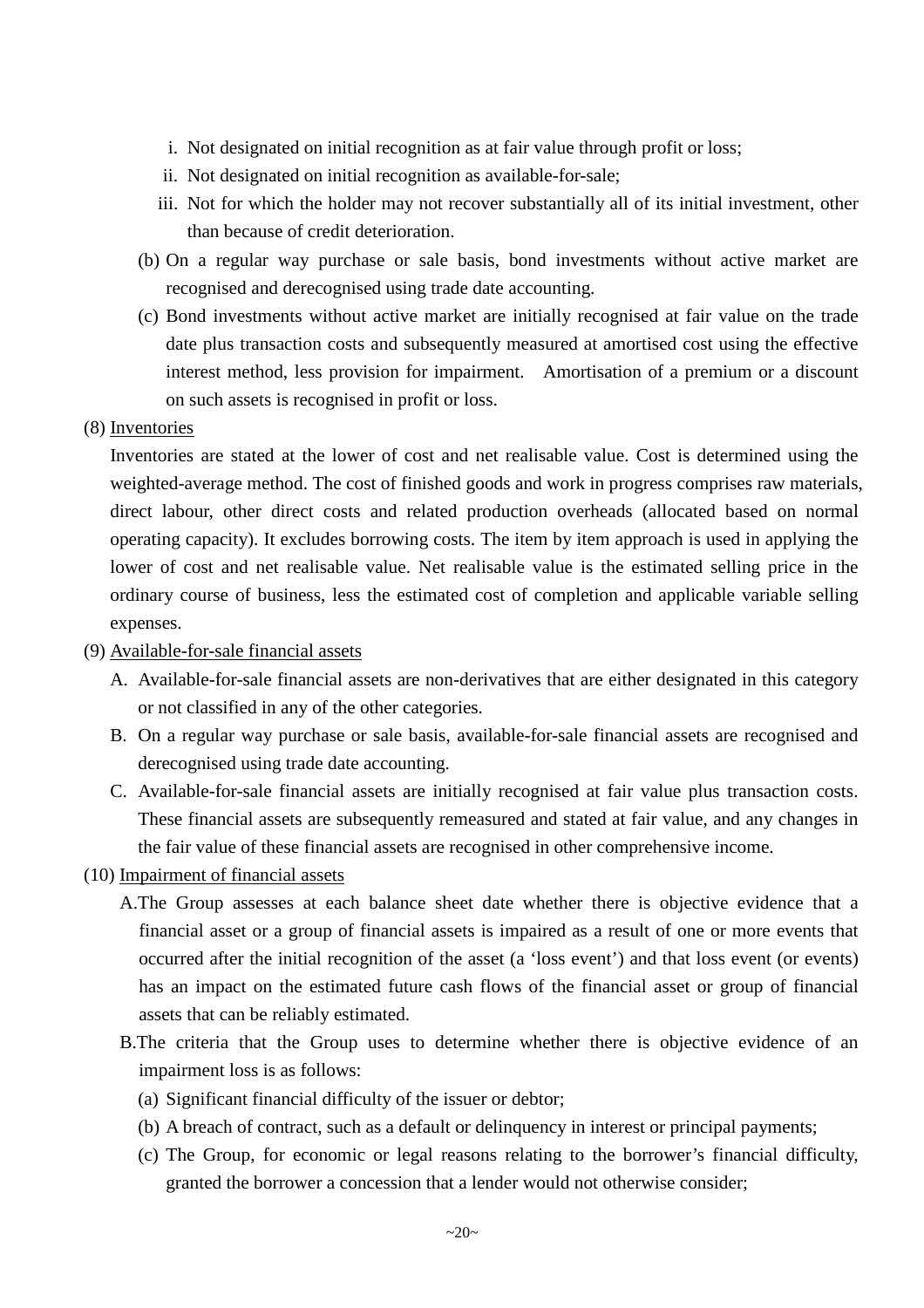i. Not designated on initial recognition as at fair value through profit or loss;

ii. Not designated on initial recognition as available-for-sale;

iii. Not for which the holder may not recover substantially all of its initial investment, other than because of credit deterioration.

(b) On a regular way purchase or sale basis, bond investments without active market are recognised and derecognised using trade date accounting.

(c) Bond investments without active market are initially recognised at fair value on the trade date plus transaction costs and subsequently measured at amortised cost using the effective interest method, less provision for impairment. Amortisation of a premium or a discount on such assets is recognised in profit or loss.

(8) Inventories

Inventories are stated at the lower of cost and net realisable value. Cost is determined using the weighted-average method. The cost of finished goods and work in progress comprises raw materials, direct labour, other direct costs and related production overheads (allocated based on normal operating capacity). It excludes borrowing costs. The item by item approach is used in applying the lower of cost and net realisable value. Net realisable value is the estimated selling price in the ordinary course of business, less the estimated cost of completion and applicable variable selling expenses.

(9) Available-for-sale financial assets

A. Available-for-sale financial assets are non-derivatives that are either designated in this category or not classified in any of the other categories.

B. On a regular way purchase or sale basis, available-for-sale financial assets are recognised and derecognised using trade date accounting.

C. Available-for-sale financial assets are initially recognised at fair value plus transaction costs. These financial assets are subsequently remeasured and stated at fair value, and any changes in the fair value of these financial assets are recognised in other comprehensive income.

(10) Impairment of financial assets

A. The Group assesses at each balance sheet date whether there is objective evidence that a financial asset or a group of financial assets is impaired as a result of one or more events that occurred after the initial recognition of the asset (a 'loss event') and that loss event (or events) has an impact on the estimated future cash flows of the financial asset or group of financial assets that can be reliably estimated.

B. The criteria that the Group uses to determine whether there is objective evidence of an impairment loss is as follows:

(a) Significant financial difficulty of the issuer or debtor;

(b) A breach of contract, such as a default or delinquency in interest or principal payments;

(c) The Group, for economic or legal reasons relating to the borrower's financial difficulty, granted the borrower a concession that a lender would not otherwise consider;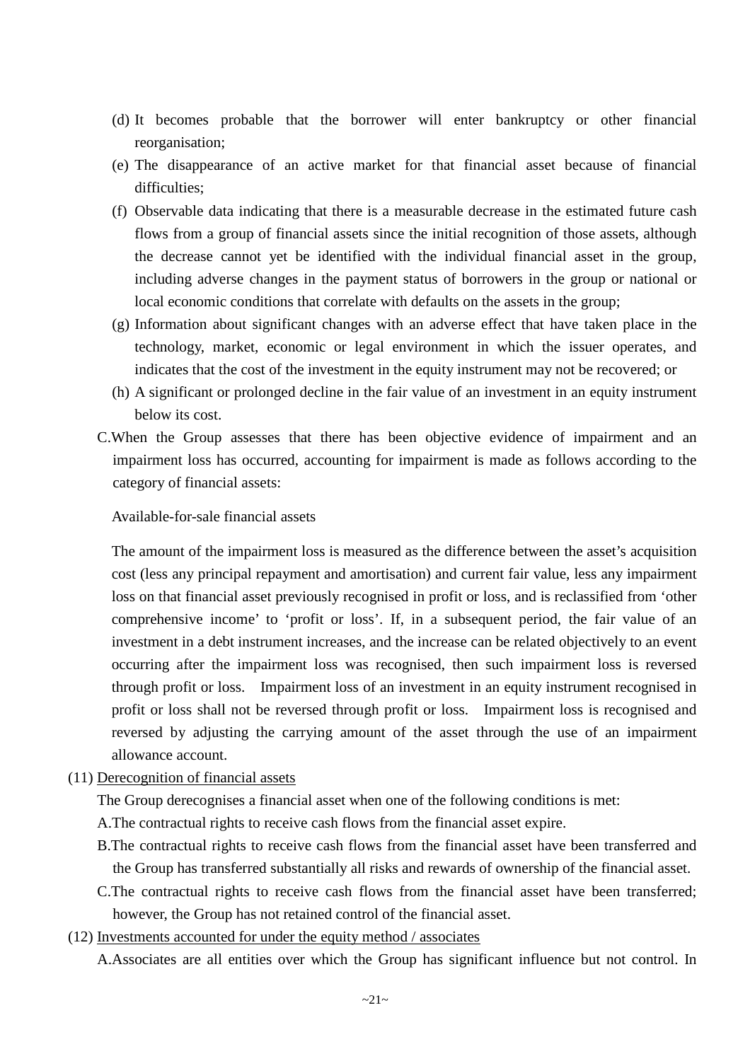(d) It becomes probable that the borrower will enter bankruptcy or other financial reorganisation;

(e) The disappearance of an active market for that financial asset because of financial difficulties;

(f) Observable data indicating that there is a measurable decrease in the estimated future cash flows from a group of financial assets since the initial recognition of those assets, although the decrease cannot yet be identified with the individual financial asset in the group, including adverse changes in the payment status of borrowers in the group or national or local economic conditions that correlate with defaults on the assets in the group;

(g) Information about significant changes with an adverse effect that have taken place in the technology, market, economic or legal environment in which the issuer operates, and indicates that the cost of the investment in the equity instrument may not be recovered; or

(h) A significant or prolonged decline in the fair value of an investment in an equity instrument below its cost.

C.When the Group assesses that there has been objective evidence of impairment and an impairment loss has occurred, accounting for impairment is made as follows according to the category of financial assets:

Available-for-sale financial assets

The amount of the impairment loss is measured as the difference between the asset's acquisition cost (less any principal repayment and amortisation) and current fair value, less any impairment loss on that financial asset previously recognised in profit or loss, and is reclassified from 'other comprehensive income' to 'profit or loss'. If, in a subsequent period, the fair value of an investment in a debt instrument increases, and the increase can be related objectively to an event occurring after the impairment loss was recognised, then such impairment loss is reversed through profit or loss. Impairment loss of an investment in an equity instrument recognised in profit or loss shall not be reversed through profit or loss. Impairment loss is recognised and reversed by adjusting the carrying amount of the asset through the use of an impairment allowance account.

(11) <u>Derecognition of financial assets</u>

The Group derecognises a financial asset when one of the following conditions is met:

A.The contractual rights to receive cash flows from the financial asset expire.

B.The contractual rights to receive cash flows from the financial asset have been transferred and the Group has transferred substantially all risks and rewards of ownership of the financial asset.

C.The contractual rights to receive cash flows from the financial asset have been transferred; however, the Group has not retained control of the financial asset.

(12) <u>Investments accounted for under the equity method / associates</u>

A.Associates are all entities over which the Group has significant influence but not control. In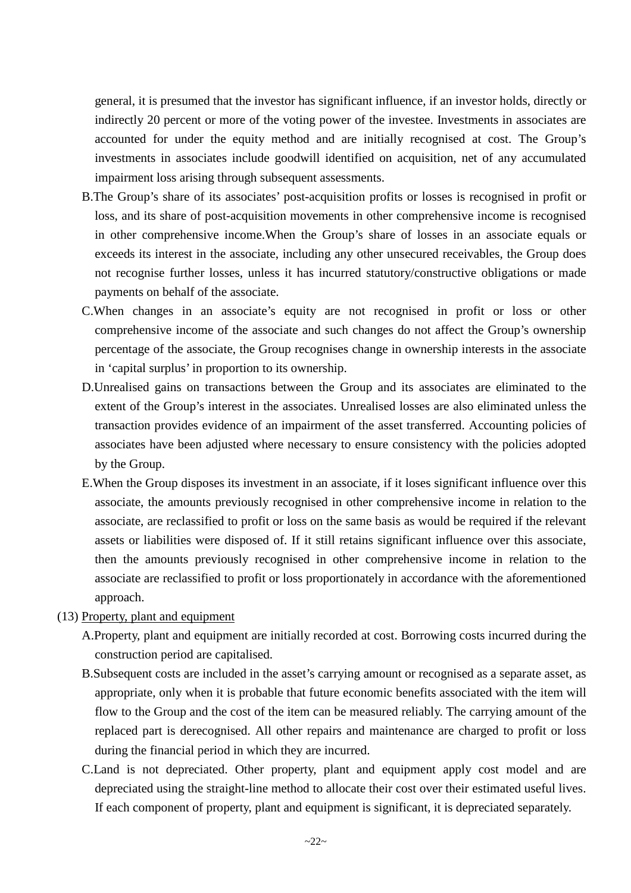general, it is presumed that the investor has significant influence, if an investor holds, directly or indirectly 20 percent or more of the voting power of the investee. Investments in associates are accounted for under the equity method and are initially recognised at cost. The Group's investments in associates include goodwill identified on acquisition, net of any accumulated impairment loss arising through subsequent assessments.

B.The Group's share of its associates' post-acquisition profits or losses is recognised in profit or loss, and its share of post-acquisition movements in other comprehensive income is recognised in other comprehensive income.When the Group's share of losses in an associate equals or exceeds its interest in the associate, including any other unsecured receivables, the Group does not recognise further losses, unless it has incurred statutory/constructive obligations or made payments on behalf of the associate.

C.When changes in an associate's equity are not recognised in profit or loss or other comprehensive income of the associate and such changes do not affect the Group's ownership percentage of the associate, the Group recognises change in ownership interests in the associate in 'capital surplus' in proportion to its ownership.

D.Unrealised gains on transactions between the Group and its associates are eliminated to the extent of the Group's interest in the associates. Unrealised losses are also eliminated unless the transaction provides evidence of an impairment of the asset transferred. Accounting policies of associates have been adjusted where necessary to ensure consistency with the policies adopted by the Group.

E.When the Group disposes its investment in an associate, if it loses significant influence over this associate, the amounts previously recognised in other comprehensive income in relation to the associate, are reclassified to profit or loss on the same basis as would be required if the relevant assets or liabilities were disposed of. If it still retains significant influence over this associate, then the amounts previously recognised in other comprehensive income in relation to the associate are reclassified to profit or loss proportionately in accordance with the aforementioned approach.

(13) Property, plant and equipment

A.Property, plant and equipment are initially recorded at cost. Borrowing costs incurred during the construction period are capitalised.

B.Subsequent costs are included in the asset's carrying amount or recognised as a separate asset, as appropriate, only when it is probable that future economic benefits associated with the item will flow to the Group and the cost of the item can be measured reliably. The carrying amount of the replaced part is derecognised. All other repairs and maintenance are charged to profit or loss during the financial period in which they are incurred.

C.Land is not depreciated. Other property, plant and equipment apply cost model and are depreciated using the straight-line method to allocate their cost over their estimated useful lives. If each component of property, plant and equipment is significant, it is depreciated separately.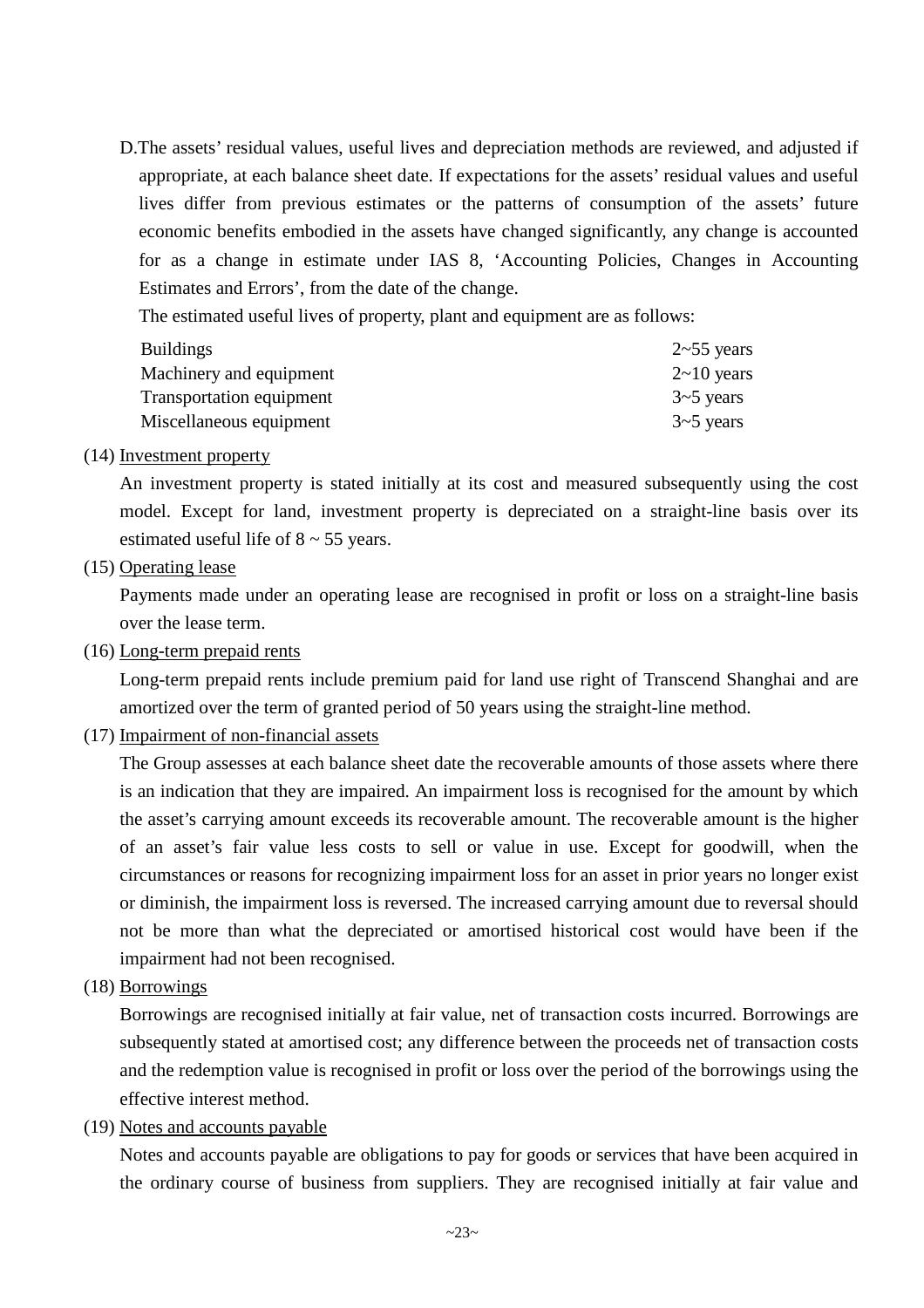D.The assets' residual values, useful lives and depreciation methods are reviewed, and adjusted if appropriate, at each balance sheet date. If expectations for the assets' residual values and useful lives differ from previous estimates or the patterns of consumption of the assets' future economic benefits embodied in the assets have changed significantly, any change is accounted for as a change in estimate under IAS 8, 'Accounting Policies, Changes in Accounting Estimates and Errors', from the date of the change.

The estimated useful lives of property, plant and equipment are as follows:

| | |
|---|---|
| Buildings | 2~55 years |
| Machinery and equipment | 2~10 years |
| Transportation equipment | 3~5 years |
| Miscellaneous equipment | 3~5 years |

(14) Investment property

An investment property is stated initially at its cost and measured subsequently using the cost model. Except for land, investment property is depreciated on a straight-line basis over its estimated useful life of 8 ~ 55 years.

(15) Operating lease

Payments made under an operating lease are recognised in profit or loss on a straight-line basis over the lease term.

(16) Long-term prepaid rents

Long-term prepaid rents include premium paid for land use right of Transcend Shanghai and are amortized over the term of granted period of 50 years using the straight-line method.

(17) Impairment of non-financial assets

The Group assesses at each balance sheet date the recoverable amounts of those assets where there is an indication that they are impaired. An impairment loss is recognised for the amount by which the asset's carrying amount exceeds its recoverable amount. The recoverable amount is the higher of an asset's fair value less costs to sell or value in use. Except for goodwill, when the circumstances or reasons for recognizing impairment loss for an asset in prior years no longer exist or diminish, the impairment loss is reversed. The increased carrying amount due to reversal should not be more than what the depreciated or amortised historical cost would have been if the impairment had not been recognised.

(18) Borrowings

Borrowings are recognised initially at fair value, net of transaction costs incurred. Borrowings are subsequently stated at amortised cost; any difference between the proceeds net of transaction costs and the redemption value is recognised in profit or loss over the period of the borrowings using the effective interest method.

(19) Notes and accounts payable

Notes and accounts payable are obligations to pay for goods or services that have been acquired in the ordinary course of business from suppliers. They are recognised initially at fair value and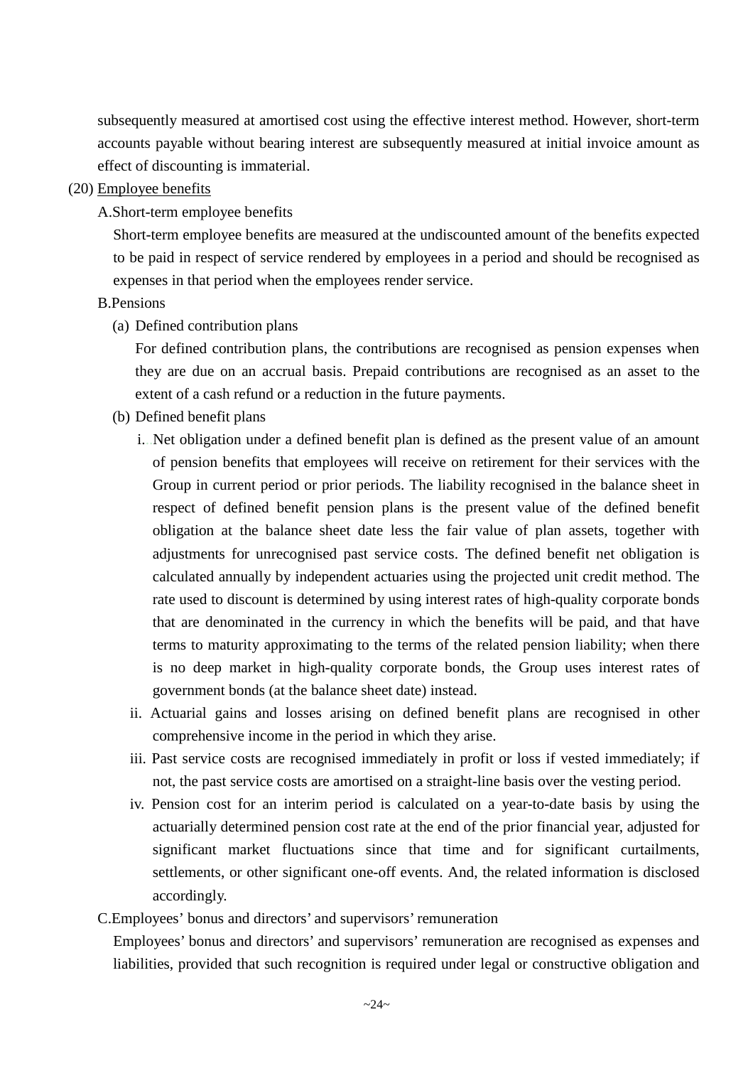subsequently measured at amortised cost using the effective interest method. However, short-term accounts payable without bearing interest are subsequently measured at initial invoice amount as effect of discounting is immaterial.

(20) Employee benefits

A. Short-term employee benefits

Short-term employee benefits are measured at the undiscounted amount of the benefits expected to be paid in respect of service rendered by employees in a period and should be recognised as expenses in that period when the employees render service.

B. Pensions

(a) Defined contribution plans

For defined contribution plans, the contributions are recognised as pension expenses when they are due on an accrual basis. Prepaid contributions are recognised as an asset to the extent of a cash refund or a reduction in the future payments.

(b) Defined benefit plans

i. Net obligation under a defined benefit plan is defined as the present value of an amount of pension benefits that employees will receive on retirement for their services with the Group in current period or prior periods. The liability recognised in the balance sheet in respect of defined benefit pension plans is the present value of the defined benefit obligation at the balance sheet date less the fair value of plan assets, together with adjustments for unrecognised past service costs. The defined benefit net obligation is calculated annually by independent actuaries using the projected unit credit method. The rate used to discount is determined by using interest rates of high-quality corporate bonds that are denominated in the currency in which the benefits will be paid, and that have terms to maturity approximating to the terms of the related pension liability; when there is no deep market in high-quality corporate bonds, the Group uses interest rates of government bonds (at the balance sheet date) instead.

ii. Actuarial gains and losses arising on defined benefit plans are recognised in other comprehensive income in the period in which they arise.

iii. Past service costs are recognised immediately in profit or loss if vested immediately; if not, the past service costs are amortised on a straight-line basis over the vesting period.

iv. Pension cost for an interim period is calculated on a year-to-date basis by using the actuarially determined pension cost rate at the end of the prior financial year, adjusted for significant market fluctuations since that time and for significant curtailments, settlements, or other significant one-off events. And, the related information is disclosed accordingly.

C. Employees' bonus and directors' and supervisors' remuneration

Employees' bonus and directors' and supervisors' remuneration are recognised as expenses and liabilities, provided that such recognition is required under legal or constructive obligation and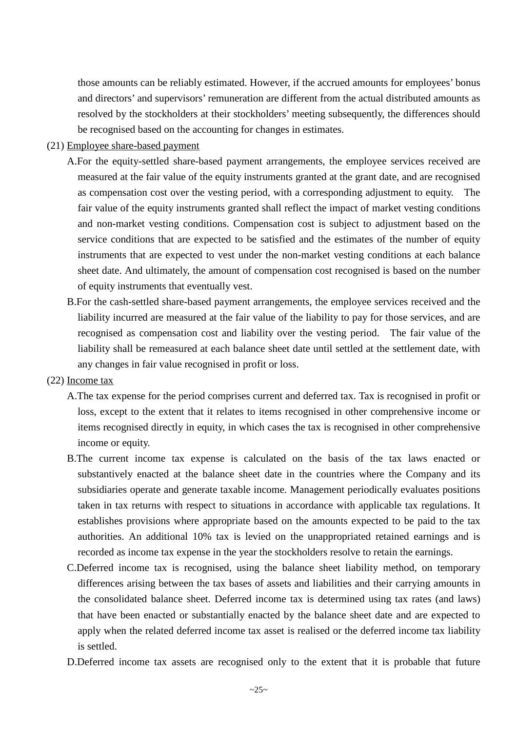those amounts can be reliably estimated. However, if the accrued amounts for employees' bonus and directors' and supervisors' remuneration are different from the actual distributed amounts as resolved by the stockholders at their stockholders' meeting subsequently, the differences should be recognised based on the accounting for changes in estimates.

(21) Employee share-based payment

A.For the equity-settled share-based payment arrangements, the employee services received are measured at the fair value of the equity instruments granted at the grant date, and are recognised as compensation cost over the vesting period, with a corresponding adjustment to equity. The fair value of the equity instruments granted shall reflect the impact of market vesting conditions and non-market vesting conditions. Compensation cost is subject to adjustment based on the service conditions that are expected to be satisfied and the estimates of the number of equity instruments that are expected to vest under the non-market vesting conditions at each balance sheet date. And ultimately, the amount of compensation cost recognised is based on the number of equity instruments that eventually vest.

B.For the cash-settled share-based payment arrangements, the employee services received and the liability incurred are measured at the fair value of the liability to pay for those services, and are recognised as compensation cost and liability over the vesting period. The fair value of the liability shall be remeasured at each balance sheet date until settled at the settlement date, with any changes in fair value recognised in profit or loss.

(22) Income tax

A.The tax expense for the period comprises current and deferred tax. Tax is recognised in profit or loss, except to the extent that it relates to items recognised in other comprehensive income or items recognised directly in equity, in which cases the tax is recognised in other comprehensive income or equity.

B.The current income tax expense is calculated on the basis of the tax laws enacted or substantively enacted at the balance sheet date in the countries where the Company and its subsidiaries operate and generate taxable income. Management periodically evaluates positions taken in tax returns with respect to situations in accordance with applicable tax regulations. It establishes provisions where appropriate based on the amounts expected to be paid to the tax authorities. An additional 10% tax is levied on the unappropriated retained earnings and is recorded as income tax expense in the year the stockholders resolve to retain the earnings.

C.Deferred income tax is recognised, using the balance sheet liability method, on temporary differences arising between the tax bases of assets and liabilities and their carrying amounts in the consolidated balance sheet. Deferred income tax is determined using tax rates (and laws) that have been enacted or substantially enacted by the balance sheet date and are expected to apply when the related deferred income tax asset is realised or the deferred income tax liability is settled.

D.Deferred income tax assets are recognised only to the extent that it is probable that future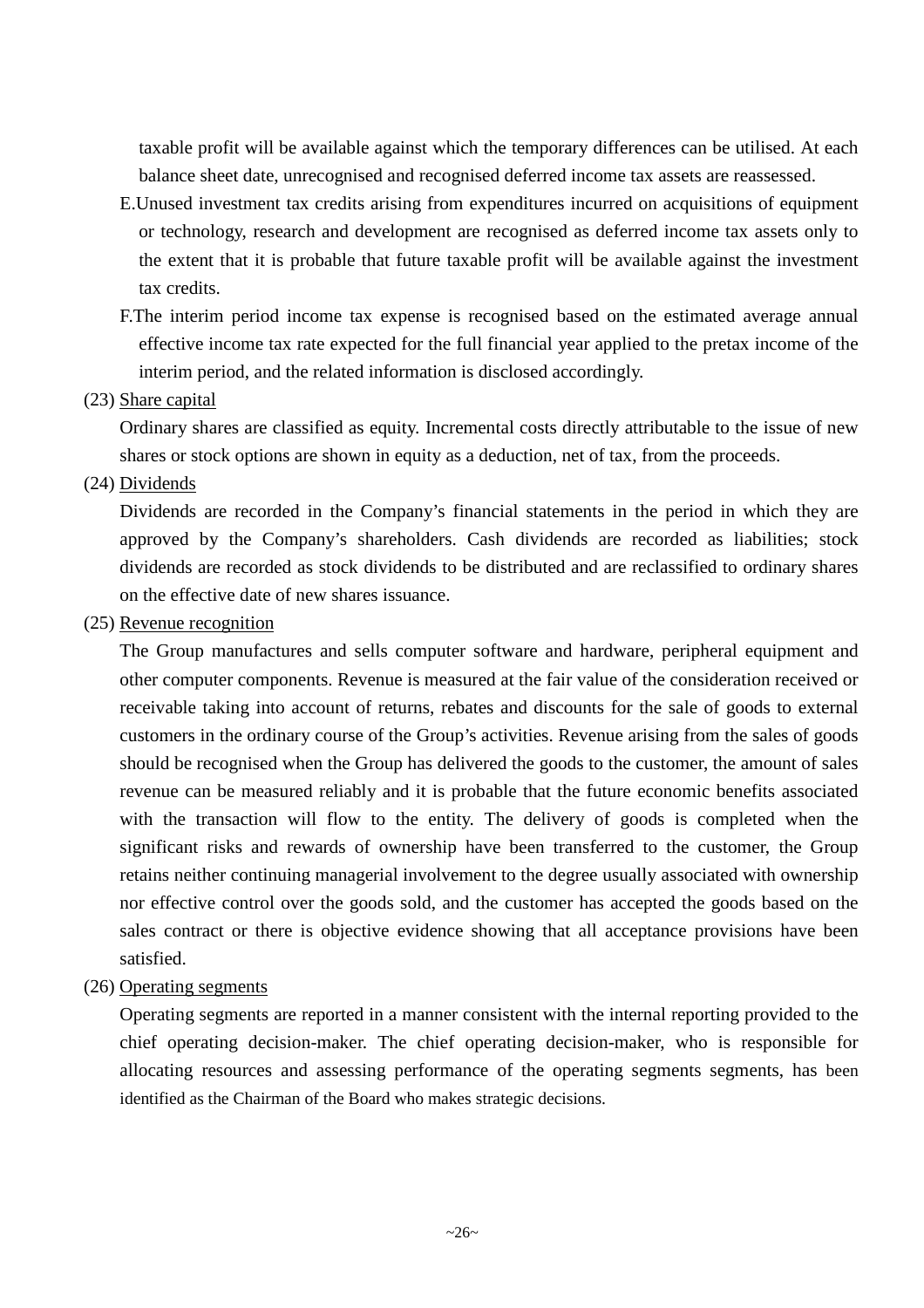taxable profit will be available against which the temporary differences can be utilised. At each balance sheet date, unrecognised and recognised deferred income tax assets are reassessed.

E. Unused investment tax credits arising from expenditures incurred on acquisitions of equipment or technology, research and development are recognised as deferred income tax assets only to the extent that it is probable that future taxable profit will be available against the investment tax credits.

F. The interim period income tax expense is recognised based on the estimated average annual effective income tax rate expected for the full financial year applied to the pretax income of the interim period, and the related information is disclosed accordingly.

(23) Share capital

Ordinary shares are classified as equity. Incremental costs directly attributable to the issue of new shares or stock options are shown in equity as a deduction, net of tax, from the proceeds.

(24) Dividends

Dividends are recorded in the Company's financial statements in the period in which they are approved by the Company's shareholders. Cash dividends are recorded as liabilities; stock dividends are recorded as stock dividends to be distributed and are reclassified to ordinary shares on the effective date of new shares issuance.

(25) Revenue recognition

The Group manufactures and sells computer software and hardware, peripheral equipment and other computer components. Revenue is measured at the fair value of the consideration received or receivable taking into account of returns, rebates and discounts for the sale of goods to external customers in the ordinary course of the Group's activities. Revenue arising from the sales of goods should be recognised when the Group has delivered the goods to the customer, the amount of sales revenue can be measured reliably and it is probable that the future economic benefits associated with the transaction will flow to the entity. The delivery of goods is completed when the significant risks and rewards of ownership have been transferred to the customer, the Group retains neither continuing managerial involvement to the degree usually associated with ownership nor effective control over the goods sold, and the customer has accepted the goods based on the sales contract or there is objective evidence showing that all acceptance provisions have been satisfied.

(26) Operating segments

Operating segments are reported in a manner consistent with the internal reporting provided to the chief operating decision-maker. The chief operating decision-maker, who is responsible for allocating resources and assessing performance of the operating segments segments, has been identified as the Chairman of the Board who makes strategic decisions.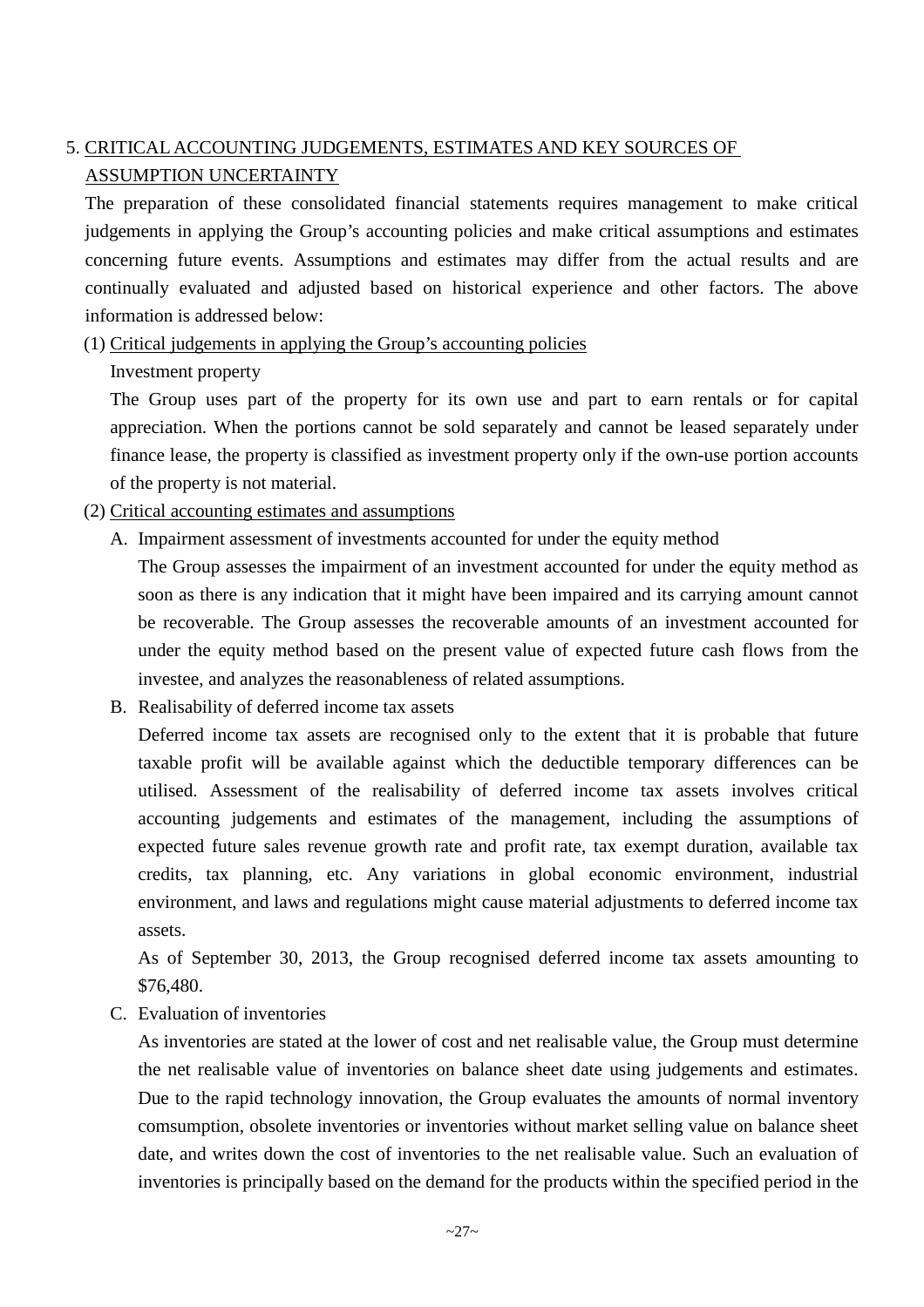5. CRITICAL ACCOUNTING JUDGEMENTS, ESTIMATES AND KEY SOURCES OF ASSUMPTION UNCERTAINTY

The preparation of these consolidated financial statements requires management to make critical judgements in applying the Group's accounting policies and make critical assumptions and estimates concerning future events. Assumptions and estimates may differ from the actual results and are continually evaluated and adjusted based on historical experience and other factors. The above information is addressed below:

(1) Critical judgements in applying the Group's accounting policies

Investment property

The Group uses part of the property for its own use and part to earn rentals or for capital appreciation. When the portions cannot be sold separately and cannot be leased separately under finance lease, the property is classified as investment property only if the own-use portion accounts of the property is not material.

(2) Critical accounting estimates and assumptions

A. Impairment assessment of investments accounted for under the equity method

The Group assesses the impairment of an investment accounted for under the equity method as soon as there is any indication that it might have been impaired and its carrying amount cannot be recoverable. The Group assesses the recoverable amounts of an investment accounted for under the equity method based on the present value of expected future cash flows from the investee, and analyzes the reasonableness of related assumptions.

B. Realisability of deferred income tax assets

Deferred income tax assets are recognised only to the extent that it is probable that future taxable profit will be available against which the deductible temporary differences can be utilised. Assessment of the realisability of deferred income tax assets involves critical accounting judgements and estimates of the management, including the assumptions of expected future sales revenue growth rate and profit rate, tax exempt duration, available tax credits, tax planning, etc. Any variations in global economic environment, industrial environment, and laws and regulations might cause material adjustments to deferred income tax assets.

As of September 30, 2013, the Group recognised deferred income tax assets amounting to $76,480.

C. Evaluation of inventories

As inventories are stated at the lower of cost and net realisable value, the Group must determine the net realisable value of inventories on balance sheet date using judgements and estimates. Due to the rapid technology innovation, the Group evaluates the amounts of normal inventory comsumption, obsolete inventories or inventories without market selling value on balance sheet date, and writes down the cost of inventories to the net realisable value. Such an evaluation of inventories is principally based on the demand for the products within the specified period in the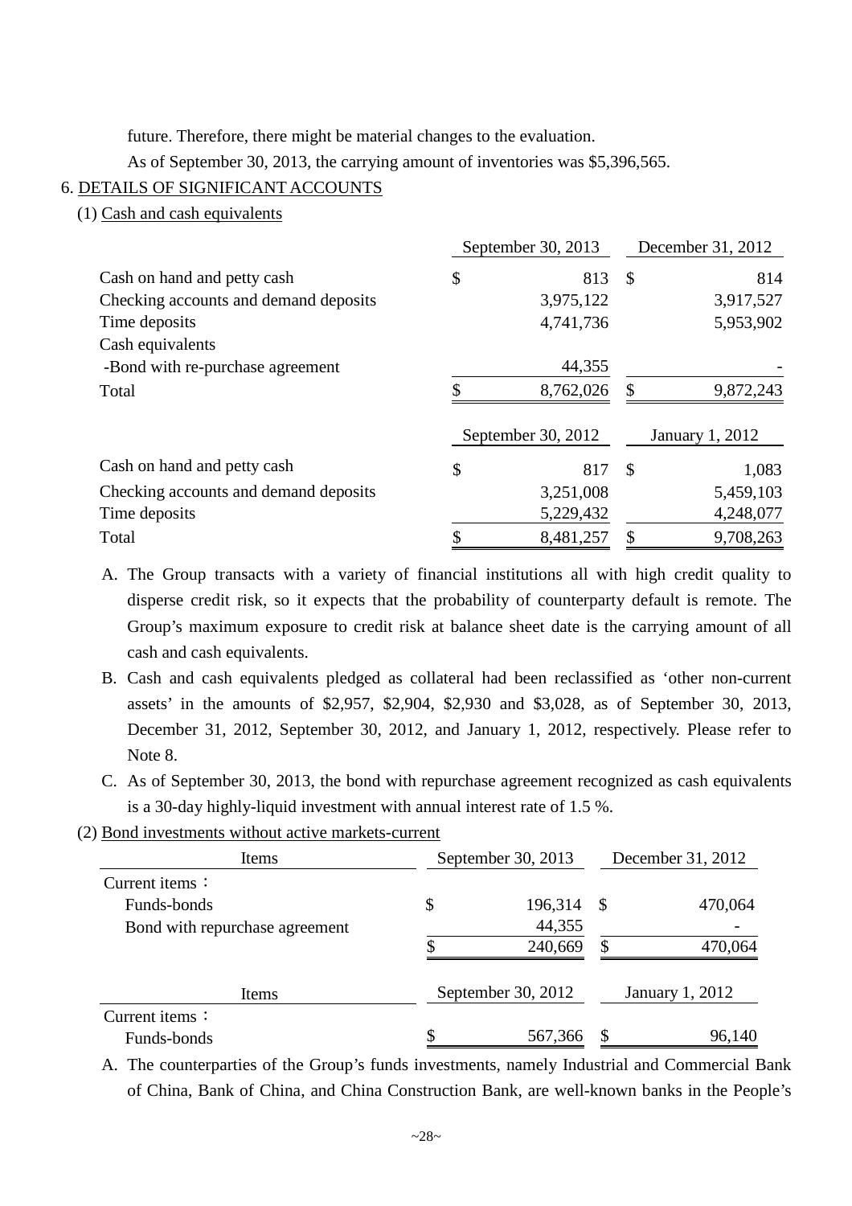future. Therefore, there might be material changes to the evaluation.

As of September 30, 2013, the carrying amount of inventories was $5,396,565.

## 6. DETAILS OF SIGNIFICANT ACCOUNTS

### (1) Cash and cash equivalents

| | September 30, 2013 | December 31, 2012 |
|---|---|---|
| Cash on hand and petty cash | $ 813 | $ 814 |
| Checking accounts and demand deposits | 3,975,122 | 3,917,527 |
| Time deposits | 4,741,736 | 5,953,902 |
| Cash equivalents | | |
| -Bond with re-purchase agreement | 44,355 | - |
| Total | $ 8,762,026 | $ 9,872,243 |

| | September 30, 2012 | January 1, 2012 |
|---|---|---|
| Cash on hand and petty cash | $ 817 | $ 1,083 |
| Checking accounts and demand deposits | 3,251,008 | 5,459,103 |
| Time deposits | 5,229,432 | 4,248,077 |
| Total | $ 8,481,257 | $ 9,708,263 |

A. The Group transacts with a variety of financial institutions all with high credit quality to disperse credit risk, so it expects that the probability of counterparty default is remote. The Group's maximum exposure to credit risk at balance sheet date is the carrying amount of all cash and cash equivalents.

B. Cash and cash equivalents pledged as collateral had been reclassified as 'other non-current assets' in the amounts of $2,957, $2,904, $2,930 and $3,028, as of September 30, 2013, December 31, 2012, September 30, 2012, and January 1, 2012, respectively. Please refer to Note 8.

C. As of September 30, 2013, the bond with repurchase agreement recognized as cash equivalents is a 30-day highly-liquid investment with annual interest rate of 1.5 %.

### (2) Bond investments without active markets-current

| Items | September 30, 2013 | December 31, 2012 |
|---|---|---|
| Current items： | | |
| Funds-bonds | $ 196,314 | $ 470,064 |
| Bond with repurchase agreement | 44,355 | - |
| | $ 240,669 | $ 470,064 |

| Items | September 30, 2012 | January 1, 2012 |
|---|---|---|
| Current items： | | |
| Funds-bonds | $ 567,366 | $ 96,140 |

A. The counterparties of the Group's funds investments, namely Industrial and Commercial Bank of China, Bank of China, and China Construction Bank, are well-known banks in the People's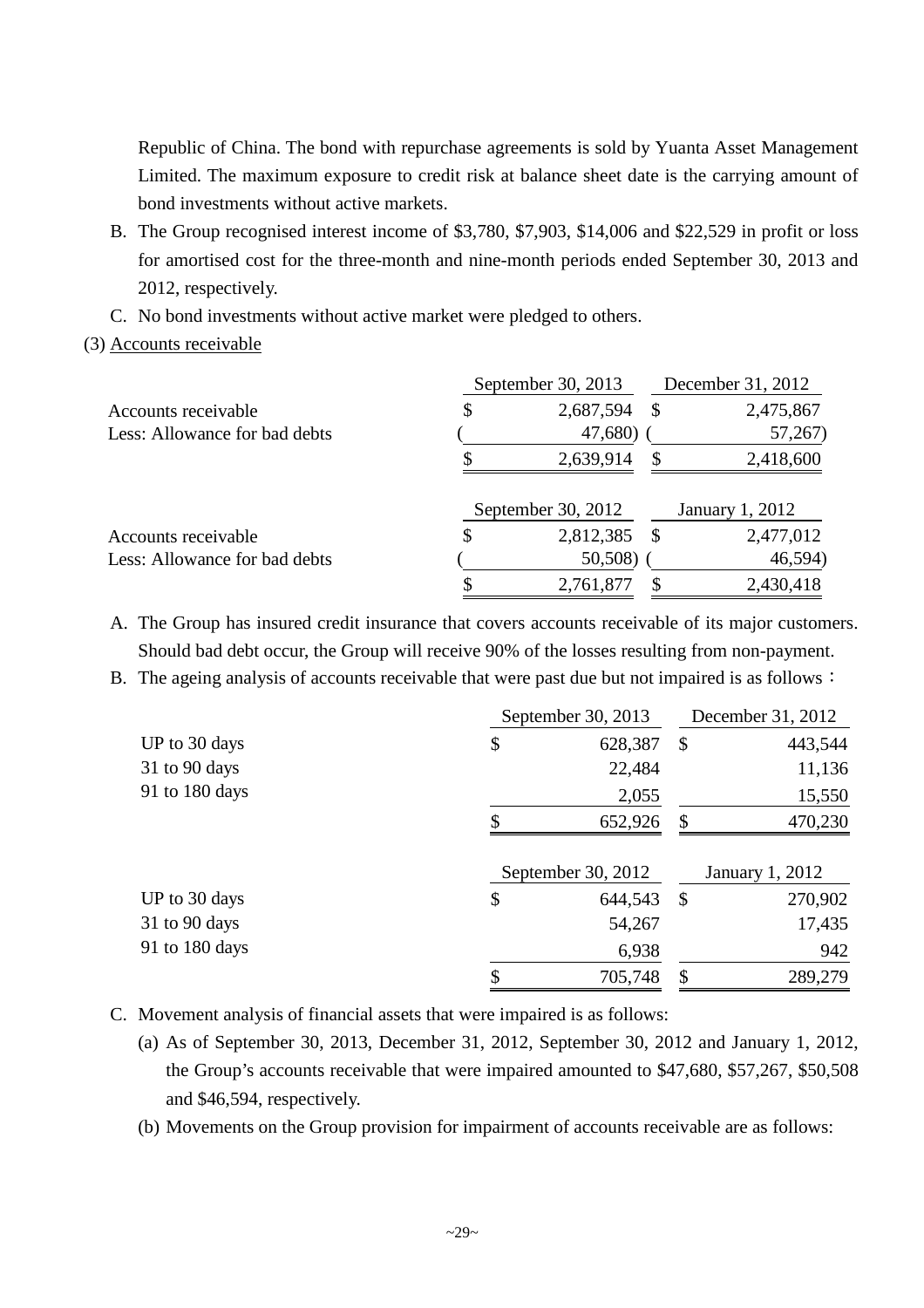Republic of China. The bond with repurchase agreements is sold by Yuanta Asset Management Limited. The maximum exposure to credit risk at balance sheet date is the carrying amount of bond investments without active markets.

B. The Group recognised interest income of $3,780, $7,903, $14,006 and $22,529 in profit or loss for amortised cost for the three-month and nine-month periods ended September 30, 2013 and 2012, respectively.

C. No bond investments without active market were pledged to others.

(3) Accounts receivable

| | September 30, 2013 | December 31, 2012 |
|---|---|---|
| Accounts receivable | $ 2,687,594 | $ 2,475,867 |
| Less: Allowance for bad debts | ( 47,680) | ( 57,267) |
| | $ 2,639,914 | $ 2,418,600 |

| | September 30, 2012 | January 1, 2012 |
|---|---|---|
| Accounts receivable | $ 2,812,385 | $ 2,477,012 |
| Less: Allowance for bad debts | ( 50,508) | ( 46,594) |
| | $ 2,761,877 | $ 2,430,418 |

A. The Group has insured credit insurance that covers accounts receivable of its major customers. Should bad debt occur, the Group will receive 90% of the losses resulting from non-payment.

B. The ageing analysis of accounts receivable that were past due but not impaired is as follows：

| | September 30, 2013 | December 31, 2012 |
|---|---|---|
| UP to 30 days | $ 628,387 | $ 443,544 |
| 31 to 90 days | 22,484 | 11,136 |
| 91 to 180 days | 2,055 | 15,550 |
| | $ 652,926 | $ 470,230 |

| | September 30, 2012 | January 1, 2012 |
|---|---|---|
| UP to 30 days | $ 644,543 | $ 270,902 |
| 31 to 90 days | 54,267 | 17,435 |
| 91 to 180 days | 6,938 | 942 |
| | $ 705,748 | $ 289,279 |

C. Movement analysis of financial assets that were impaired is as follows:

(a) As of September 30, 2013, December 31, 2012, September 30, 2012 and January 1, 2012, the Group's accounts receivable that were impaired amounted to $47,680, $57,267, $50,508 and $46,594, respectively.

(b) Movements on the Group provision for impairment of accounts receivable are as follows: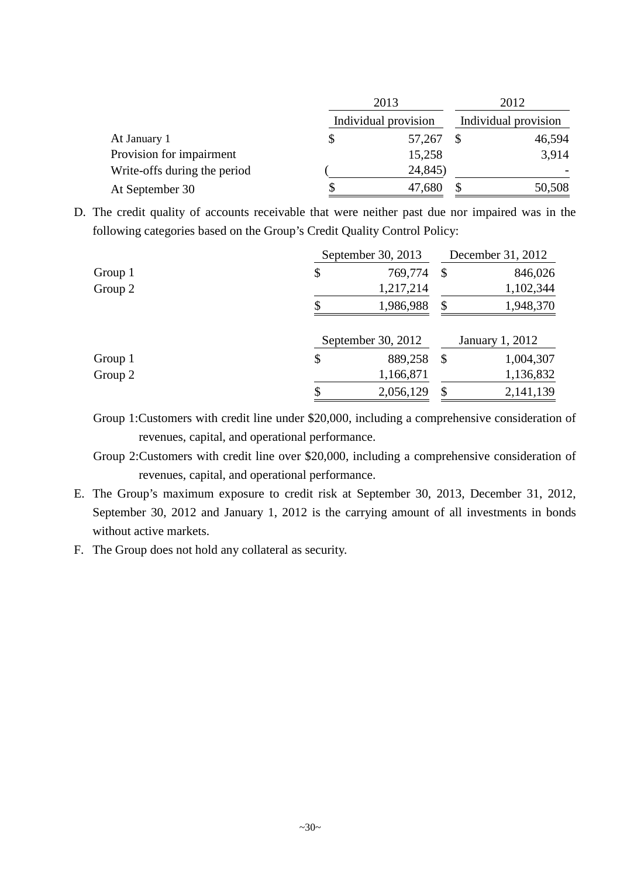| | 2013 | 2012 |
|---|---|---|
| | Individual provision | Individual provision |
| At January 1 | $ 57,267 | $ 46,594 |
| Provision for impairment | 15,258 | 3,914 |
| Write-offs during the period | ( 24,845) | - |
| At September 30 | $ 47,680 | $ 50,508 |

D. The credit quality of accounts receivable that were neither past due nor impaired was in the following categories based on the Group's Credit Quality Control Policy:

| | September 30, 2013 | December 31, 2012 |
|---|---|---|
| Group 1 | $ 769,774 | $ 846,026 |
| Group 2 | 1,217,214 | 1,102,344 |
| | $ 1,986,988 | $ 1,948,370 |

| | September 30, 2012 | January 1, 2012 |
|---|---|---|
| Group 1 | $ 889,258 | $ 1,004,307 |
| Group 2 | 1,166,871 | 1,136,832 |
| | $ 2,056,129 | $ 2,141,139 |

Group 1:Customers with credit line under $20,000, including a comprehensive consideration of revenues, capital, and operational performance.

Group 2:Customers with credit line over $20,000, including a comprehensive consideration of revenues, capital, and operational performance.

E. The Group's maximum exposure to credit risk at September 30, 2013, December 31, 2012, September 30, 2012 and January 1, 2012 is the carrying amount of all investments in bonds without active markets.

F. The Group does not hold any collateral as security.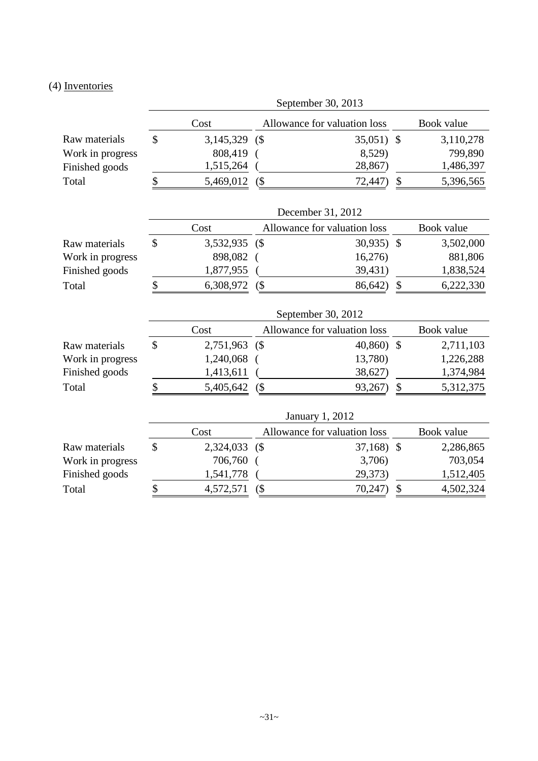(4) Inventories

| | September 30, 2013 | | |
|---|---|---|---|
| | Cost | Allowance for valuation loss | Book value |
| Raw materials | $ 3,145,329 | ($ 35,051) | $ 3,110,278 |
| Work in progress | 808,419 | ( 8,529) | 799,890 |
| Finished goods | 1,515,264 | ( 28,867) | 1,486,397 |
| Total | $ 5,469,012 | ($ 72,447) | $ 5,396,565 |

| | December 31, 2012 | | |
|---|---|---|---|
| | Cost | Allowance for valuation loss | Book value |
| Raw materials | $ 3,532,935 | ($ 30,935) | $ 3,502,000 |
| Work in progress | 898,082 | ( 16,276) | 881,806 |
| Finished goods | 1,877,955 | ( 39,431) | 1,838,524 |
| Total | $ 6,308,972 | ($ 86,642) | $ 6,222,330 |

| | September 30, 2012 | | |
|---|---|---|---|
| | Cost | Allowance for valuation loss | Book value |
| Raw materials | $ 2,751,963 | ($ 40,860) | $ 2,711,103 |
| Work in progress | 1,240,068 | ( 13,780) | 1,226,288 |
| Finished goods | 1,413,611 | ( 38,627) | 1,374,984 |
| Total | $ 5,405,642 | ($ 93,267) | $ 5,312,375 |

| | January 1, 2012 | | |
|---|---|---|---|
| | Cost | Allowance for valuation loss | Book value |
| Raw materials | $ 2,324,033 | ($ 37,168) | $ 2,286,865 |
| Work in progress | 706,760 | ( 3,706) | 703,054 |
| Finished goods | 1,541,778 | ( 29,373) | 1,512,405 |
| Total | $ 4,572,571 | ($ 70,247) | $ 4,502,324 |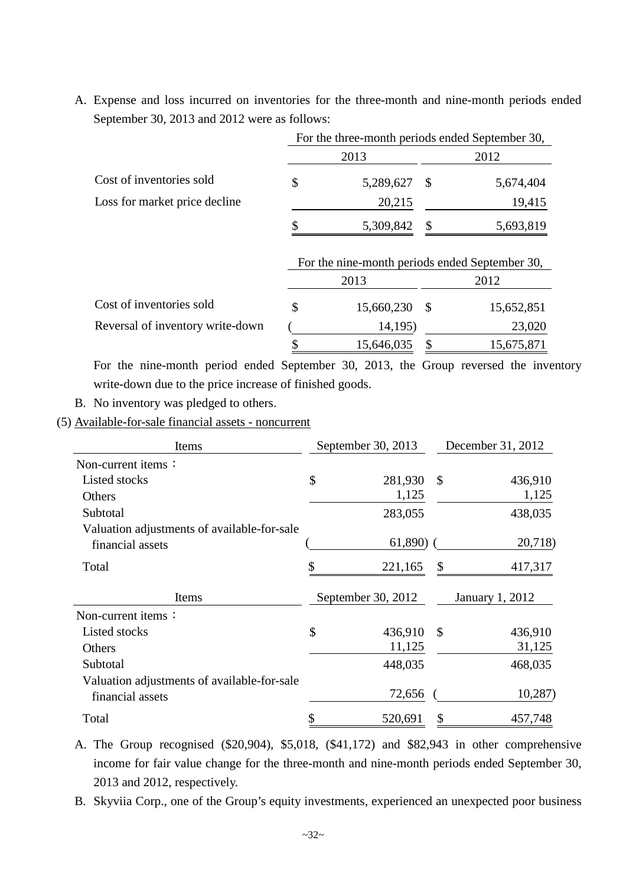A. Expense and loss incurred on inventories for the three-month and nine-month periods ended September 30, 2013 and 2012 were as follows:

| | For the three-month periods ended September 30, 2013 | 2012 |
|---|---|---|
| Cost of inventories sold | $ 5,289,627 | $ 5,674,404 |
| Loss for market price decline | 20,215 | 19,415 |
| | $ 5,309,842 | $ 5,693,819 |

| | For the nine-month periods ended September 30, 2013 | 2012 |
|---|---|---|
| Cost of inventories sold | $ 15,660,230 | $ 15,652,851 |
| Reversal of inventory write-down | ( 14,195) | 23,020 |
| | $ 15,646,035 | $ 15,675,871 |

For the nine-month period ended September 30, 2013, the Group reversed the inventory write-down due to the price increase of finished goods.

B. No inventory was pledged to others.

(5) Available-for-sale financial assets - noncurrent

| Items | September 30, 2013 | December 31, 2012 |
|---|---|---|
| Non-current items： | | |
| Listed stocks | $ 281,930 | $ 436,910 |
| Others | 1,125 | 1,125 |
| Subtotal | 283,055 | 438,035 |
| Valuation adjustments of available-for-sale financial assets | ( 61,890) | ( 20,718) |
| Total | $ 221,165 | $ 417,317 |

| Items | September 30, 2012 | January 1, 2012 |
|---|---|---|
| Non-current items： | | |
| Listed stocks | $ 436,910 | $ 436,910 |
| Others | 11,125 | 31,125 |
| Subtotal | 448,035 | 468,035 |
| Valuation adjustments of available-for-sale financial assets | 72,656 | ( 10,287) |
| Total | $ 520,691 | $ 457,748 |

A. The Group recognised ($20,904), $5,018, ($41,172) and $82,943 in other comprehensive income for fair value change for the three-month and nine-month periods ended September 30, 2013 and 2012, respectively.

B. Skyviia Corp., one of the Group's equity investments, experienced an unexpected poor business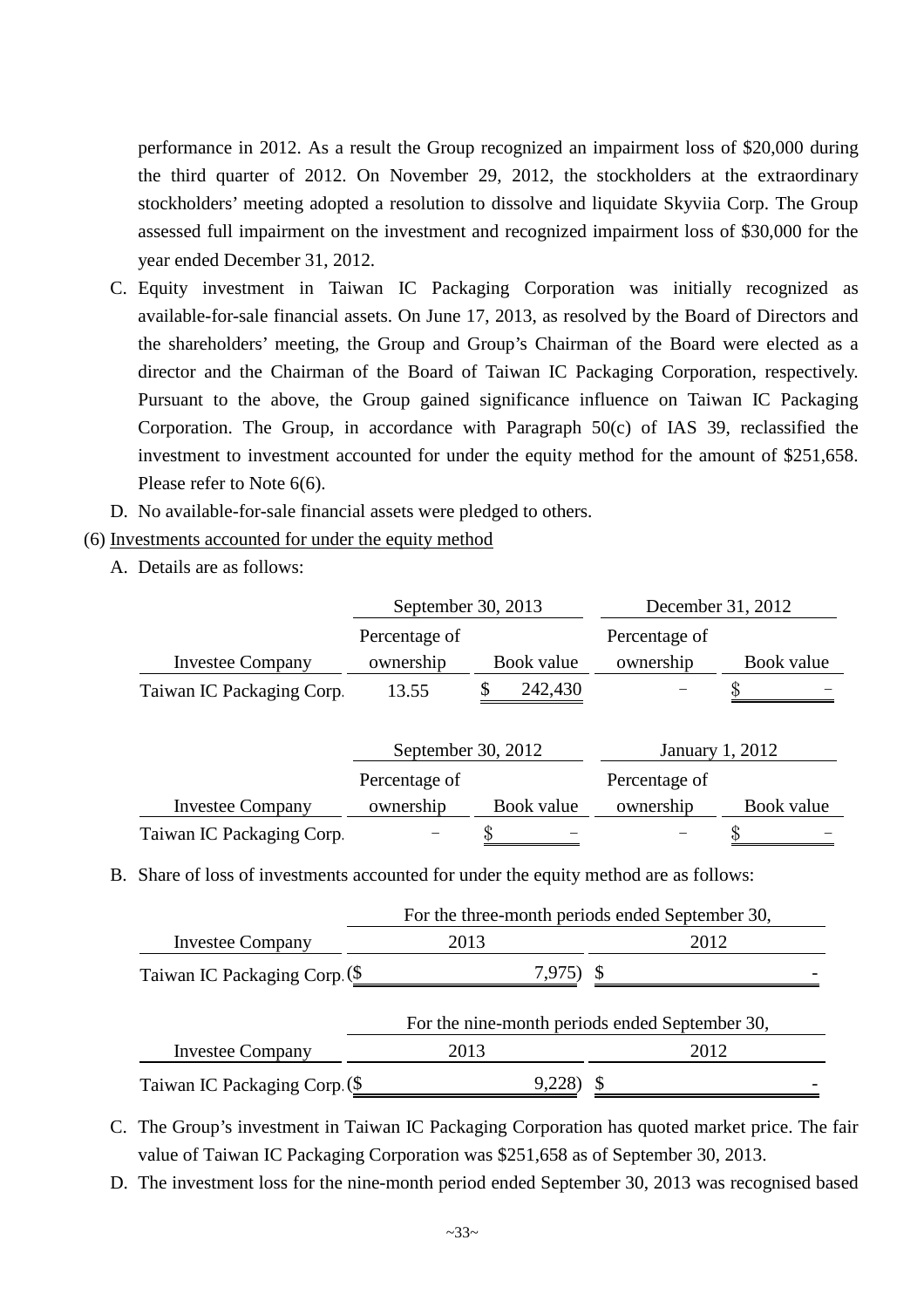performance in 2012. As a result the Group recognized an impairment loss of $20,000 during the third quarter of 2012. On November 29, 2012, the stockholders at the extraordinary stockholders' meeting adopted a resolution to dissolve and liquidate Skyviia Corp. The Group assessed full impairment on the investment and recognized impairment loss of $30,000 for the year ended December 31, 2012.

C. Equity investment in Taiwan IC Packaging Corporation was initially recognized as available-for-sale financial assets. On June 17, 2013, as resolved by the Board of Directors and the shareholders' meeting, the Group and Group's Chairman of the Board were elected as a director and the Chairman of the Board of Taiwan IC Packaging Corporation, respectively. Pursuant to the above, the Group gained significance influence on Taiwan IC Packaging Corporation. The Group, in accordance with Paragraph 50(c) of IAS 39, reclassified the investment to investment accounted for under the equity method for the amount of $251,658. Please refer to Note 6(6).

D. No available-for-sale financial assets were pledged to others.

(6) Investments accounted for under the equity method

A. Details are as follows:

| | September 30, 2013 | | December 31, 2012 | |
|---|---|---|---|---|
| Investee Company | Percentage of ownership | Book value | Percentage of ownership | Book value |
| Taiwan IC Packaging Corp. | 13.55 | $ 242,430 | − | $ − |

| | September 30, 2012 | | January 1, 2012 | |
|---|---|---|---|---|
| Investee Company | Percentage of ownership | Book value | Percentage of ownership | Book value |
| Taiwan IC Packaging Corp. | − | $ − | − | $ − |

B. Share of loss of investments accounted for under the equity method are as follows:

| | For the three-month periods ended September 30, | |
|---|---|---|
| Investee Company | 2013 | 2012 |
| Taiwan IC Packaging Corp. | ($ 7,975) | $ - |

| | For the nine-month periods ended September 30, | |
|---|---|---|
| Investee Company | 2013 | 2012 |
| Taiwan IC Packaging Corp. | ($ 9,228) | $ - |

C. The Group's investment in Taiwan IC Packaging Corporation has quoted market price. The fair value of Taiwan IC Packaging Corporation was $251,658 as of September 30, 2013.

D. The investment loss for the nine-month period ended September 30, 2013 was recognised based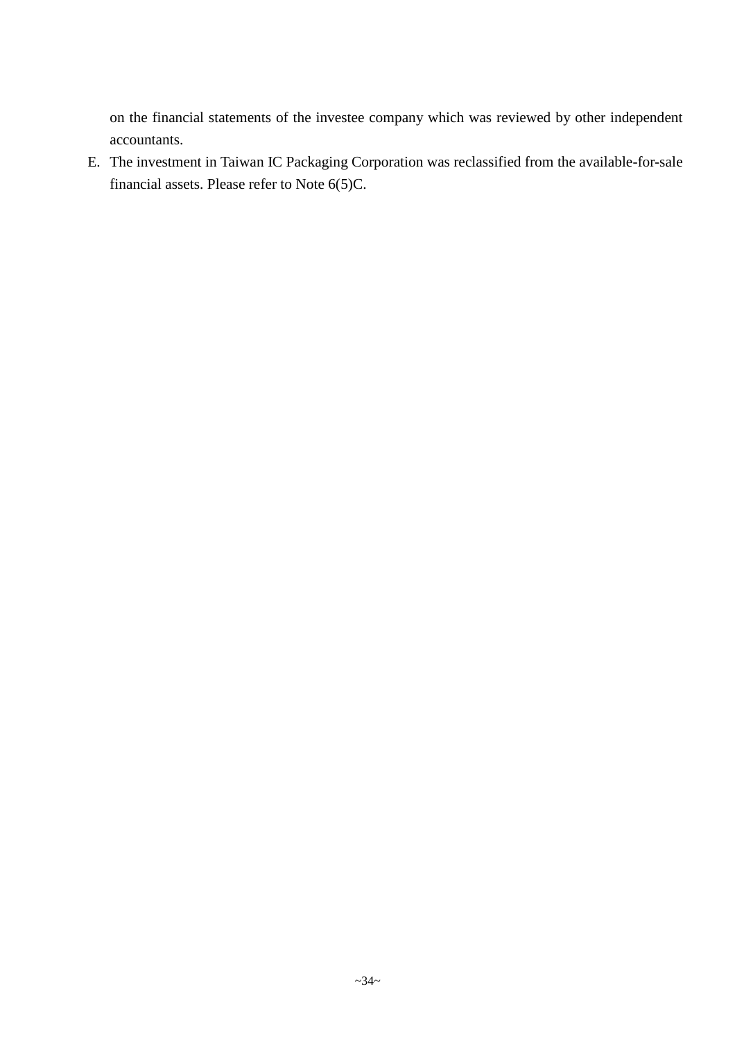on the financial statements of the investee company which was reviewed by other independent accountants.

E. The investment in Taiwan IC Packaging Corporation was reclassified from the available-for-sale financial assets. Please refer to Note 6(5)C.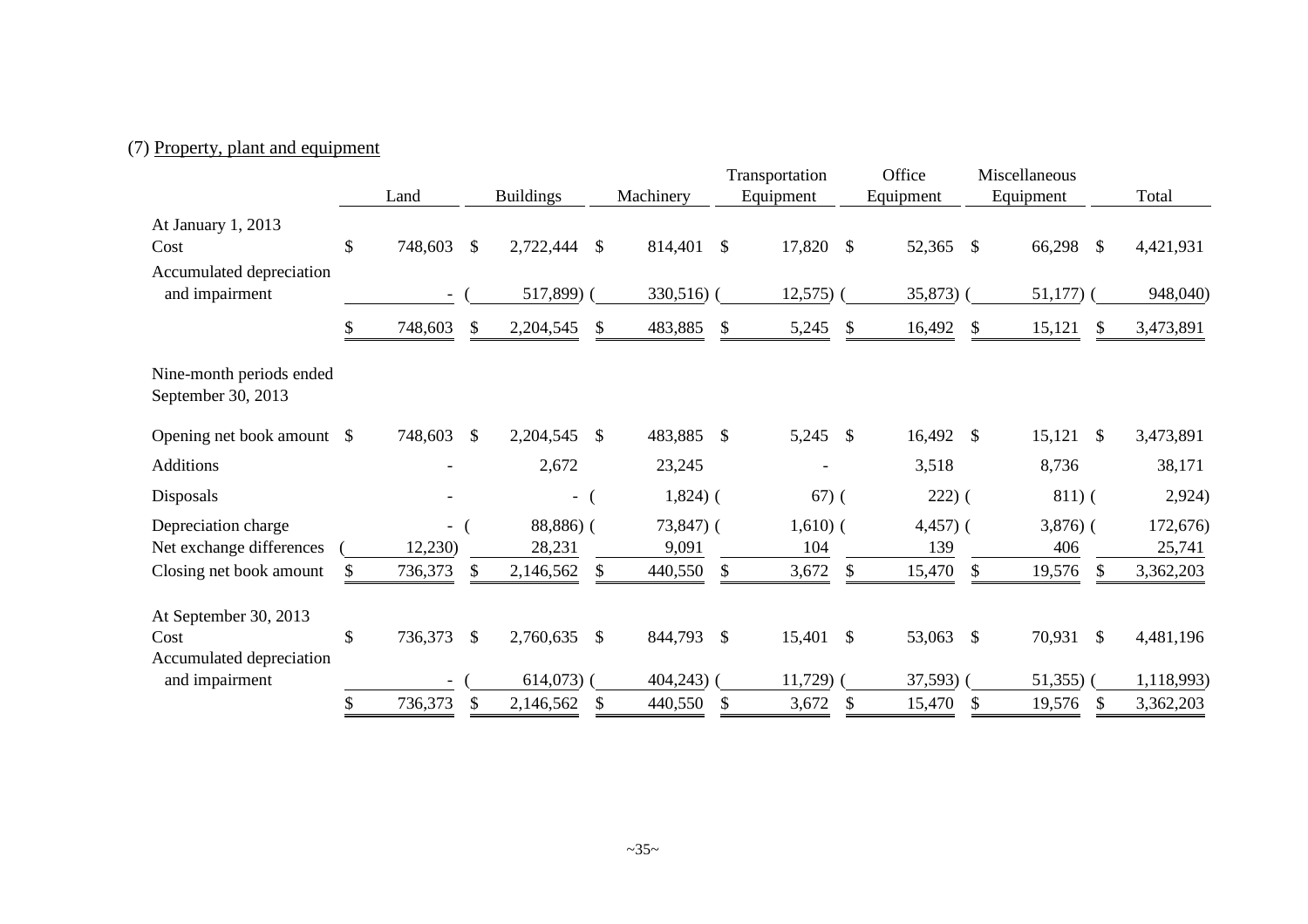## (7) Property, plant and equipment

| | Land | Buildings | Machinery | Transportation Equipment | Office Equipment | Miscellaneous Equipment | Total |
|---|---|---|---|---|---|---|---|
| **At January 1, 2013** | | | | | | | |
| Cost | $ 748,603 | $ 2,722,444 | $ 814,401 | $ 17,820 | $ 52,365 | $ 66,298 | $ 4,421,931 |
| Accumulated depreciation and impairment | - | ( 517,899) | ( 330,516) | ( 12,575) | ( 35,873) | ( 51,177) | ( 948,040) |
| | $ 748,603 | $ 2,204,545 | $ 483,885 | $ 5,245 | $ 16,492 | $ 15,121 | $ 3,473,891 |
| **Nine-month periods ended September 30, 2013** | | | | | | | |
| Opening net book amount | $ 748,603 | $ 2,204,545 | $ 483,885 | $ 5,245 | $ 16,492 | $ 15,121 | $ 3,473,891 |
| Additions | - | 2,672 | 23,245 | - | 3,518 | 8,736 | 38,171 |
| Disposals | - | - | ( 1,824) | ( 67) | ( 222) | ( 811) | ( 2,924) |
| Depreciation charge | - | ( 88,886) | ( 73,847) | ( 1,610) | ( 4,457) | ( 3,876) | ( 172,676) |
| Net exchange differences | ( 12,230) | 28,231 | 9,091 | 104 | 139 | 406 | 25,741 |
| Closing net book amount | $ 736,373 | $ 2,146,562 | $ 440,550 | $ 3,672 | $ 15,470 | $ 19,576 | $ 3,362,203 |
| **At September 30, 2013** | | | | | | | |
| Cost | $ 736,373 | $ 2,760,635 | $ 844,793 | $ 15,401 | $ 53,063 | $ 70,931 | $ 4,481,196 |
| Accumulated depreciation and impairment | - | ( 614,073) | ( 404,243) | ( 11,729) | ( 37,593) | ( 51,355) | ( 1,118,993) |
| | $ 736,373 | $ 2,146,562 | $ 440,550 | $ 3,672 | $ 15,470 | $ 19,576 | $ 3,362,203 |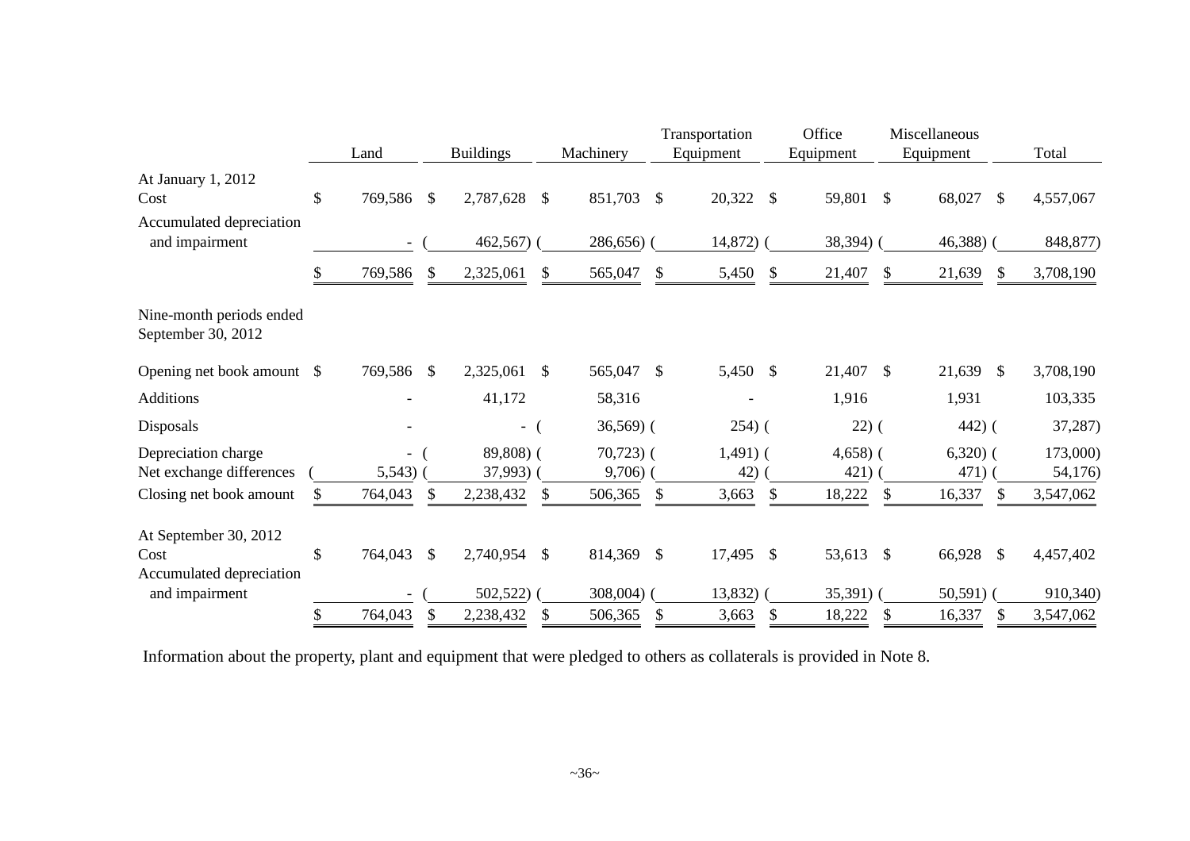| | Land | Buildings | Machinery | Transportation Equipment | Office Equipment | Miscellaneous Equipment | Total |
|---|---|---|---|---|---|---|---|
| **At January 1, 2012** | | | | | | | |
| Cost | $ 769,586 | $ 2,787,628 | $ 851,703 | $ 20,322 | $ 59,801 | $ 68,027 | $ 4,557,067 |
| Accumulated depreciation and impairment | - | ( 462,567) | ( 286,656) | ( 14,872) | ( 38,394) | ( 46,388) | ( 848,877) |
| | $ 769,586 | $ 2,325,061 | $ 565,047 | $ 5,450 | $ 21,407 | $ 21,639 | $ 3,708,190 |
| **Nine-month periods ended September 30, 2012** | | | | | | | |
| Opening net book amount | $ 769,586 | $ 2,325,061 | $ 565,047 | $ 5,450 | $ 21,407 | $ 21,639 | $ 3,708,190 |
| Additions | - | 41,172 | 58,316 | - | 1,916 | 1,931 | 103,335 |
| Disposals | - | - | ( 36,569) | ( 254) | ( 22) | ( 442) | ( 37,287) |
| Depreciation charge | - | ( 89,808) | ( 70,723) | ( 1,491) | ( 4,658) | ( 6,320) | ( 173,000) |
| Net exchange differences | ( 5,543) | ( 37,993) | ( 9,706) | ( 42) | ( 421) | ( 471) | ( 54,176) |
| Closing net book amount | $ 764,043 | $ 2,238,432 | $ 506,365 | $ 3,663 | $ 18,222 | $ 16,337 | $ 3,547,062 |
| **At September 30, 2012** | | | | | | | |
| Cost | $ 764,043 | $ 2,740,954 | $ 814,369 | $ 17,495 | $ 53,613 | $ 66,928 | $ 4,457,402 |
| Accumulated depreciation and impairment | - | ( 502,522) | ( 308,004) | ( 13,832) | ( 35,391) | ( 50,591) | ( 910,340) |
| | $ 764,043 | $ 2,238,432 | $ 506,365 | $ 3,663 | $ 18,222 | $ 16,337 | $ 3,547,062 |

Information about the property, plant and equipment that were pledged to others as collaterals is provided in Note 8.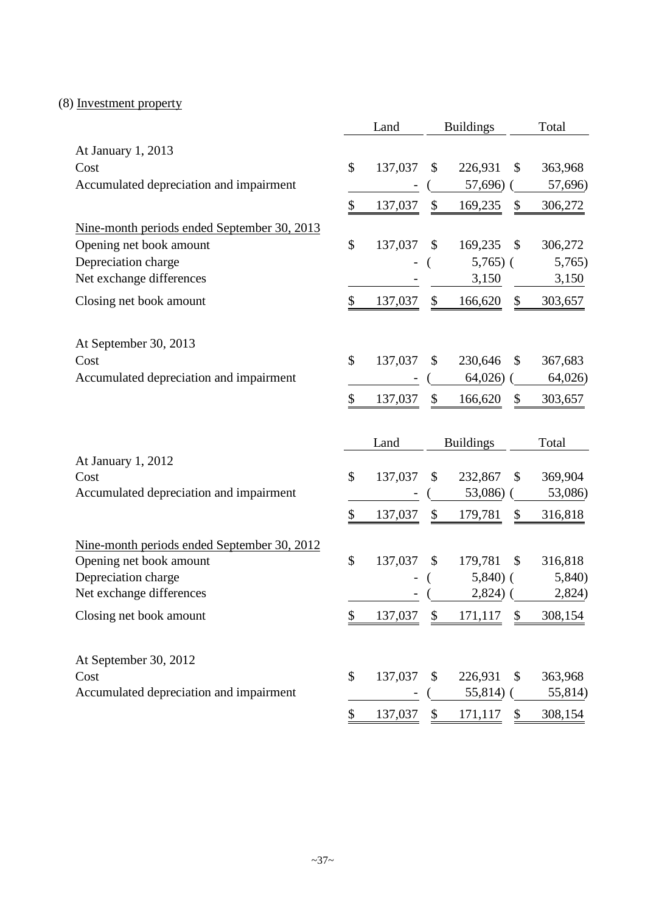(8) Investment property

| | Land | Buildings | Total |
|---|---|---|---|
| At January 1, 2013 | | | |
| Cost | $ 137,037 | $ 226,931 | $ 363,968 |
| Accumulated depreciation and impairment | - | (57,696) | (57,696) |
| | $ 137,037 | $ 169,235 | $ 306,272 |
| Nine-month periods ended September 30, 2013 | | | |
| Opening net book amount | $ 137,037 | $ 169,235 | $ 306,272 |
| Depreciation charge | - | (5,765) | (5,765) |
| Net exchange differences | - | 3,150 | 3,150 |
| Closing net book amount | $ 137,037 | $ 166,620 | $ 303,657 |
| At September 30, 2013 | | | |
| Cost | $ 137,037 | $ 230,646 | $ 367,683 |
| Accumulated depreciation and impairment | - | (64,026) | (64,026) |
| | $ 137,037 | $ 166,620 | $ 303,657 |

| | Land | Buildings | Total |
|---|---|---|---|
| At January 1, 2012 | | | |
| Cost | $ 137,037 | $ 232,867 | $ 369,904 |
| Accumulated depreciation and impairment | - | (53,086) | (53,086) |
| | $ 137,037 | $ 179,781 | $ 316,818 |
| Nine-month periods ended September 30, 2012 | | | |
| Opening net book amount | $ 137,037 | $ 179,781 | $ 316,818 |
| Depreciation charge | - | (5,840) | (5,840) |
| Net exchange differences | - | (2,824) | (2,824) |
| Closing net book amount | $ 137,037 | $ 171,117 | $ 308,154 |
| At September 30, 2012 | | | |
| Cost | $ 137,037 | $ 226,931 | $ 363,968 |
| Accumulated depreciation and impairment | - | (55,814) | (55,814) |
| | $ 137,037 | $ 171,117 | $ 308,154 |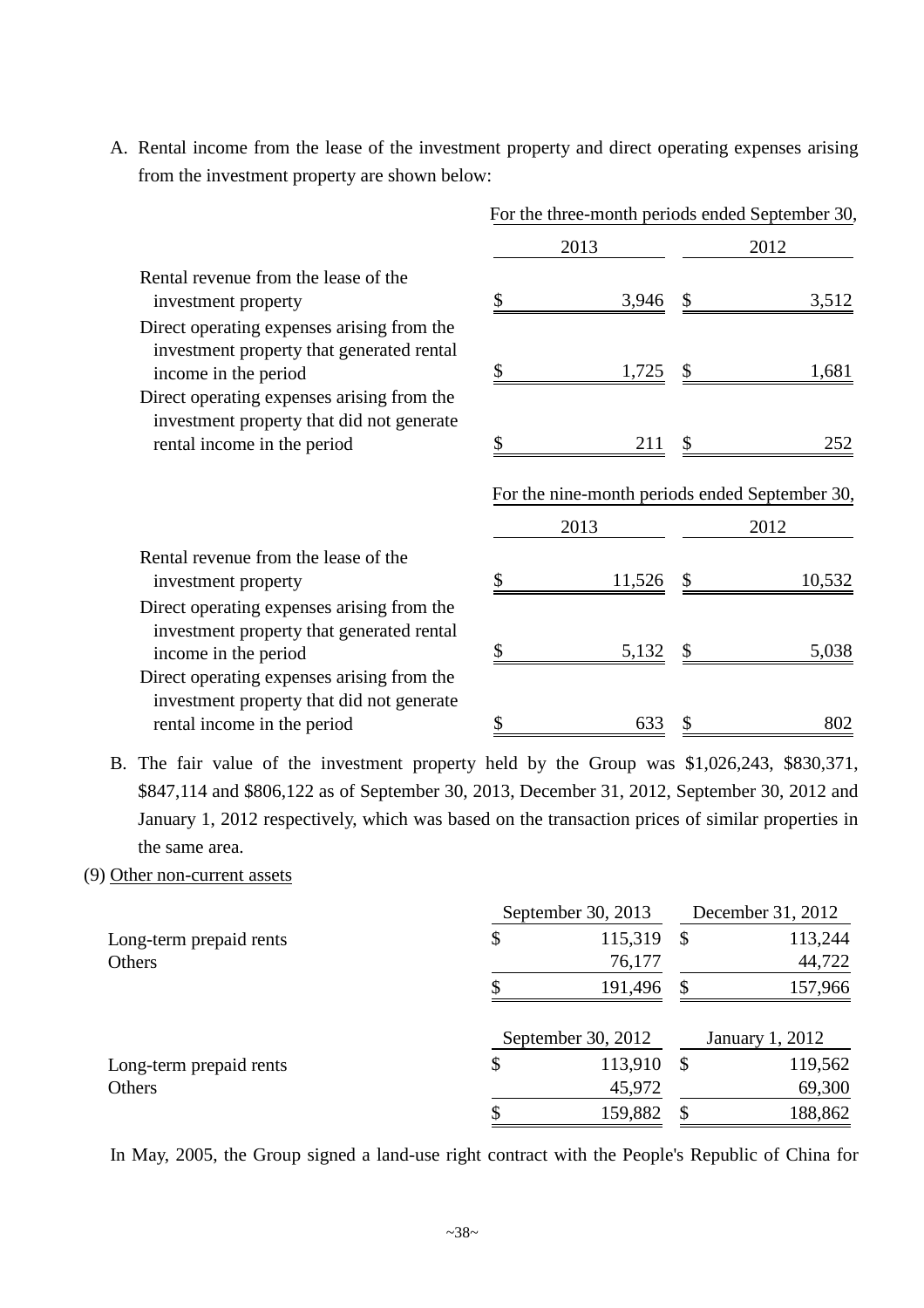A. Rental income from the lease of the investment property and direct operating expenses arising from the investment property are shown below:

| | For the three-month periods ended September 30, | |
|---|---|---|
| | 2013 | 2012 |
| Rental revenue from the lease of the investment property | $ 3,946 | $ 3,512 |
| Direct operating expenses arising from the investment property that generated rental income in the period | $ 1,725 | $ 1,681 |
| Direct operating expenses arising from the investment property that did not generate rental income in the period | $ 211 | $ 252 |

| | For the nine-month periods ended September 30, | |
|---|---|---|
| | 2013 | 2012 |
| Rental revenue from the lease of the investment property | $ 11,526 | $ 10,532 |
| Direct operating expenses arising from the investment property that generated rental income in the period | $ 5,132 | $ 5,038 |
| Direct operating expenses arising from the investment property that did not generate rental income in the period | $ 633 | $ 802 |

B. The fair value of the investment property held by the Group was $1,026,243, $830,371, $847,114 and $806,122 as of September 30, 2013, December 31, 2012, September 30, 2012 and January 1, 2012 respectively, which was based on the transaction prices of similar properties in the same area.

(9) Other non-current assets

| | September 30, 2013 | December 31, 2012 |
|---|---|---|
| Long-term prepaid rents | $ 115,319 | $ 113,244 |
| Others | 76,177 | 44,722 |
| | $ 191,496 | $ 157,966 |

| | September 30, 2012 | January 1, 2012 |
|---|---|---|
| Long-term prepaid rents | $ 113,910 | $ 119,562 |
| Others | 45,972 | 69,300 |
| | $ 159,882 | $ 188,862 |

In May, 2005, the Group signed a land-use right contract with the People's Republic of China for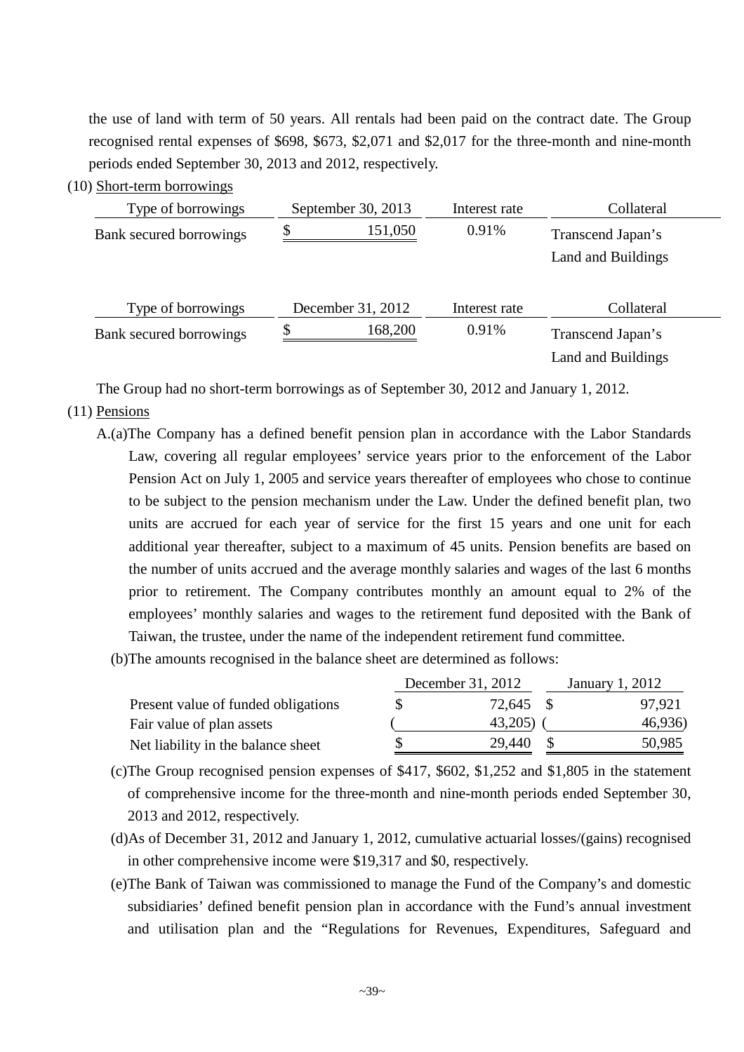the use of land with term of 50 years. All rentals had been paid on the contract date. The Group recognised rental expenses of $698, $673, $2,071 and $2,017 for the three-month and nine-month periods ended September 30, 2013 and 2012, respectively.

(10) Short-term borrowings

| Type of borrowings | September 30, 2013 | Interest rate | Collateral |
|---|---|---|---|
| Bank secured borrowings | $ 151,050 | 0.91% | Transcend Japan's Land and Buildings |

| Type of borrowings | December 31, 2012 | Interest rate | Collateral |
|---|---|---|---|
| Bank secured borrowings | $ 168,200 | 0.91% | Transcend Japan's Land and Buildings |

The Group had no short-term borrowings as of September 30, 2012 and January 1, 2012.

(11) Pensions

A.(a)The Company has a defined benefit pension plan in accordance with the Labor Standards Law, covering all regular employees' service years prior to the enforcement of the Labor Pension Act on July 1, 2005 and service years thereafter of employees who chose to continue to be subject to the pension mechanism under the Law. Under the defined benefit plan, two units are accrued for each year of service for the first 15 years and one unit for each additional year thereafter, subject to a maximum of 45 units. Pension benefits are based on the number of units accrued and the average monthly salaries and wages of the last 6 months prior to retirement. The Company contributes monthly an amount equal to 2% of the employees' monthly salaries and wages to the retirement fund deposited with the Bank of Taiwan, the trustee, under the name of the independent retirement fund committee.

(b)The amounts recognised in the balance sheet are determined as follows:

| | December 31, 2012 | January 1, 2012 |
|---|---|---|
| Present value of funded obligations | $ 72,645 | $ 97,921 |
| Fair value of plan assets | ( 43,205) | ( 46,936) |
| Net liability in the balance sheet | $ 29,440 | $ 50,985 |

(c)The Group recognised pension expenses of $417, $602, $1,252 and $1,805 in the statement of comprehensive income for the three-month and nine-month periods ended September 30, 2013 and 2012, respectively.

(d)As of December 31, 2012 and January 1, 2012, cumulative actuarial losses/(gains) recognised in other comprehensive income were $19,317 and $0, respectively.

(e)The Bank of Taiwan was commissioned to manage the Fund of the Company's and domestic subsidiaries' defined benefit pension plan in accordance with the Fund's annual investment and utilisation plan and the "Regulations for Revenues, Expenditures, Safeguard and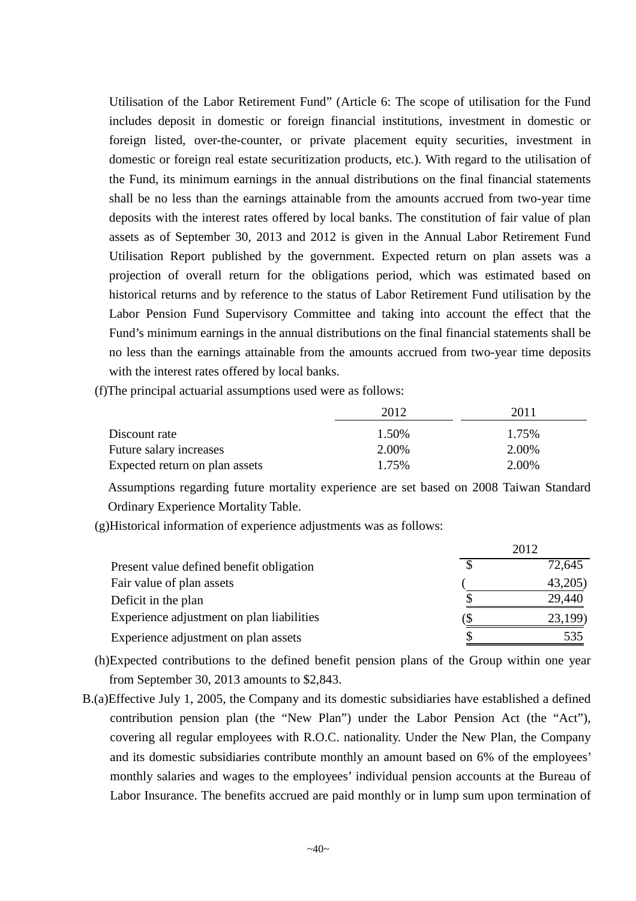Utilisation of the Labor Retirement Fund" (Article 6: The scope of utilisation for the Fund includes deposit in domestic or foreign financial institutions, investment in domestic or foreign listed, over-the-counter, or private placement equity securities, investment in domestic or foreign real estate securitization products, etc.). With regard to the utilisation of the Fund, its minimum earnings in the annual distributions on the final financial statements shall be no less than the earnings attainable from the amounts accrued from two-year time deposits with the interest rates offered by local banks. The constitution of fair value of plan assets as of September 30, 2013 and 2012 is given in the Annual Labor Retirement Fund Utilisation Report published by the government. Expected return on plan assets was a projection of overall return for the obligations period, which was estimated based on historical returns and by reference to the status of Labor Retirement Fund utilisation by the Labor Pension Fund Supervisory Committee and taking into account the effect that the Fund's minimum earnings in the annual distributions on the final financial statements shall be no less than the earnings attainable from the amounts accrued from two-year time deposits with the interest rates offered by local banks.

(f)The principal actuarial assumptions used were as follows:

| | 2012 | 2011 |
|---|---|---|
| Discount rate | 1.50% | 1.75% |
| Future salary increases | 2.00% | 2.00% |
| Expected return on plan assets | 1.75% | 2.00% |

Assumptions regarding future mortality experience are set based on 2008 Taiwan Standard Ordinary Experience Mortality Table.

(g)Historical information of experience adjustments was as follows:

| | 2012 |
|---|---|
| Present value defined benefit obligation | $ 72,645 |
| Fair value of plan assets | ( 43,205) |
| Deficit in the plan | $ 29,440 |
| Experience adjustment on plan liabilities | ($ 23,199) |
| Experience adjustment on plan assets | $ 535 |

(h)Expected contributions to the defined benefit pension plans of the Group within one year from September 30, 2013 amounts to $2,843.

B.(a)Effective July 1, 2005, the Company and its domestic subsidiaries have established a defined contribution pension plan (the "New Plan") under the Labor Pension Act (the "Act"), covering all regular employees with R.O.C. nationality. Under the New Plan, the Company and its domestic subsidiaries contribute monthly an amount based on 6% of the employees' monthly salaries and wages to the employees' individual pension accounts at the Bureau of Labor Insurance. The benefits accrued are paid monthly or in lump sum upon termination of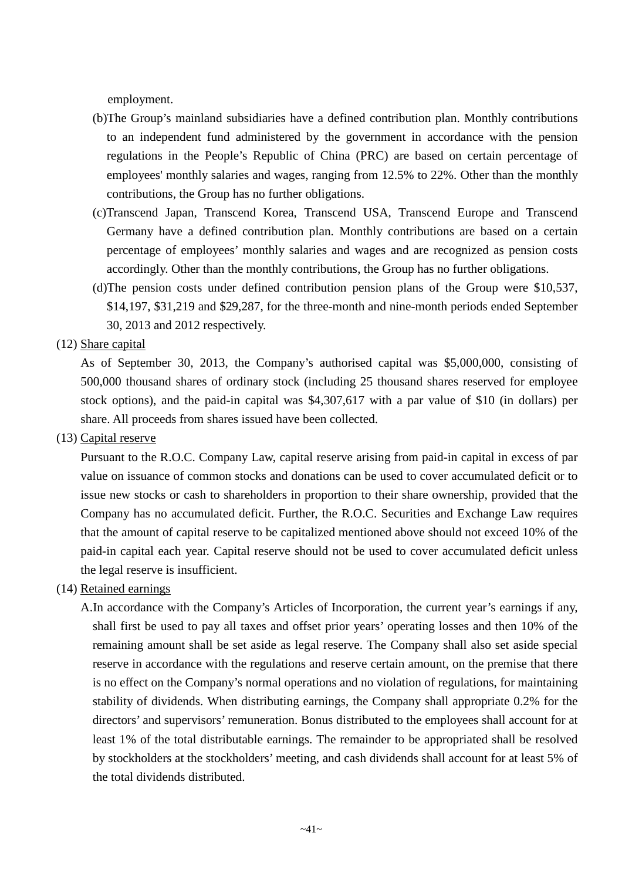employment.

(b)The Group's mainland subsidiaries have a defined contribution plan. Monthly contributions to an independent fund administered by the government in accordance with the pension regulations in the People's Republic of China (PRC) are based on certain percentage of employees' monthly salaries and wages, ranging from 12.5% to 22%. Other than the monthly contributions, the Group has no further obligations.

(c)Transcend Japan, Transcend Korea, Transcend USA, Transcend Europe and Transcend Germany have a defined contribution plan. Monthly contributions are based on a certain percentage of employees' monthly salaries and wages and are recognized as pension costs accordingly. Other than the monthly contributions, the Group has no further obligations.

(d)The pension costs under defined contribution pension plans of the Group were $10,537, $14,197, $31,219 and $29,287, for the three-month and nine-month periods ended September 30, 2013 and 2012 respectively.

(12) Share capital

As of September 30, 2013, the Company's authorised capital was $5,000,000, consisting of 500,000 thousand shares of ordinary stock (including 25 thousand shares reserved for employee stock options), and the paid-in capital was $4,307,617 with a par value of $10 (in dollars) per share. All proceeds from shares issued have been collected.

(13) Capital reserve

Pursuant to the R.O.C. Company Law, capital reserve arising from paid-in capital in excess of par value on issuance of common stocks and donations can be used to cover accumulated deficit or to issue new stocks or cash to shareholders in proportion to their share ownership, provided that the Company has no accumulated deficit. Further, the R.O.C. Securities and Exchange Law requires that the amount of capital reserve to be capitalized mentioned above should not exceed 10% of the paid-in capital each year. Capital reserve should not be used to cover accumulated deficit unless the legal reserve is insufficient.

(14) Retained earnings

A.In accordance with the Company's Articles of Incorporation, the current year's earnings if any, shall first be used to pay all taxes and offset prior years' operating losses and then 10% of the remaining amount shall be set aside as legal reserve. The Company shall also set aside special reserve in accordance with the regulations and reserve certain amount, on the premise that there is no effect on the Company's normal operations and no violation of regulations, for maintaining stability of dividends. When distributing earnings, the Company shall appropriate 0.2% for the directors' and supervisors' remuneration. Bonus distributed to the employees shall account for at least 1% of the total distributable earnings. The remainder to be appropriated shall be resolved by stockholders at the stockholders' meeting, and cash dividends shall account for at least 5% of the total dividends distributed.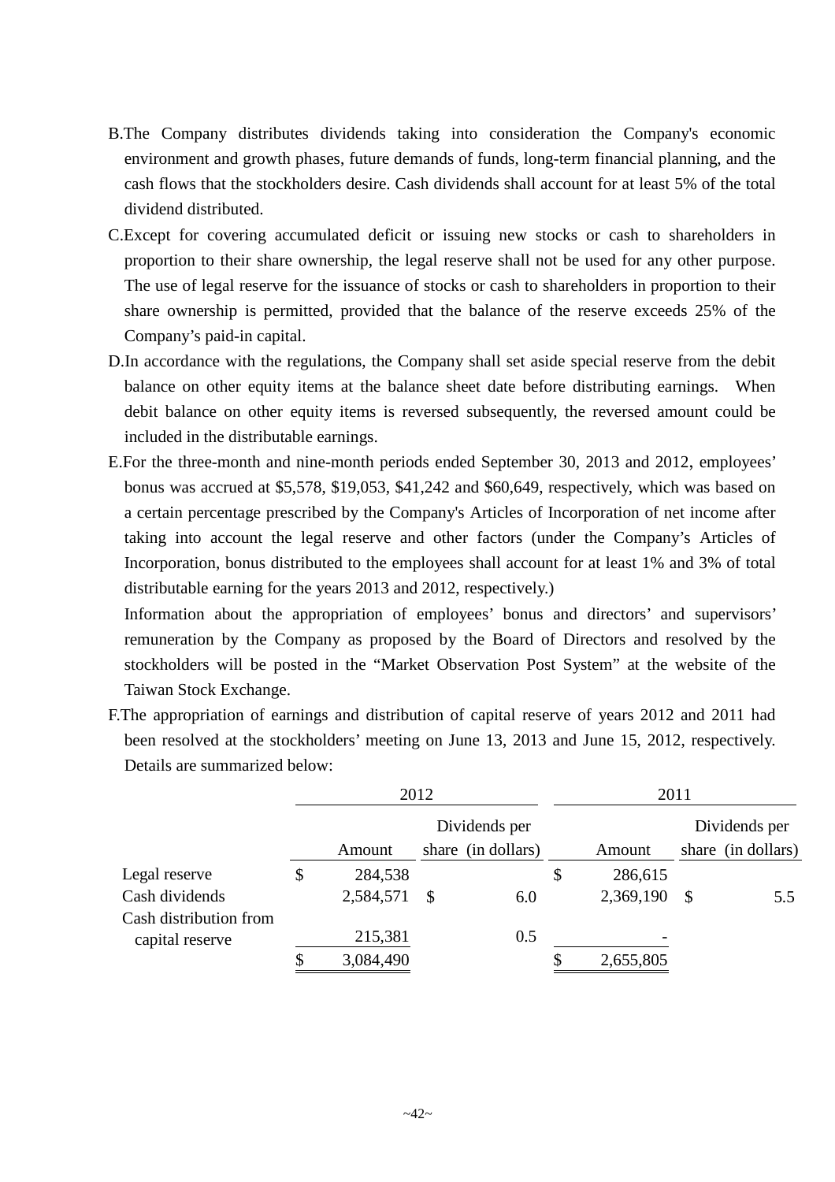B. The Company distributes dividends taking into consideration the Company's economic environment and growth phases, future demands of funds, long-term financial planning, and the cash flows that the stockholders desire. Cash dividends shall account for at least 5% of the total dividend distributed.

C. Except for covering accumulated deficit or issuing new stocks or cash to shareholders in proportion to their share ownership, the legal reserve shall not be used for any other purpose. The use of legal reserve for the issuance of stocks or cash to shareholders in proportion to their share ownership is permitted, provided that the balance of the reserve exceeds 25% of the Company's paid-in capital.

D. In accordance with the regulations, the Company shall set aside special reserve from the debit balance on other equity items at the balance sheet date before distributing earnings. When debit balance on other equity items is reversed subsequently, the reversed amount could be included in the distributable earnings.

E. For the three-month and nine-month periods ended September 30, 2013 and 2012, employees' bonus was accrued at $5,578, $19,053, $41,242 and $60,649, respectively, which was based on a certain percentage prescribed by the Company's Articles of Incorporation of net income after taking into account the legal reserve and other factors (under the Company's Articles of Incorporation, bonus distributed to the employees shall account for at least 1% and 3% of total distributable earning for the years 2013 and 2012, respectively.)

   Information about the appropriation of employees' bonus and directors' and supervisors' remuneration by the Company as proposed by the Board of Directors and resolved by the stockholders will be posted in the "Market Observation Post System" at the website of the Taiwan Stock Exchange.

F. The appropriation of earnings and distribution of capital reserve of years 2012 and 2011 had been resolved at the stockholders' meeting on June 13, 2013 and June 15, 2012, respectively. Details are summarized below:

| | 2012 | | 2011 | |
|---|---|---|---|---|
| | Amount | Dividends per share (in dollars) | Amount | Dividends per share (in dollars) |
| Legal reserve | $ 284,538 | | $ 286,615 | |
| Cash dividends | 2,584,571 | $ 6.0 | 2,369,190 | $ 5.5 |
| Cash distribution from capital reserve | 215,381 | 0.5 | - | |
| | $ 3,084,490 | | $ 2,655,805 | |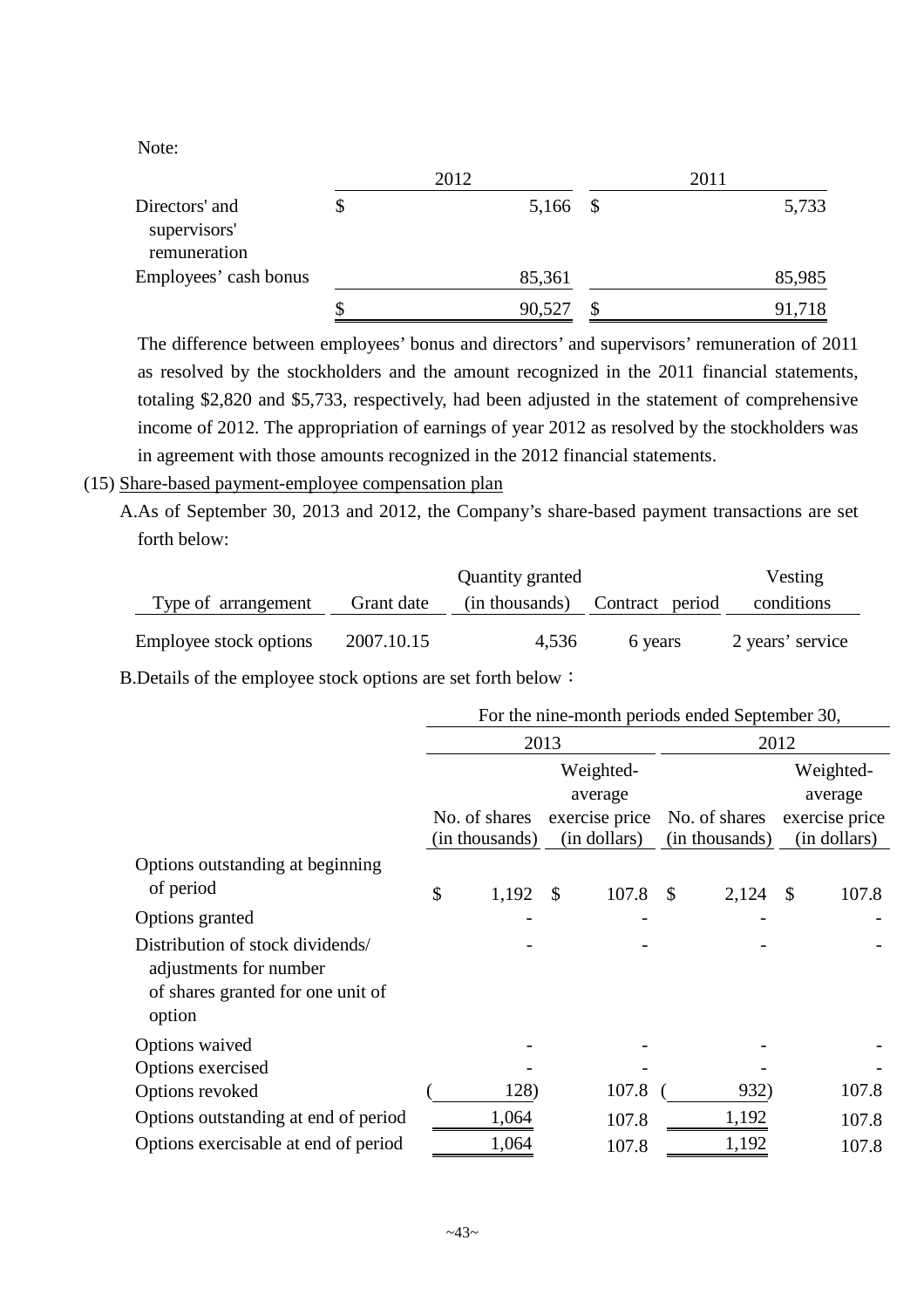Note:

| | 2012 | 2011 |
|---|---|---|
| Directors' and supervisors' remuneration | $ 5,166 | $ 5,733 |
| Employees' cash bonus | 85,361 | 85,985 |
| | $ 90,527 | $ 91,718 |

The difference between employees' bonus and directors' and supervisors' remuneration of 2011 as resolved by the stockholders and the amount recognized in the 2011 financial statements, totaling $2,820 and $5,733, respectively, had been adjusted in the statement of comprehensive income of 2012. The appropriation of earnings of year 2012 as resolved by the stockholders was in agreement with those amounts recognized in the 2012 financial statements.

(15) Share-based payment-employee compensation plan

A.As of September 30, 2013 and 2012, the Company's share-based payment transactions are set forth below:

| Type of arrangement | Grant date | Quantity granted (in thousands) | Contract period | Vesting conditions |
|---|---|---|---|---|
| Employee stock options | 2007.10.15 | 4,536 | 6 years | 2 years' service |

B.Details of the employee stock options are set forth below：

| | For the nine-month periods ended September 30, | | | |
|---|---|---|---|---|
| | 2013 | | 2012 | |
| | No. of shares (in thousands) | Weighted-average exercise price (in dollars) | No. of shares (in thousands) | Weighted-average exercise price (in dollars) |
| Options outstanding at beginning of period | $ 1,192 | $ 107.8 | $ 2,124 | $ 107.8 |
| Options granted | - | - | - | - |
| Distribution of stock dividends/ adjustments for number of shares granted for one unit of option | - | - | - | - |
| Options waived | - | - | - | - |
| Options exercised | - | - | - | - |
| Options revoked | ( 128) | 107.8 | ( 932) | 107.8 |
| Options outstanding at end of period | 1,064 | 107.8 | 1,192 | 107.8 |
| Options exercisable at end of period | 1,064 | 107.8 | 1,192 | 107.8 |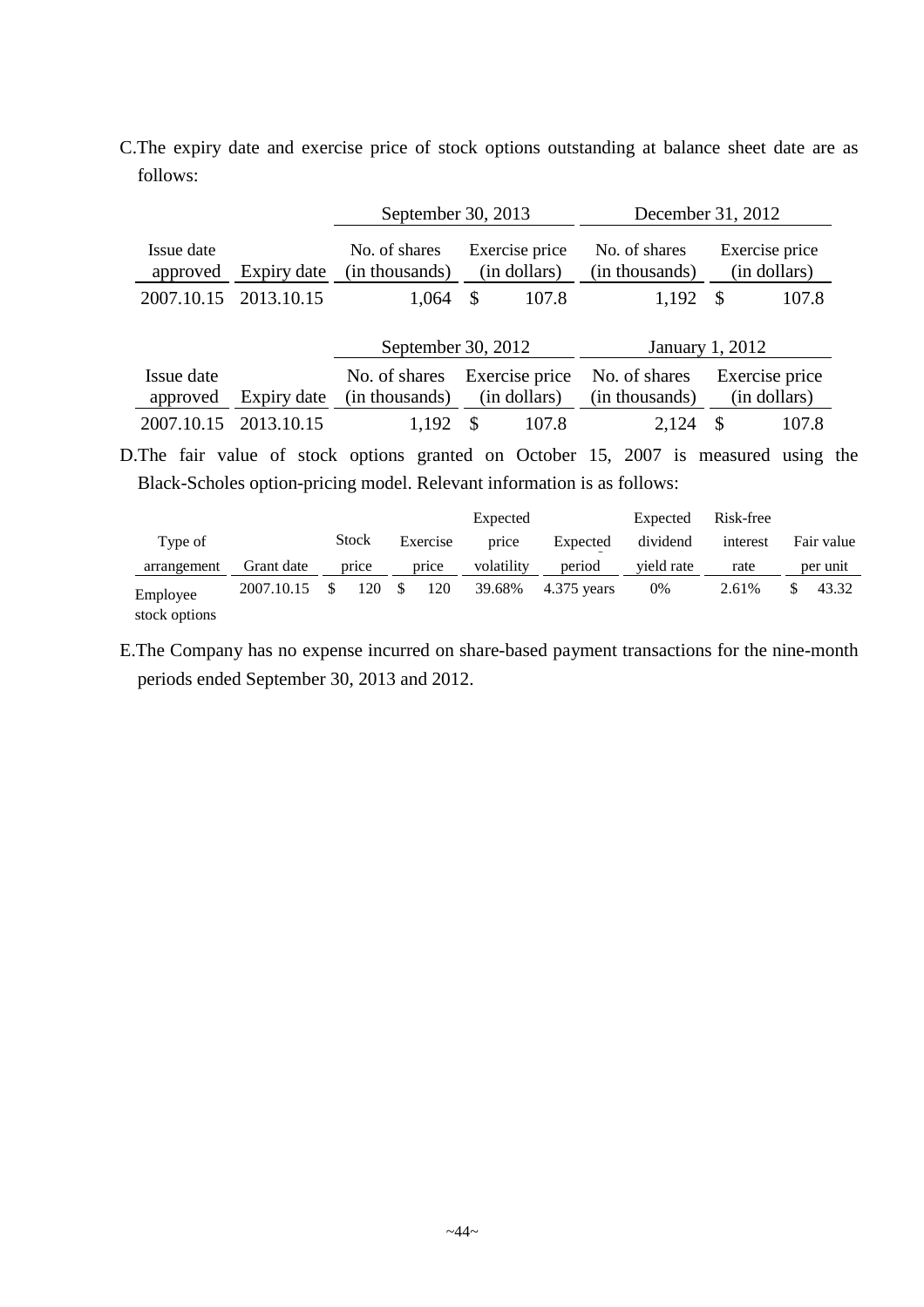C.The expiry date and exercise price of stock options outstanding at balance sheet date are as follows:

| | | September 30, 2013 | | December 31, 2012 | |
|---|---|---|---|---|---|
| Issue date approved | Expiry date | No. of shares (in thousands) | Exercise price (in dollars) | No. of shares (in thousands) | Exercise price (in dollars) |
| 2007.10.15 | 2013.10.15 | 1,064 | $ 107.8 | 1,192 | $ 107.8 |

| | | September 30, 2012 | | January 1, 2012 | |
|---|---|---|---|---|---|
| Issue date approved | Expiry date | No. of shares (in thousands) | Exercise price (in dollars) | No. of shares (in thousands) | Exercise price (in dollars) |
| 2007.10.15 | 2013.10.15 | 1,192 | $ 107.8 | 2,124 | $ 107.8 |

D.The fair value of stock options granted on October 15, 2007 is measured using the Black-Scholes option-pricing model. Relevant information is as follows:

| Type of arrangement | Grant date | Stock price | Exercise price | Expected price volatility | Expected period | Expected dividend yield rate | Risk-free interest rate | Fair value per unit |
|---|---|---|---|---|---|---|---|---|
| Employee stock options | 2007.10.15 | $ 120 | $ 120 | 39.68% | 4.375 years | 0% | 2.61% | $ 43.32 |

E.The Company has no expense incurred on share-based payment transactions for the nine-month periods ended September 30, 2013 and 2012.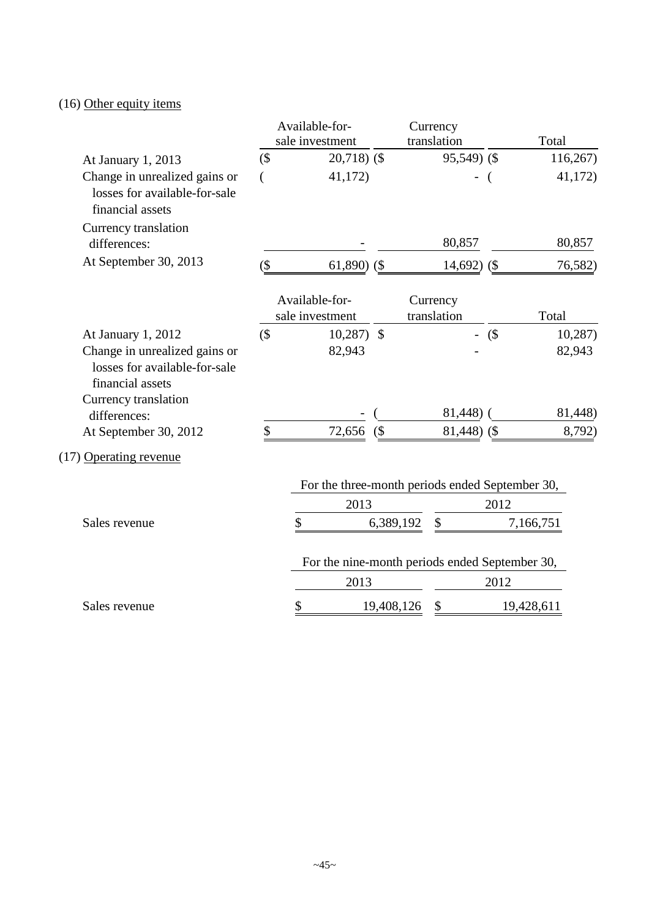(16) Other equity items

| | Available-for-sale investment | Currency translation | Total |
|---|---|---|---|
| At January 1, 2013 | ($ 20,718) | ($ 95,549) | ($ 116,267) |
| Change in unrealized gains or losses for available-for-sale financial assets | ( 41,172) | - | ( 41,172) |
| Currency translation differences: | - | 80,857 | 80,857 |
| At September 30, 2013 | ($ 61,890) | ($ 14,692) | ($ 76,582) |

| | Available-for-sale investment | Currency translation | Total |
|---|---|---|---|
| At January 1, 2012 | ($ 10,287) | $ - | ($ 10,287) |
| Change in unrealized gains or losses for available-for-sale financial assets | 82,943 | - | 82,943 |
| Currency translation differences: | - | ( 81,448) | ( 81,448) |
| At September 30, 2012 | $ 72,656 | ($ 81,448) | ($ 8,792) |

(17) Operating revenue

| | For the three-month periods ended September 30, | |
|---|---|---|
| | 2013 | 2012 |
| Sales revenue | $ 6,389,192 | $ 7,166,751 |

| | For the nine-month periods ended September 30, | |
|---|---|---|
| | 2013 | 2012 |
| Sales revenue | $ 19,408,126 | $ 19,428,611 |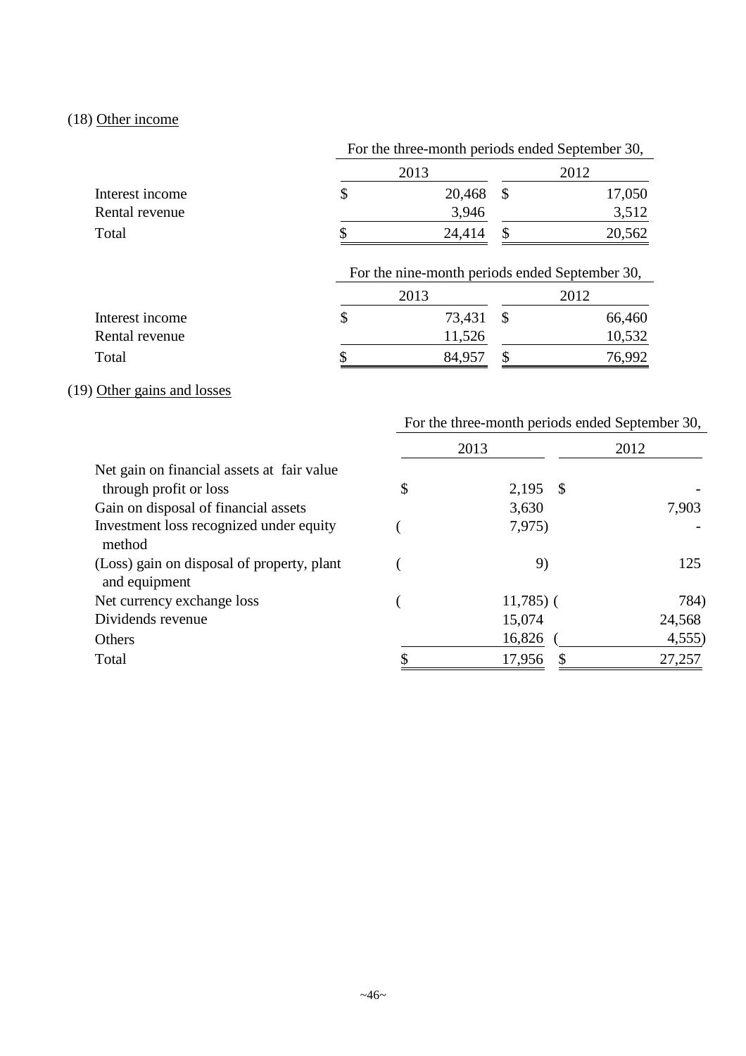(18) Other income

| | For the three-month periods ended September 30, | |
|---|---|---|
| | 2013 | 2012 |
| Interest income | $ 20,468 | $ 17,050 |
| Rental revenue | 3,946 | 3,512 |
| Total | $ 24,414 | $ 20,562 |

| | For the nine-month periods ended September 30, | |
|---|---|---|
| | 2013 | 2012 |
| Interest income | $ 73,431 | $ 66,460 |
| Rental revenue | 11,526 | 10,532 |
| Total | $ 84,957 | $ 76,992 |

(19) Other gains and losses

| | For the three-month periods ended September 30, | |
|---|---|---|
| | 2013 | 2012 |
| Net gain on financial assets at fair value through profit or loss | $ 2,195 | $ - |
| Gain on disposal of financial assets | 3,630 | 7,903 |
| Investment loss recognized under equity method | ( 7,975) | - |
| (Loss) gain on disposal of property, plant and equipment | ( 9) | 125 |
| Net currency exchange loss | ( 11,785) | ( 784) |
| Dividends revenue | 15,074 | 24,568 |
| Others | 16,826 | ( 4,555) |
| Total | $ 17,956 | $ 27,257 |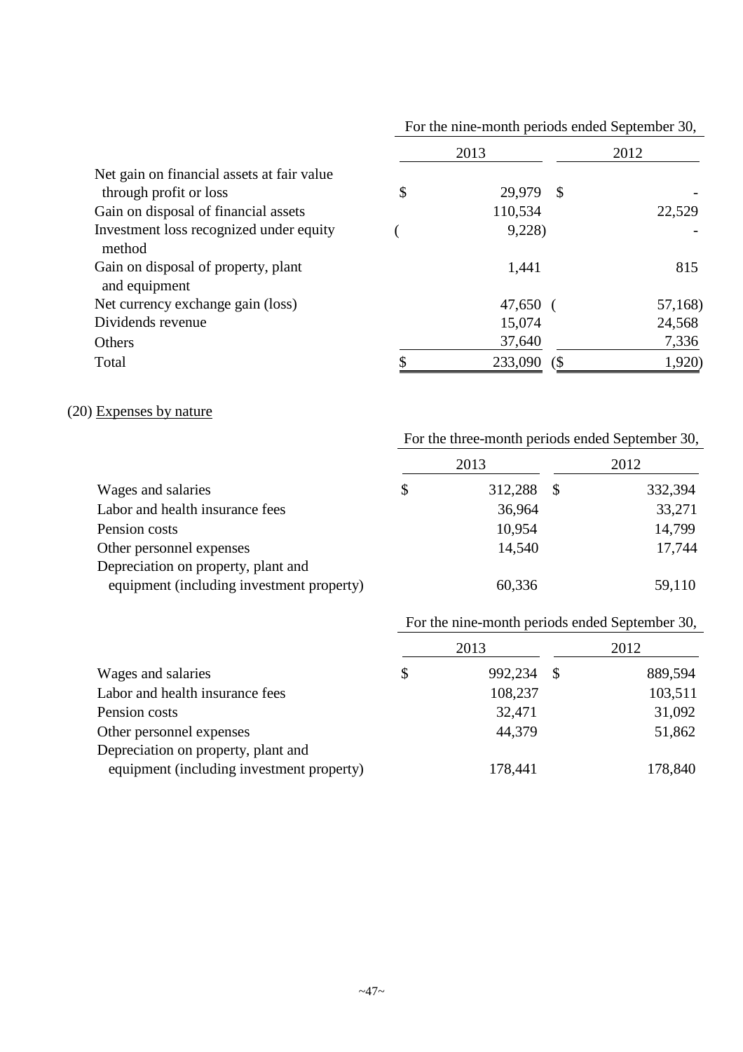| | For the nine-month periods ended September 30, | |
|---|---|---|
| | 2013 | 2012 |
| Net gain on financial assets at fair value through profit or loss | $ 29,979 | $ - |
| Gain on disposal of financial assets | 110,534 | 22,529 |
| Investment loss recognized under equity method | ( 9,228) | - |
| Gain on disposal of property, plant and equipment | 1,441 | 815 |
| Net currency exchange gain (loss) | 47,650 | ( 57,168) |
| Dividends revenue | 15,074 | 24,568 |
| Others | 37,640 | 7,336 |
| Total | $ 233,090 | ($ 1,920) |

(20) Expenses by nature

| | For the three-month periods ended September 30, | |
|---|---|---|
| | 2013 | 2012 |
| Wages and salaries | $ 312,288 | $ 332,394 |
| Labor and health insurance fees | 36,964 | 33,271 |
| Pension costs | 10,954 | 14,799 |
| Other personnel expenses | 14,540 | 17,744 |
| Depreciation on property, plant and equipment (including investment property) | 60,336 | 59,110 |

| | For the nine-month periods ended September 30, | |
|---|---|---|
| | 2013 | 2012 |
| Wages and salaries | $ 992,234 | $ 889,594 |
| Labor and health insurance fees | 108,237 | 103,511 |
| Pension costs | 32,471 | 31,092 |
| Other personnel expenses | 44,379 | 51,862 |
| Depreciation on property, plant and equipment (including investment property) | 178,441 | 178,840 |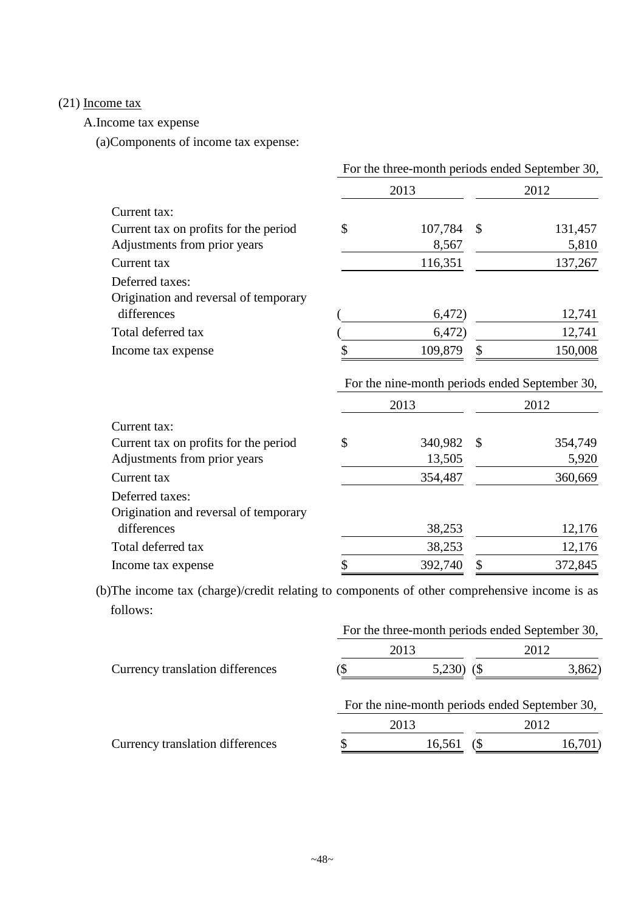(21) Income tax

A.Income tax expense

(a)Components of income tax expense:

| | For the three-month periods ended September 30, | |
|---|---|---|
| | 2013 | 2012 |
| Current tax: | | |
| Current tax on profits for the period | $ 107,784 | $ 131,457 |
| Adjustments from prior years | 8,567 | 5,810 |
| Current tax | 116,351 | 137,267 |
| Deferred taxes: | | |
| Origination and reversal of temporary differences | ( 6,472) | 12,741 |
| Total deferred tax | ( 6,472) | 12,741 |
| Income tax expense | $ 109,879 | $ 150,008 |

| | For the nine-month periods ended September 30, | |
|---|---|---|
| | 2013 | 2012 |
| Current tax: | | |
| Current tax on profits for the period | $ 340,982 | $ 354,749 |
| Adjustments from prior years | 13,505 | 5,920 |
| Current tax | 354,487 | 360,669 |
| Deferred taxes: | | |
| Origination and reversal of temporary differences | 38,253 | 12,176 |
| Total deferred tax | 38,253 | 12,176 |
| Income tax expense | $ 392,740 | $ 372,845 |

(b)The income tax (charge)/credit relating to components of other comprehensive income is as follows:

| | For the three-month periods ended September 30, | |
|---|---|---|
| | 2013 | 2012 |
| Currency translation differences | ($ 5,230) | ($ 3,862) |

| | For the nine-month periods ended September 30, | |
|---|---|---|
| | 2013 | 2012 |
| Currency translation differences | $ 16,561 | ($ 16,701) |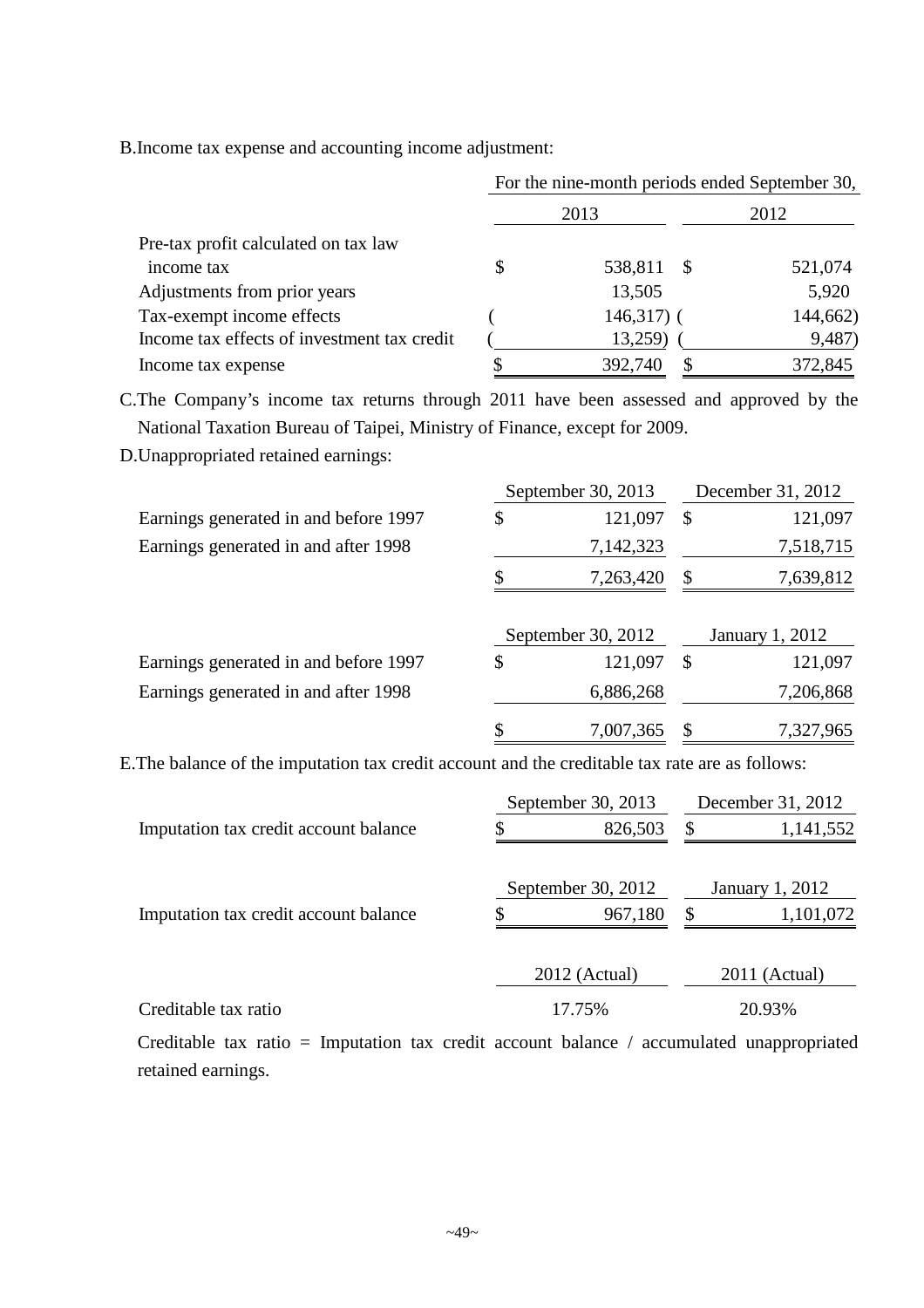B.Income tax expense and accounting income adjustment:

| | For the nine-month periods ended September 30, | |
|---|---|---|
| | 2013 | 2012 |
| Pre-tax profit calculated on tax law income tax | $ 538,811 | $ 521,074 |
| Adjustments from prior years | 13,505 | 5,920 |
| Tax-exempt income effects | ( 146,317) | ( 144,662) |
| Income tax effects of investment tax credit | ( 13,259) | ( 9,487) |
| Income tax expense | $ 392,740 | $ 372,845 |

C.The Company's income tax returns through 2011 have been assessed and approved by the National Taxation Bureau of Taipei, Ministry of Finance, except for 2009.

D.Unappropriated retained earnings:

| | September 30, 2013 | December 31, 2012 |
|---|---|---|
| Earnings generated in and before 1997 | $ 121,097 | $ 121,097 |
| Earnings generated in and after 1998 | 7,142,323 | 7,518,715 |
| | $ 7,263,420 | $ 7,639,812 |

| | September 30, 2012 | January 1, 2012 |
|---|---|---|
| Earnings generated in and before 1997 | $ 121,097 | $ 121,097 |
| Earnings generated in and after 1998 | 6,886,268 | 7,206,868 |
| | $ 7,007,365 | $ 7,327,965 |

E.The balance of the imputation tax credit account and the creditable tax rate are as follows:

| | September 30, 2013 | December 31, 2012 |
|---|---|---|
| Imputation tax credit account balance | $ 826,503 | $ 1,141,552 |

| | September 30, 2012 | January 1, 2012 |
|---|---|---|
| Imputation tax credit account balance | $ 967,180 | $ 1,101,072 |

| | 2012 (Actual) | 2011 (Actual) |
|---|---|---|
| Creditable tax ratio | 17.75% | 20.93% |

Creditable tax ratio = Imputation tax credit account balance / accumulated unappropriated retained earnings.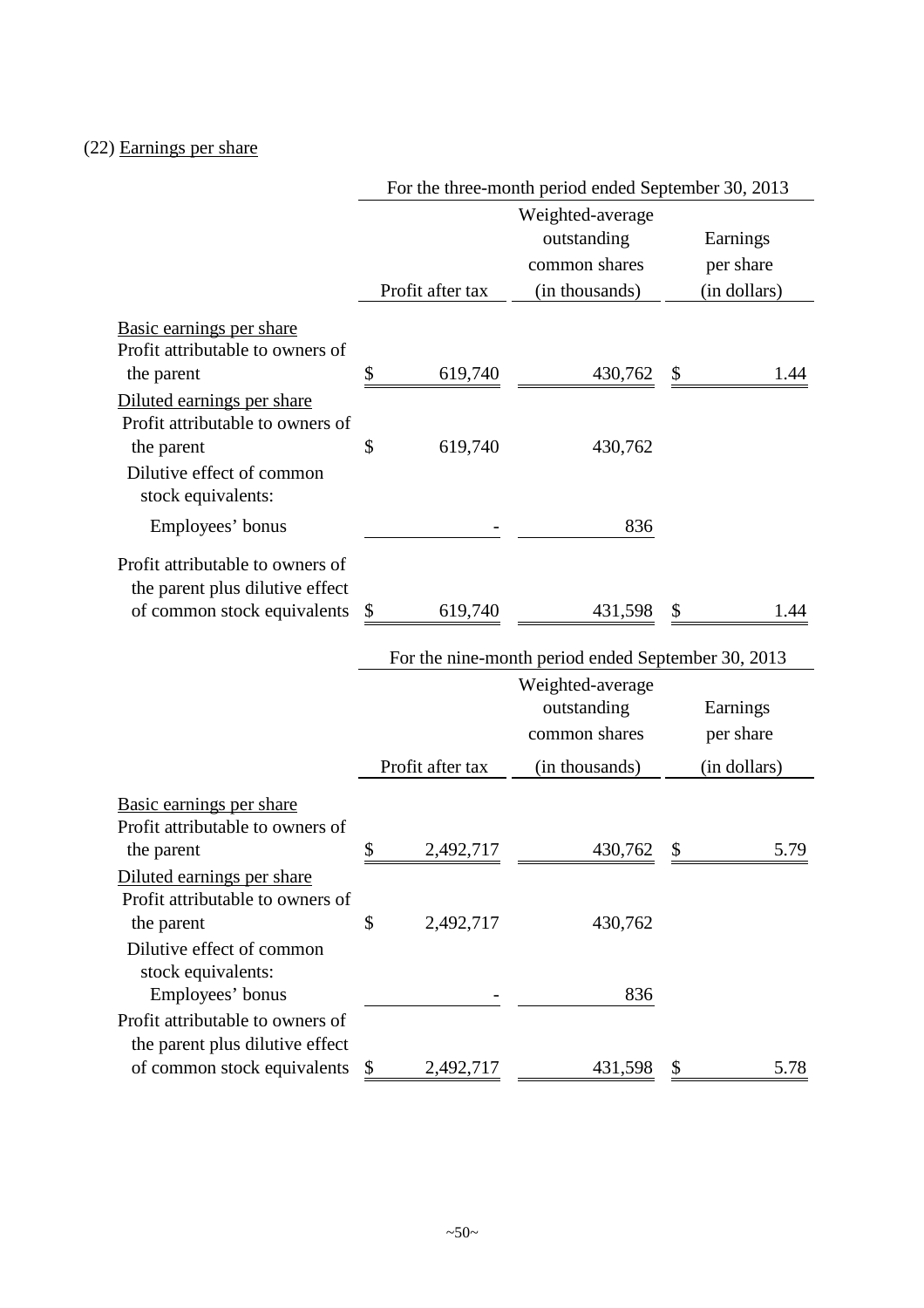(22) Earnings per share

| | For the three-month period ended September 30, 2013 | | |
|---|---|---|---|
| | Profit after tax | Weighted-average outstanding common shares (in thousands) | Earnings per share (in dollars) |
| Basic earnings per share | | | |
| Profit attributable to owners of the parent | $ 619,740 | 430,762 | $ 1.44 |
| Diluted earnings per share | | | |
| Profit attributable to owners of the parent | $ 619,740 | 430,762 | |
| Dilutive effect of common stock equivalents: | | | |
| Employees' bonus | - | 836 | |
| Profit attributable to owners of the parent plus dilutive effect of common stock equivalents | $ 619,740 | 431,598 | $ 1.44 |

| | For the nine-month period ended September 30, 2013 | | |
|---|---|---|---|
| | Profit after tax | Weighted-average outstanding common shares (in thousands) | Earnings per share (in dollars) |
| Basic earnings per share | | | |
| Profit attributable to owners of the parent | $ 2,492,717 | 430,762 | $ 5.79 |
| Diluted earnings per share | | | |
| Profit attributable to owners of the parent | $ 2,492,717 | 430,762 | |
| Dilutive effect of common stock equivalents: | | | |
| Employees' bonus | - | 836 | |
| Profit attributable to owners of the parent plus dilutive effect of common stock equivalents | $ 2,492,717 | 431,598 | $ 5.78 |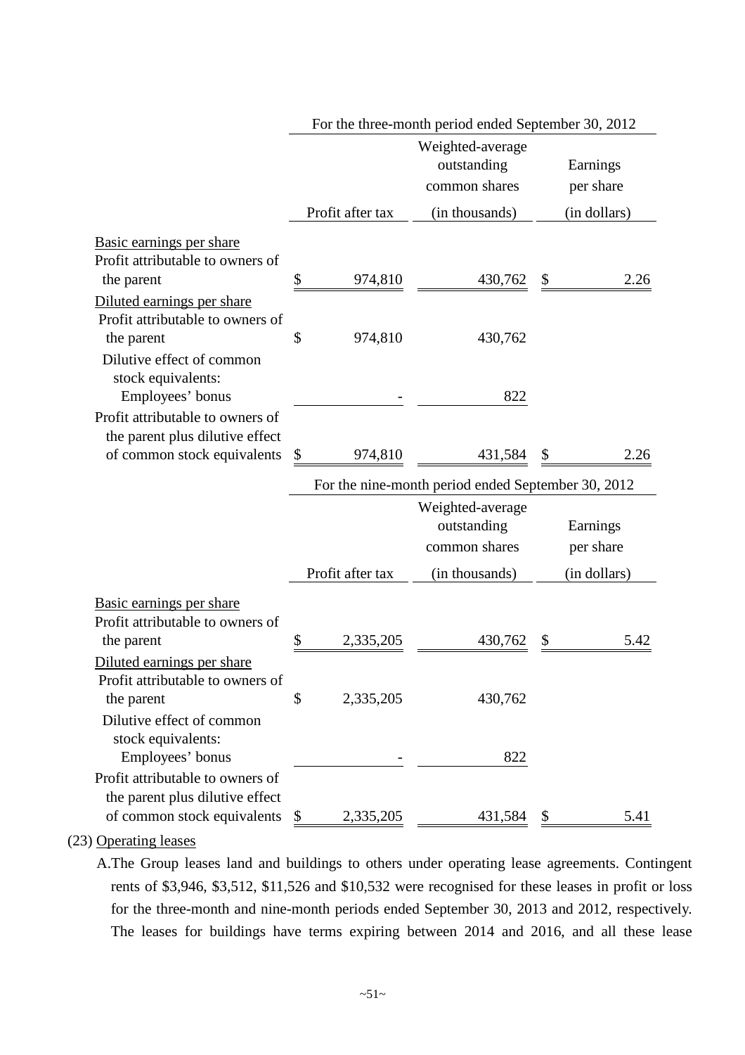| | For the three-month period ended September 30, 2012 | | |
|---|---|---|---|
| | Profit after tax | Weighted-average outstanding common shares (in thousands) | Earnings per share (in dollars) |
| Basic earnings per share | | | |
| Profit attributable to owners of the parent | $ 974,810 | 430,762 | $ 2.26 |
| Diluted earnings per share | | | |
| Profit attributable to owners of the parent | $ 974,810 | 430,762 | |
| Dilutive effect of common stock equivalents: | | | |
| Employees' bonus | - | 822 | |
| Profit attributable to owners of the parent plus dilutive effect of common stock equivalents | $ 974,810 | 431,584 | $ 2.26 |

| | For the nine-month period ended September 30, 2012 | | |
|---|---|---|---|
| | Profit after tax | Weighted-average outstanding common shares (in thousands) | Earnings per share (in dollars) |
| Basic earnings per share | | | |
| Profit attributable to owners of the parent | $ 2,335,205 | 430,762 | $ 5.42 |
| Diluted earnings per share | | | |
| Profit attributable to owners of the parent | $ 2,335,205 | 430,762 | |
| Dilutive effect of common stock equivalents: | | | |
| Employees' bonus | - | 822 | |
| Profit attributable to owners of the parent plus dilutive effect of common stock equivalents | $ 2,335,205 | 431,584 | $ 5.41 |

(23) Operating leases

A.The Group leases land and buildings to others under operating lease agreements. Contingent rents of $3,946, $3,512, $11,526 and $10,532 were recognised for these leases in profit or loss for the three-month and nine-month periods ended September 30, 2013 and 2012, respectively. The leases for buildings have terms expiring between 2014 and 2016, and all these lease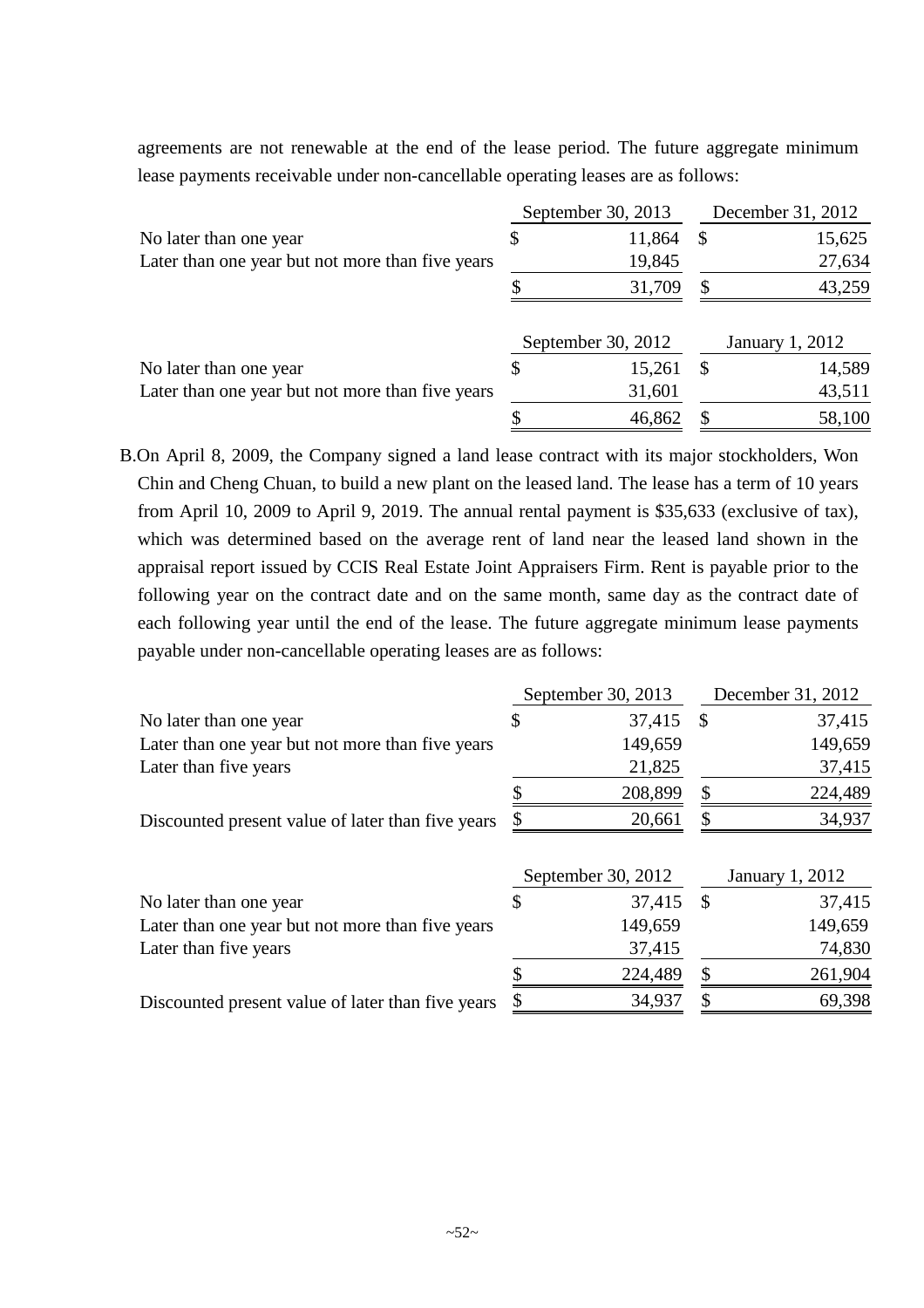agreements are not renewable at the end of the lease period. The future aggregate minimum lease payments receivable under non-cancellable operating leases are as follows:

| | September 30, 2013 | December 31, 2012 |
|---|---|---|
| No later than one year | $ 11,864 | $ 15,625 |
| Later than one year but not more than five years | 19,845 | 27,634 |
| | $ 31,709 | $ 43,259 |

| | September 30, 2012 | January 1, 2012 |
|---|---|---|
| No later than one year | $ 15,261 | $ 14,589 |
| Later than one year but not more than five years | 31,601 | 43,511 |
| | $ 46,862 | $ 58,100 |

B. On April 8, 2009, the Company signed a land lease contract with its major stockholders, Won Chin and Cheng Chuan, to build a new plant on the leased land. The lease has a term of 10 years from April 10, 2009 to April 9, 2019. The annual rental payment is $35,633 (exclusive of tax), which was determined based on the average rent of land near the leased land shown in the appraisal report issued by CCIS Real Estate Joint Appraisers Firm. Rent is payable prior to the following year on the contract date and on the same month, same day as the contract date of each following year until the end of the lease. The future aggregate minimum lease payments payable under non-cancellable operating leases are as follows:

| | September 30, 2013 | December 31, 2012 |
|---|---|---|
| No later than one year | $ 37,415 | $ 37,415 |
| Later than one year but not more than five years | 149,659 | 149,659 |
| Later than five years | 21,825 | 37,415 |
| | $ 208,899 | $ 224,489 |
| Discounted present value of later than five years | $ 20,661 | $ 34,937 |

| | September 30, 2012 | January 1, 2012 |
|---|---|---|
| No later than one year | $ 37,415 | $ 37,415 |
| Later than one year but not more than five years | 149,659 | 149,659 |
| Later than five years | 37,415 | 74,830 |
| | $ 224,489 | $ 261,904 |
| Discounted present value of later than five years | $ 34,937 | $ 69,398 |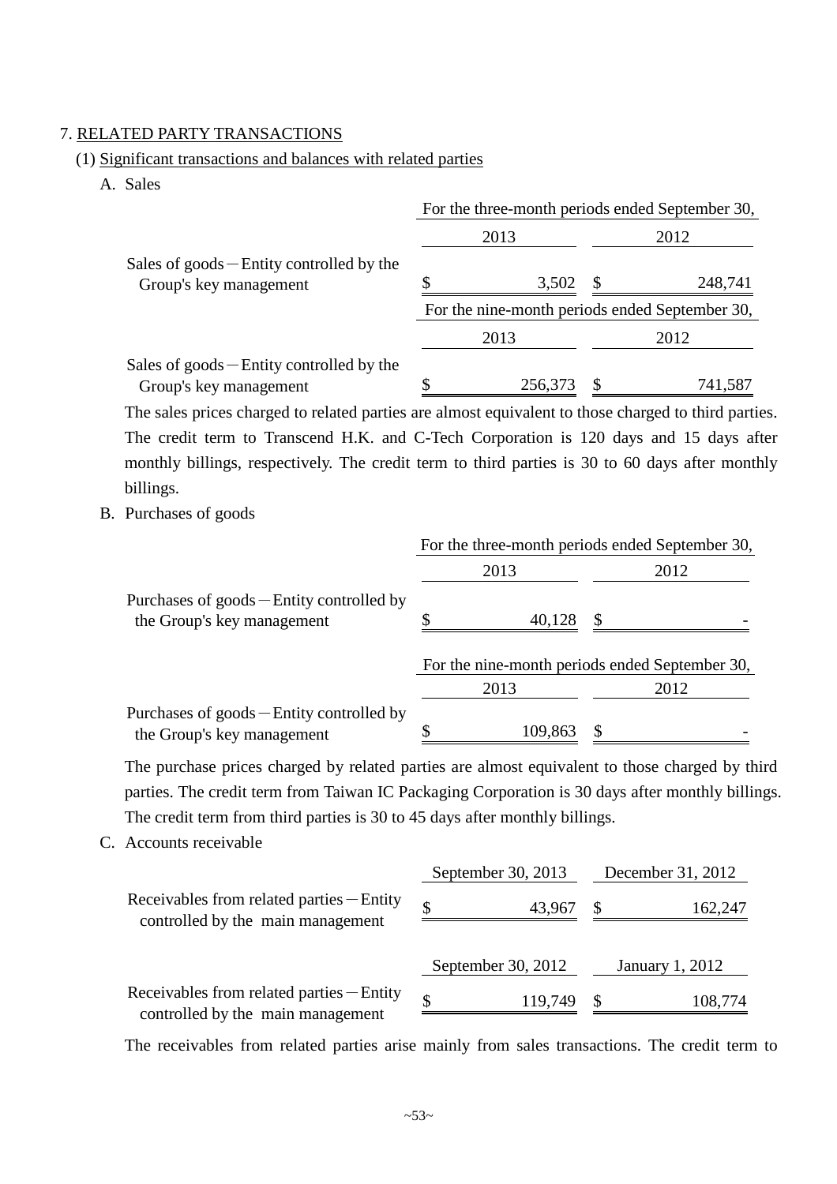7. RELATED PARTY TRANSACTIONS

(1) Significant transactions and balances with related parties

A. Sales

| | For the three-month periods ended September 30, | |
|---|---|---|
| | 2013 | 2012 |
| Sales of goods－Entity controlled by the Group's key management | $ 3,502 | $ 248,741 |

| | For the nine-month periods ended September 30, | |
|---|---|---|
| | 2013 | 2012 |
| Sales of goods－Entity controlled by the Group's key management | $ 256,373 | $ 741,587 |

The sales prices charged to related parties are almost equivalent to those charged to third parties. The credit term to Transcend H.K. and C-Tech Corporation is 120 days and 15 days after monthly billings, respectively. The credit term to third parties is 30 to 60 days after monthly billings.

B. Purchases of goods

| | For the three-month periods ended September 30, | |
|---|---|---|
| | 2013 | 2012 |
| Purchases of goods－Entity controlled by the Group's key management | $ 40,128 | $ - |

| | For the nine-month periods ended September 30, | |
|---|---|---|
| | 2013 | 2012 |
| Purchases of goods－Entity controlled by the Group's key management | $ 109,863 | $ - |

The purchase prices charged by related parties are almost equivalent to those charged by third parties. The credit term from Taiwan IC Packaging Corporation is 30 days after monthly billings. The credit term from third parties is 30 to 45 days after monthly billings.

C. Accounts receivable

| | September 30, 2013 | December 31, 2012 |
|---|---|---|
| Receivables from related parties－Entity controlled by the main management | $ 43,967 | $ 162,247 |

| | September 30, 2012 | January 1, 2012 |
|---|---|---|
| Receivables from related parties－Entity controlled by the main management | $ 119,749 | $ 108,774 |

The receivables from related parties arise mainly from sales transactions. The credit term to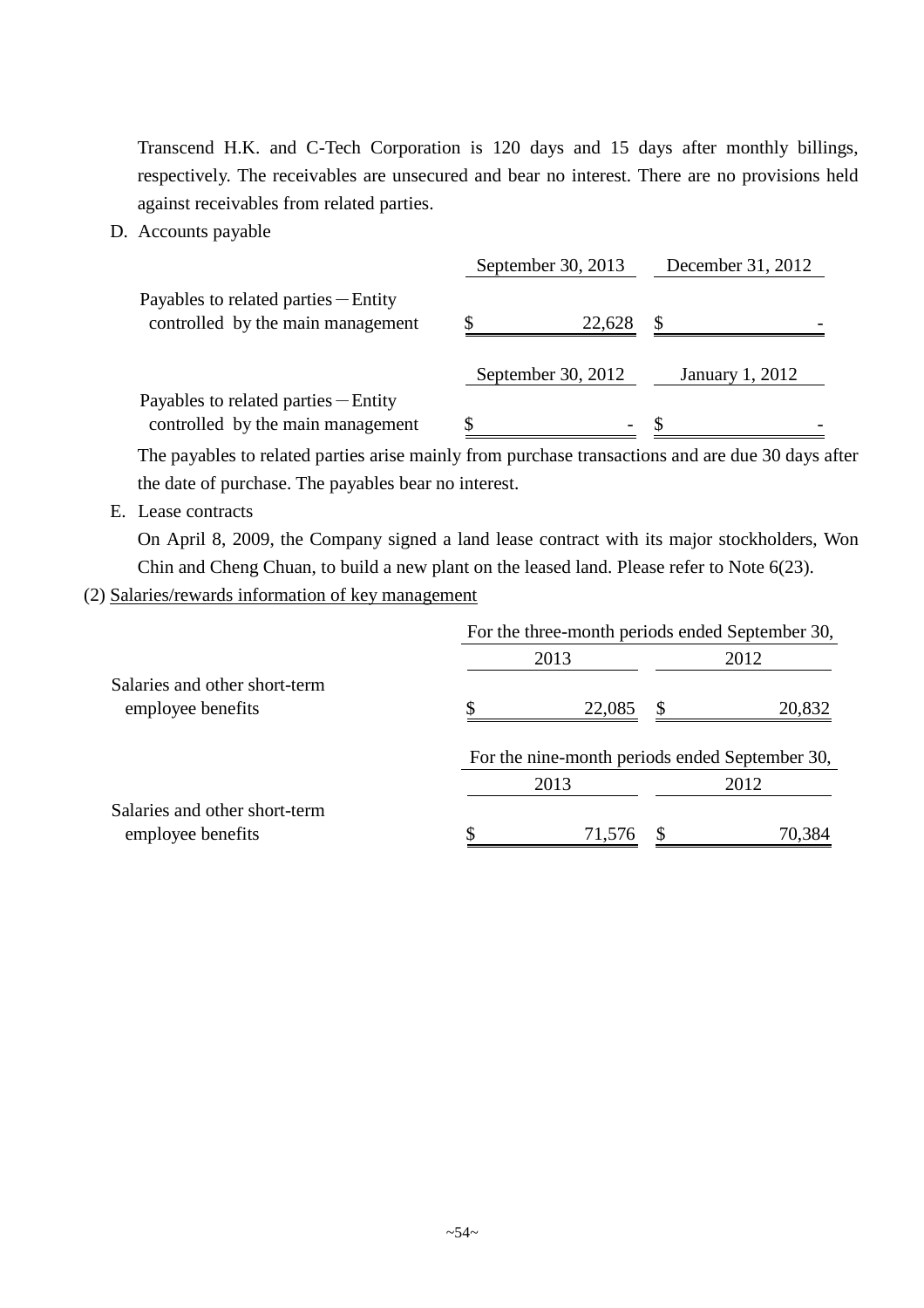Transcend H.K. and C-Tech Corporation is 120 days and 15 days after monthly billings, respectively. The receivables are unsecured and bear no interest. There are no provisions held against receivables from related parties.

D. Accounts payable

| | September 30, 2013 | December 31, 2012 |
|---|---|---|
| Payables to related parties－Entity controlled by the main management | $ 22,628 | $ - |

| | September 30, 2012 | January 1, 2012 |
|---|---|---|
| Payables to related parties－Entity controlled by the main management | $ - | $ - |

The payables to related parties arise mainly from purchase transactions and are due 30 days after the date of purchase. The payables bear no interest.

E. Lease contracts

On April 8, 2009, the Company signed a land lease contract with its major stockholders, Won Chin and Cheng Chuan, to build a new plant on the leased land. Please refer to Note 6(23).

(2) Salaries/rewards information of key management

| | For the three-month periods ended September 30, | |
|---|---|---|
| | 2013 | 2012 |
| Salaries and other short-term employee benefits | $ 22,085 | $ 20,832 |

| | For the nine-month periods ended September 30, | |
|---|---|---|
| | 2013 | 2012 |
| Salaries and other short-term employee benefits | $ 71,576 | $ 70,384 |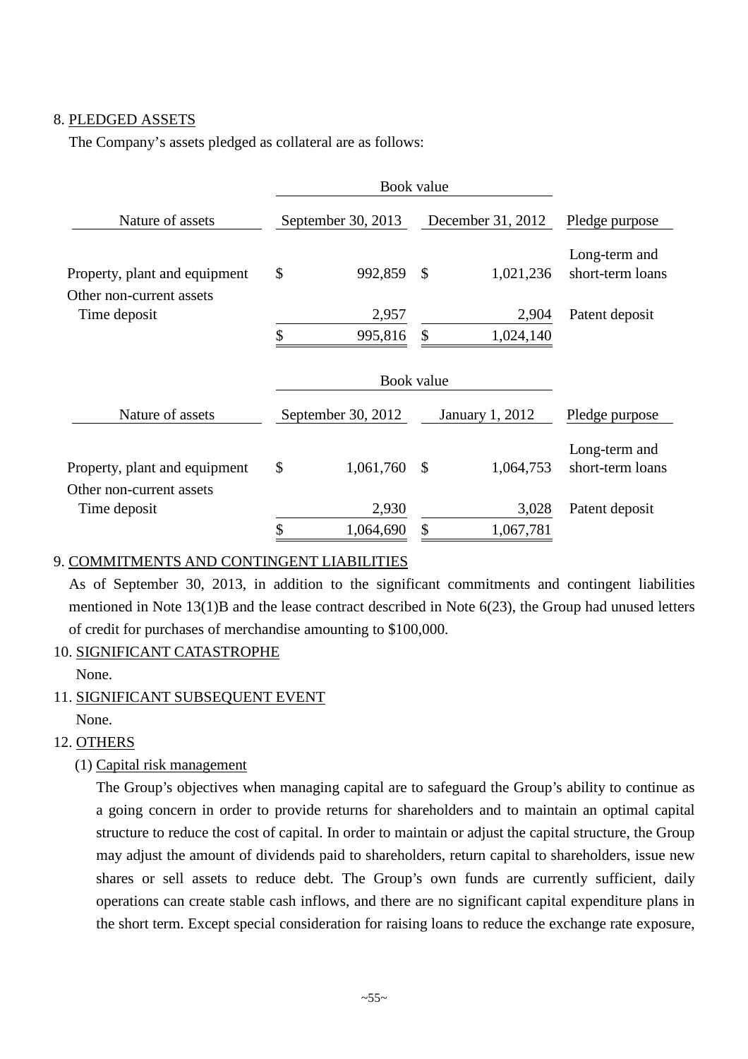8. PLEDGED ASSETS

The Company's assets pledged as collateral are as follows:

| | Book value | | |
|---|---|---|---|
| Nature of assets | September 30, 2013 | December 31, 2012 | Pledge purpose |
| Property, plant and equipment | $ 992,859 | $ 1,021,236 | Long-term and short-term loans |
| Other non-current assets | | | |
| Time deposit | 2,957 | 2,904 | Patent deposit |
| | $ 995,816 | $ 1,024,140 | |

| | Book value | | |
|---|---|---|---|
| Nature of assets | September 30, 2012 | January 1, 2012 | Pledge purpose |
| Property, plant and equipment | $ 1,061,760 | $ 1,064,753 | Long-term and short-term loans |
| Other non-current assets | | | |
| Time deposit | 2,930 | 3,028 | Patent deposit |
| | $ 1,064,690 | $ 1,067,781 | |

9. COMMITMENTS AND CONTINGENT LIABILITIES

As of September 30, 2013, in addition to the significant commitments and contingent liabilities mentioned in Note 13(1)B and the lease contract described in Note 6(23), the Group had unused letters of credit for purchases of merchandise amounting to $100,000.

10. SIGNIFICANT CATASTROPHE

None.

11. SIGNIFICANT SUBSEQUENT EVENT

None.

12. OTHERS

(1) Capital risk management

The Group's objectives when managing capital are to safeguard the Group's ability to continue as a going concern in order to provide returns for shareholders and to maintain an optimal capital structure to reduce the cost of capital. In order to maintain or adjust the capital structure, the Group may adjust the amount of dividends paid to shareholders, return capital to shareholders, issue new shares or sell assets to reduce debt. The Group's own funds are currently sufficient, daily operations can create stable cash inflows, and there are no significant capital expenditure plans in the short term. Except special consideration for raising loans to reduce the exchange rate exposure,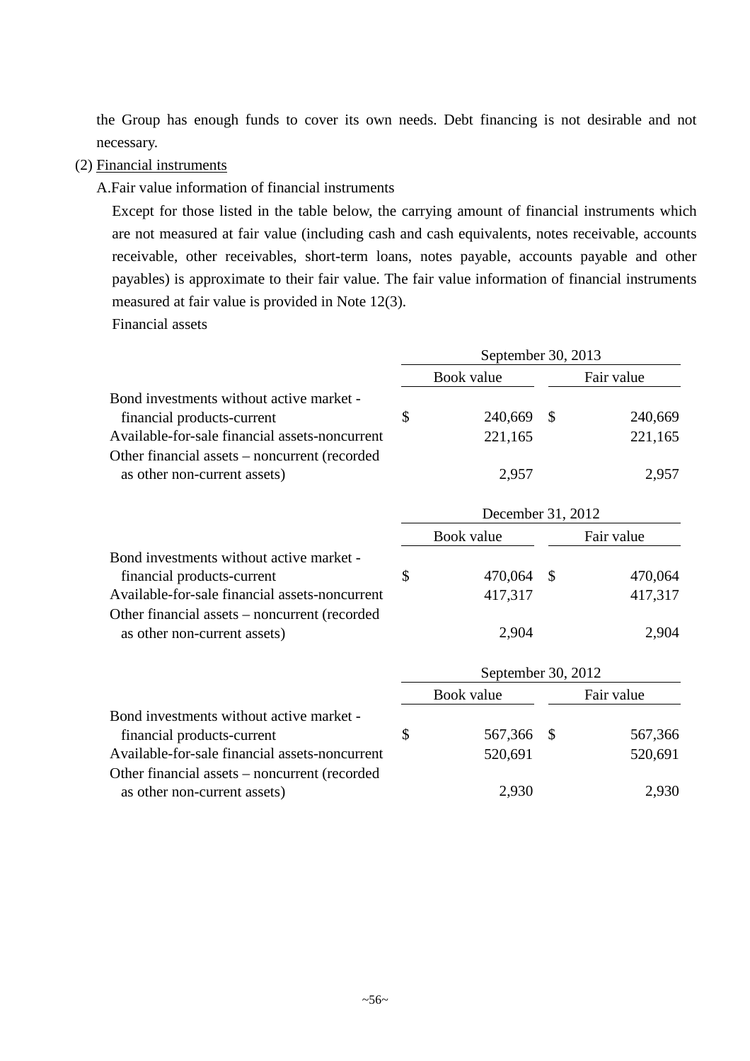the Group has enough funds to cover its own needs. Debt financing is not desirable and not necessary.

(2) Financial instruments

A.Fair value information of financial instruments

Except for those listed in the table below, the carrying amount of financial instruments which are not measured at fair value (including cash and cash equivalents, notes receivable, accounts receivable, other receivables, short-term loans, notes payable, accounts payable and other payables) is approximate to their fair value. The fair value information of financial instruments measured at fair value is provided in Note 12(3).

Financial assets

| | September 30, 2013 | |
|---|---|---|
| | Book value | Fair value |
| Bond investments without active market - financial products-current | $ 240,669 | $ 240,669 |
| Available-for-sale financial assets-noncurrent | 221,165 | 221,165 |
| Other financial assets – noncurrent (recorded as other non-current assets) | 2,957 | 2,957 |

| | December 31, 2012 | |
|---|---|---|
| | Book value | Fair value |
| Bond investments without active market - financial products-current | $ 470,064 | $ 470,064 |
| Available-for-sale financial assets-noncurrent | 417,317 | 417,317 |
| Other financial assets – noncurrent (recorded as other non-current assets) | 2,904 | 2,904 |

| | September 30, 2012 | |
|---|---|---|
| | Book value | Fair value |
| Bond investments without active market - financial products-current | $ 567,366 | $ 567,366 |
| Available-for-sale financial assets-noncurrent | 520,691 | 520,691 |
| Other financial assets – noncurrent (recorded as other non-current assets) | 2,930 | 2,930 |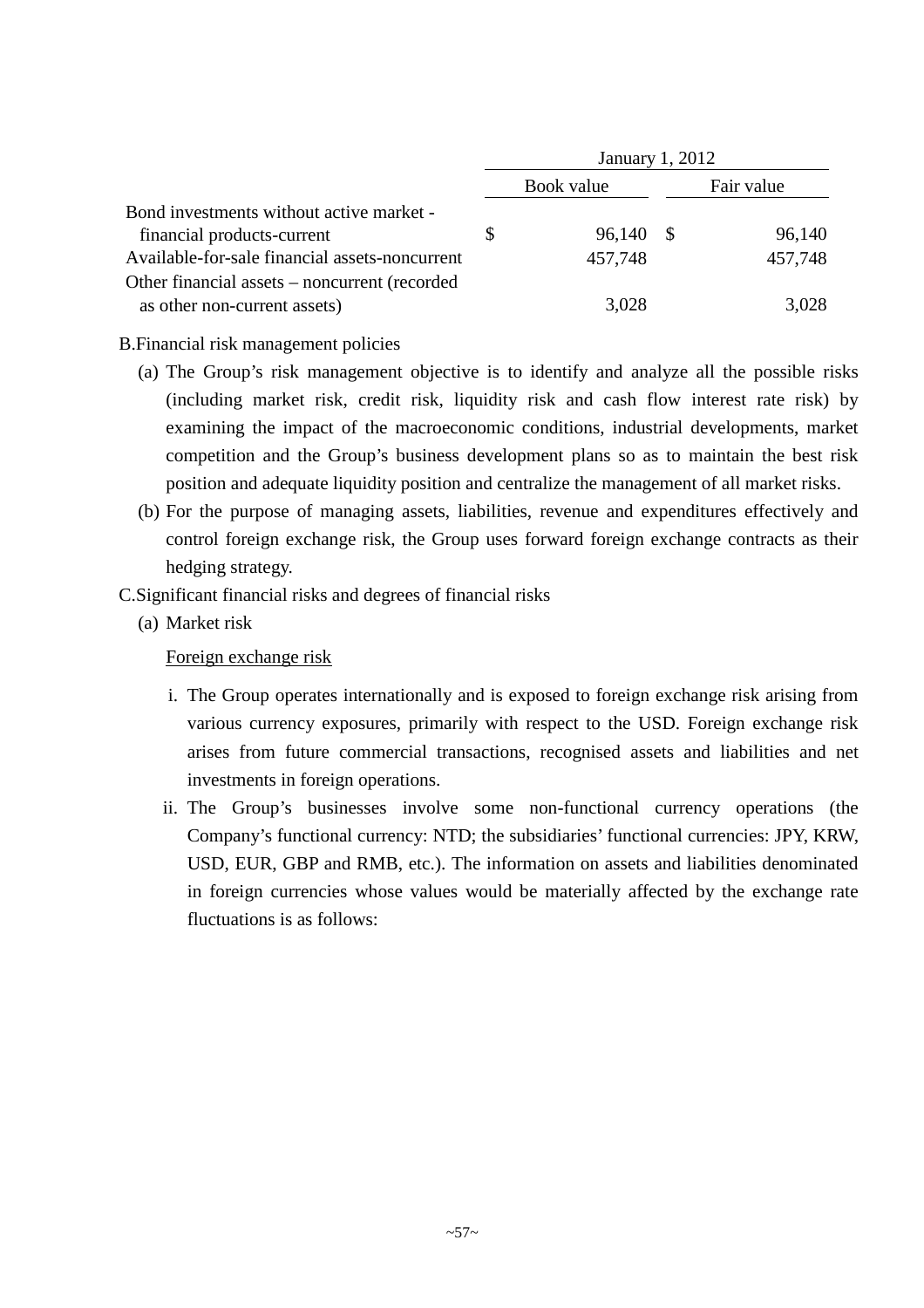| | January 1, 2012 | |
| --- | --- | --- |
| | Book value | Fair value |
| Bond investments without active market - financial products-current | $ 96,140 | $ 96,140 |
| Available-for-sale financial assets-noncurrent | 457,748 | 457,748 |
| Other financial assets – noncurrent (recorded as other non-current assets) | 3,028 | 3,028 |

B.Financial risk management policies

(a) The Group's risk management objective is to identify and analyze all the possible risks (including market risk, credit risk, liquidity risk and cash flow interest rate risk) by examining the impact of the macroeconomic conditions, industrial developments, market competition and the Group's business development plans so as to maintain the best risk position and adequate liquidity position and centralize the management of all market risks.

(b) For the purpose of managing assets, liabilities, revenue and expenditures effectively and control foreign exchange risk, the Group uses forward foreign exchange contracts as their hedging strategy.

C.Significant financial risks and degrees of financial risks

(a) Market risk

Foreign exchange risk

i. The Group operates internationally and is exposed to foreign exchange risk arising from various currency exposures, primarily with respect to the USD. Foreign exchange risk arises from future commercial transactions, recognised assets and liabilities and net investments in foreign operations.

ii. The Group's businesses involve some non-functional currency operations (the Company's functional currency: NTD; the subsidiaries' functional currencies: JPY, KRW, USD, EUR, GBP and RMB, etc.). The information on assets and liabilities denominated in foreign currencies whose values would be materially affected by the exchange rate fluctuations is as follows: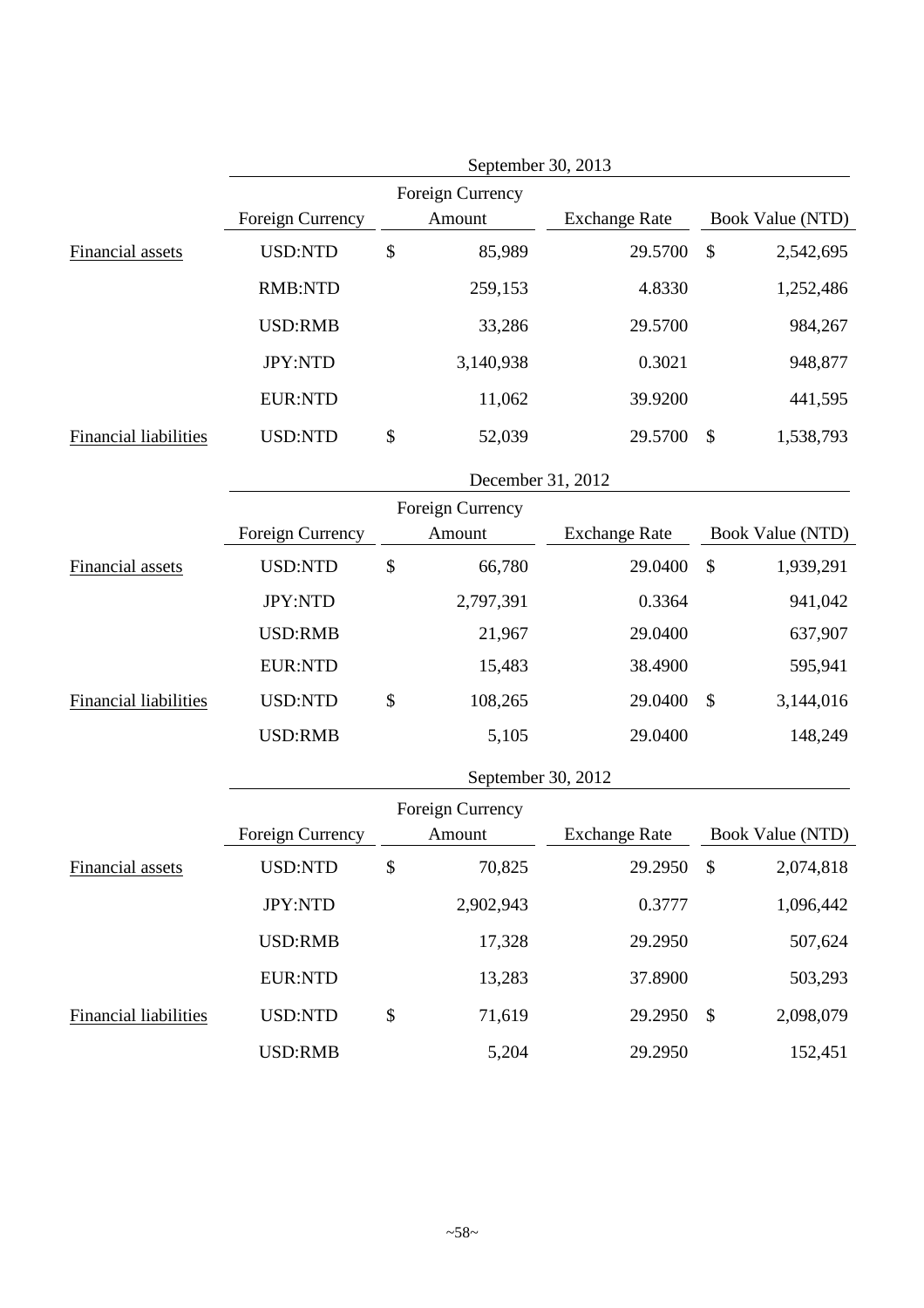| | September 30, 2013 | | | |
|---|---|---|---|---|
| | Foreign Currency | Foreign Currency Amount | Exchange Rate | Book Value (NTD) |
| Financial assets | USD:NTD | $ 85,989 | 29.5700 | $ 2,542,695 |
| | RMB:NTD | 259,153 | 4.8330 | 1,252,486 |
| | USD:RMB | 33,286 | 29.5700 | 984,267 |
| | JPY:NTD | 3,140,938 | 0.3021 | 948,877 |
| | EUR:NTD | 11,062 | 39.9200 | 441,595 |
| Financial liabilities | USD:NTD | $ 52,039 | 29.5700 | $ 1,538,793 |

| | December 31, 2012 | | | |
|---|---|---|---|---|
| | Foreign Currency | Foreign Currency Amount | Exchange Rate | Book Value (NTD) |
| Financial assets | USD:NTD | $ 66,780 | 29.0400 | $ 1,939,291 |
| | JPY:NTD | 2,797,391 | 0.3364 | 941,042 |
| | USD:RMB | 21,967 | 29.0400 | 637,907 |
| | EUR:NTD | 15,483 | 38.4900 | 595,941 |
| Financial liabilities | USD:NTD | $ 108,265 | 29.0400 | $ 3,144,016 |
| | USD:RMB | 5,105 | 29.0400 | 148,249 |

| | September 30, 2012 | | | |
|---|---|---|---|---|
| | Foreign Currency | Foreign Currency Amount | Exchange Rate | Book Value (NTD) |
| Financial assets | USD:NTD | $ 70,825 | 29.2950 | $ 2,074,818 |
| | JPY:NTD | 2,902,943 | 0.3777 | 1,096,442 |
| | USD:RMB | 17,328 | 29.2950 | 507,624 |
| | EUR:NTD | 13,283 | 37.8900 | 503,293 |
| Financial liabilities | USD:NTD | $ 71,619 | 29.2950 | $ 2,098,079 |
| | USD:RMB | 5,204 | 29.2950 | 152,451 |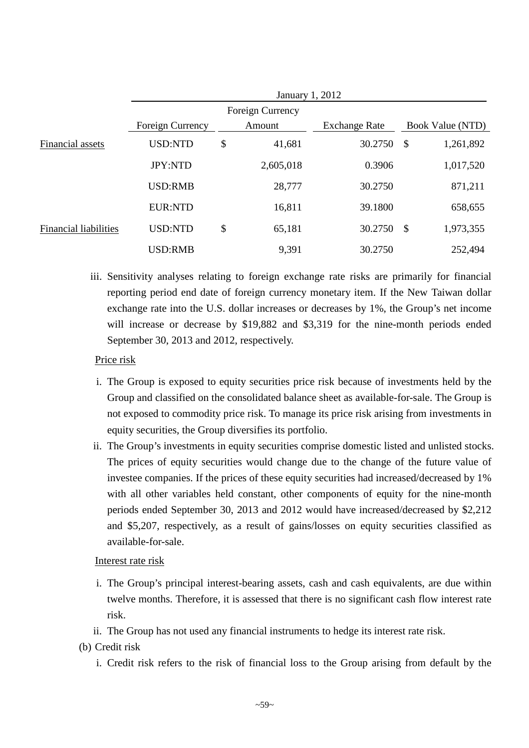| | January 1, 2012 | | | |
|---|---|---|---|---|
| | Foreign Currency | Foreign Currency Amount | Exchange Rate | Book Value (NTD) |
| Financial assets | USD:NTD | $ 41,681 | 30.2750 | $ 1,261,892 |
| | JPY:NTD | 2,605,018 | 0.3906 | 1,017,520 |
| | USD:RMB | 28,777 | 30.2750 | 871,211 |
| | EUR:NTD | 16,811 | 39.1800 | 658,655 |
| Financial liabilities | USD:NTD | $ 65,181 | 30.2750 | $ 1,973,355 |
| | USD:RMB | 9,391 | 30.2750 | 252,494 |

iii. Sensitivity analyses relating to foreign exchange rate risks are primarily for financial reporting period end date of foreign currency monetary item. If the New Taiwan dollar exchange rate into the U.S. dollar increases or decreases by 1%, the Group's net income will increase or decrease by $19,882 and $3,319 for the nine-month periods ended September 30, 2013 and 2012, respectively.

Price risk

i. The Group is exposed to equity securities price risk because of investments held by the Group and classified on the consolidated balance sheet as available-for-sale. The Group is not exposed to commodity price risk. To manage its price risk arising from investments in equity securities, the Group diversifies its portfolio.

ii. The Group's investments in equity securities comprise domestic listed and unlisted stocks. The prices of equity securities would change due to the change of the future value of investee companies. If the prices of these equity securities had increased/decreased by 1% with all other variables held constant, other components of equity for the nine-month periods ended September 30, 2013 and 2012 would have increased/decreased by $2,212 and $5,207, respectively, as a result of gains/losses on equity securities classified as available-for-sale.

Interest rate risk

i. The Group's principal interest-bearing assets, cash and cash equivalents, are due within twelve months. Therefore, it is assessed that there is no significant cash flow interest rate risk.

ii. The Group has not used any financial instruments to hedge its interest rate risk.

(b) Credit risk

i. Credit risk refers to the risk of financial loss to the Group arising from default by the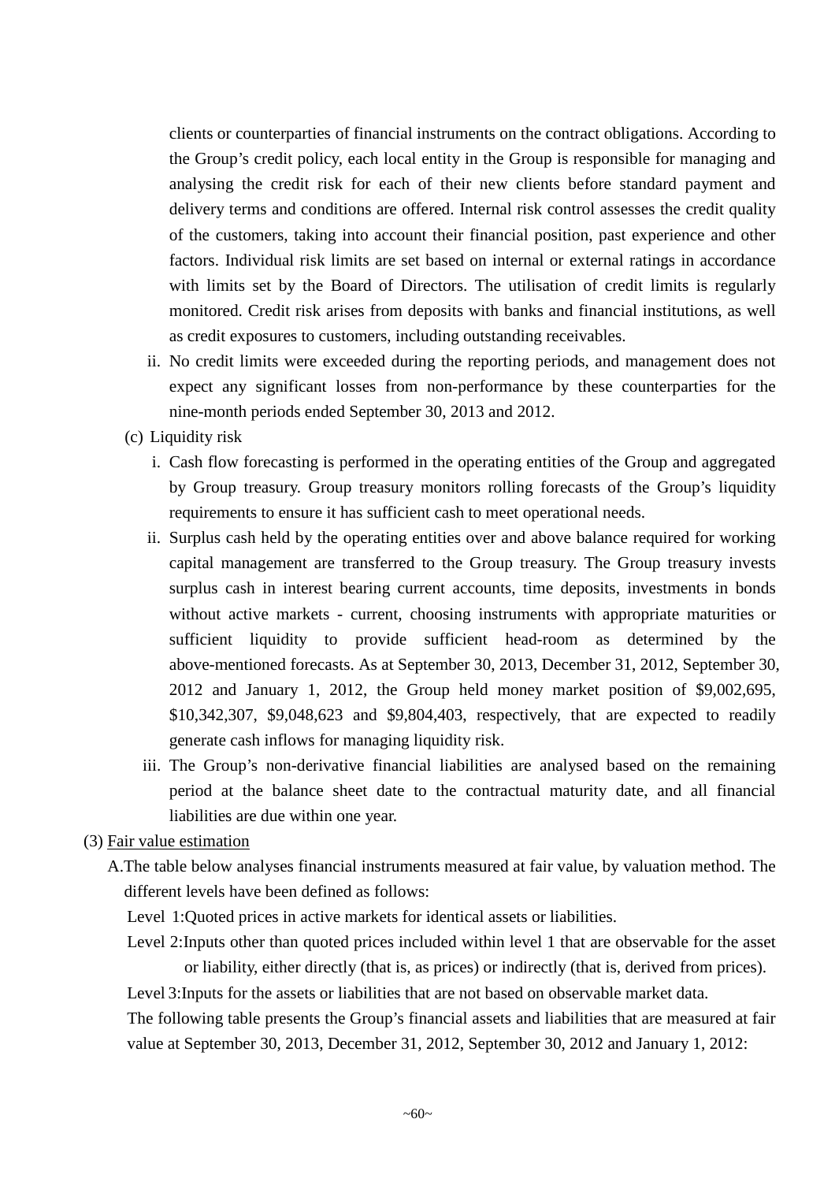clients or counterparties of financial instruments on the contract obligations. According to the Group's credit policy, each local entity in the Group is responsible for managing and analysing the credit risk for each of their new clients before standard payment and delivery terms and conditions are offered. Internal risk control assesses the credit quality of the customers, taking into account their financial position, past experience and other factors. Individual risk limits are set based on internal or external ratings in accordance with limits set by the Board of Directors. The utilisation of credit limits is regularly monitored. Credit risk arises from deposits with banks and financial institutions, as well as credit exposures to customers, including outstanding receivables.

ii. No credit limits were exceeded during the reporting periods, and management does not expect any significant losses from non-performance by these counterparties for the nine-month periods ended September 30, 2013 and 2012.

(c) Liquidity risk

i. Cash flow forecasting is performed in the operating entities of the Group and aggregated by Group treasury. Group treasury monitors rolling forecasts of the Group's liquidity requirements to ensure it has sufficient cash to meet operational needs.

ii. Surplus cash held by the operating entities over and above balance required for working capital management are transferred to the Group treasury. The Group treasury invests surplus cash in interest bearing current accounts, time deposits, investments in bonds without active markets - current, choosing instruments with appropriate maturities or sufficient liquidity to provide sufficient head-room as determined by the above-mentioned forecasts. As at September 30, 2013, December 31, 2012, September 30, 2012 and January 1, 2012, the Group held money market position of $9,002,695, $10,342,307, $9,048,623 and $9,804,403, respectively, that are expected to readily generate cash inflows for managing liquidity risk.

iii. The Group's non-derivative financial liabilities are analysed based on the remaining period at the balance sheet date to the contractual maturity date, and all financial liabilities are due within one year.

(3) Fair value estimation

A. The table below analyses financial instruments measured at fair value, by valuation method. The different levels have been defined as follows:

Level 1: Quoted prices in active markets for identical assets or liabilities.

Level 2: Inputs other than quoted prices included within level 1 that are observable for the asset or liability, either directly (that is, as prices) or indirectly (that is, derived from prices).

Level 3: Inputs for the assets or liabilities that are not based on observable market data.

The following table presents the Group's financial assets and liabilities that are measured at fair value at September 30, 2013, December 31, 2012, September 30, 2012 and January 1, 2012: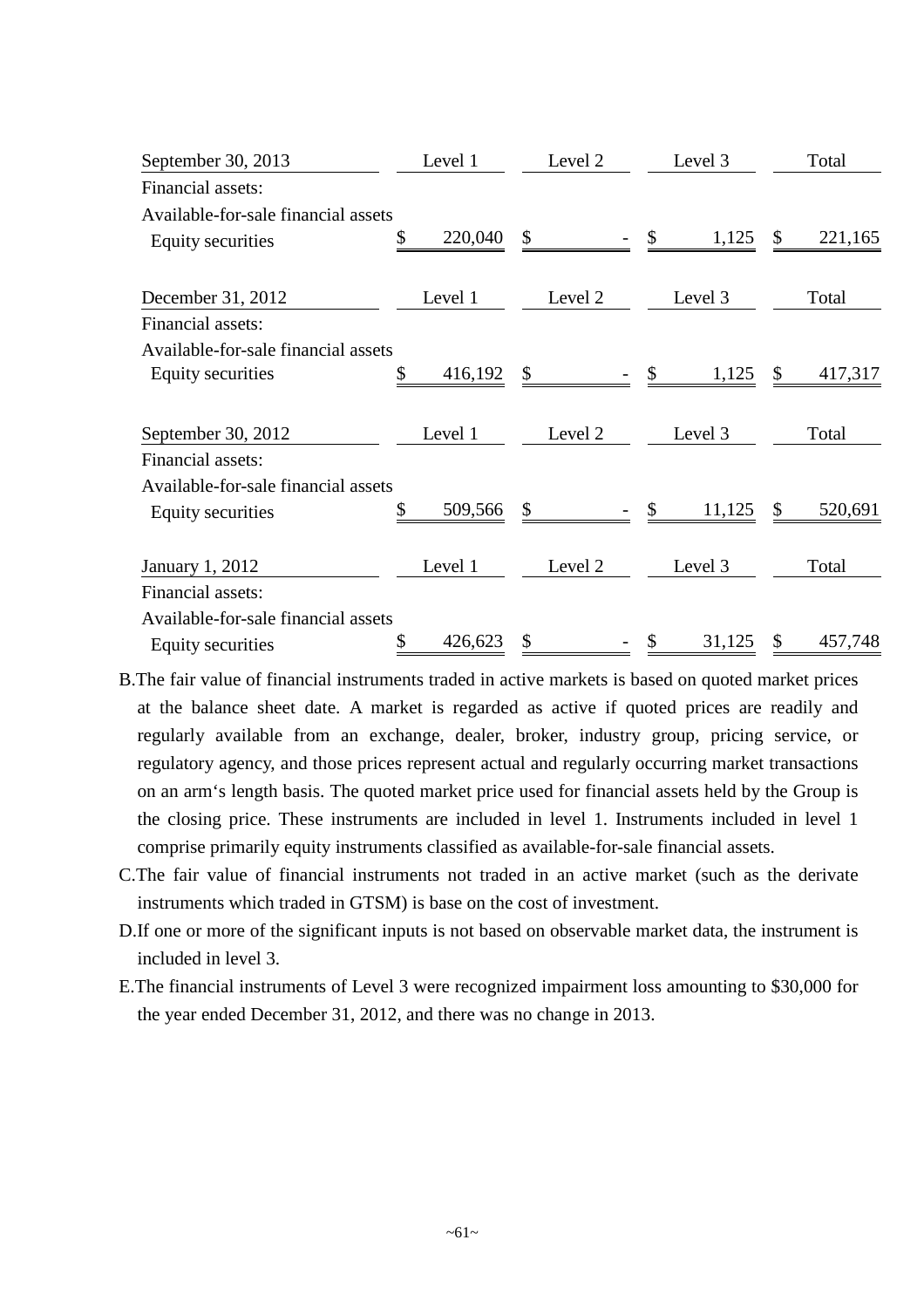| September 30, 2013 | Level 1 | Level 2 | Level 3 | Total |
|---|---|---|---|---|
| Financial assets: | | | | |
| Available-for-sale financial assets | | | | |
| Equity securities | $ 220,040 | $ - | $ 1,125 | $ 221,165 |

| December 31, 2012 | Level 1 | Level 2 | Level 3 | Total |
|---|---|---|---|---|
| Financial assets: | | | | |
| Available-for-sale financial assets | | | | |
| Equity securities | $ 416,192 | $ - | $ 1,125 | $ 417,317 |

| September 30, 2012 | Level 1 | Level 2 | Level 3 | Total |
|---|---|---|---|---|
| Financial assets: | | | | |
| Available-for-sale financial assets | | | | |
| Equity securities | $ 509,566 | $ - | $ 11,125 | $ 520,691 |

| January 1, 2012 | Level 1 | Level 2 | Level 3 | Total |
|---|---|---|---|---|
| Financial assets: | | | | |
| Available-for-sale financial assets | | | | |
| Equity securities | $ 426,623 | $ - | $ 31,125 | $ 457,748 |

B. The fair value of financial instruments traded in active markets is based on quoted market prices at the balance sheet date. A market is regarded as active if quoted prices are readily and regularly available from an exchange, dealer, broker, industry group, pricing service, or regulatory agency, and those prices represent actual and regularly occurring market transactions on an arm's length basis. The quoted market price used for financial assets held by the Group is the closing price. These instruments are included in level 1. Instruments included in level 1 comprise primarily equity instruments classified as available-for-sale financial assets.

C. The fair value of financial instruments not traded in an active market (such as the derivate instruments which traded in GTSM) is base on the cost of investment.

D. If one or more of the significant inputs is not based on observable market data, the instrument is included in level 3.

E. The financial instruments of Level 3 were recognized impairment loss amounting to $30,000 for the year ended December 31, 2012, and there was no change in 2013.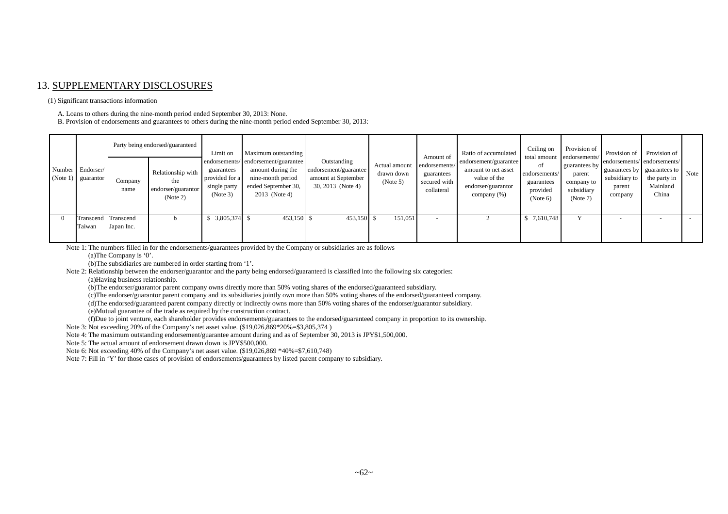## 13. SUPPLEMENTARY DISCLOSURES

(1) Significant transactions information

A. Loans to others during the nine-month period ended September 30, 2013: None.

B. Provision of endorsements and guarantees to others during the nine-month period ended September 30, 2013:

| Number (Note 1) | Endorser/ guarantor | Party being endorsed/guaranteed | | Limit on endorsements/ guarantees provided for a single party (Note 3) | Maximum outstanding endorsement/guarantee amount during the nine-month period ended September 30, 2013 (Note 4) | Outstanding endorsement/guarantee amount at September 30, 2013 (Note 4) | Actual amount drawn down (Note 5) | Amount of endorsements/ guarantees secured with collateral | Ratio of accumulated endorsement/guarantee amount to net asset value of the endorser/guarantor company (%) | Ceiling on total amount of endorsements/ guarantees provided (Note 6) | Provision of endorsements/ guarantees by parent company to subsidiary (Note 7) | Provision of endorsements/ guarantees by subsidiary to parent company | Provision of endorsements/ guarantees to the party in Mainland China | Note |
|---|---|---|---|---|---|---|---|---|---|---|---|---|---|---|
| | | Company name | Relationship with the endorser/guarantor (Note 2) | | | | | | | | | | | |
| 0 | Transcend Taiwan | Transcend Japan Inc. | b | $ 3,805,374 | $ 453,150 | $ 453,150 | $ 151,051 | - | 2 | $ 7,610,748 | Y | - | - | - |

Note 1: The numbers filled in for the endorsements/guarantees provided by the Company or subsidiaries are as follows

(a)The Company is '0'.

(b)The subsidiaries are numbered in order starting from '1'.

Note 2: Relationship between the endorser/guarantor and the party being endorsed/guaranteed is classified into the following six categories:

(a)Having business relationship.

(b)The endorser/guarantor parent company owns directly more than 50% voting shares of the endorsed/guaranteed subsidiary.

(c)The endorser/guarantor parent company and its subsidiaries jointly own more than 50% voting shares of the endorsed/guaranteed company.

(d)The endorsed/guaranteed parent company directly or indirectly owns more than 50% voting shares of the endorser/guarantor subsidiary.

(e)Mutual guarantee of the trade as required by the construction contract.

(f)Due to joint venture, each shareholder provides endorsements/guarantees to the endorsed/guaranteed company in proportion to its ownership.

Note 3: Not exceeding 20% of the Company's net asset value. ($19,026,869*20%=$3,805,374 )

Note 4: The maximum outstanding endorsement/guarantee amount during and as of September 30, 2013 is JPY$1,500,000.

Note 5: The actual amount of endorsement drawn down is JPY$500,000.

Note 6: Not exceeding 40% of the Company's net asset value. ($19,026,869 *40%=$7,610,748)

Note 7: Fill in 'Y' for those cases of provision of endorsements/guarantees by listed parent company to subsidiary.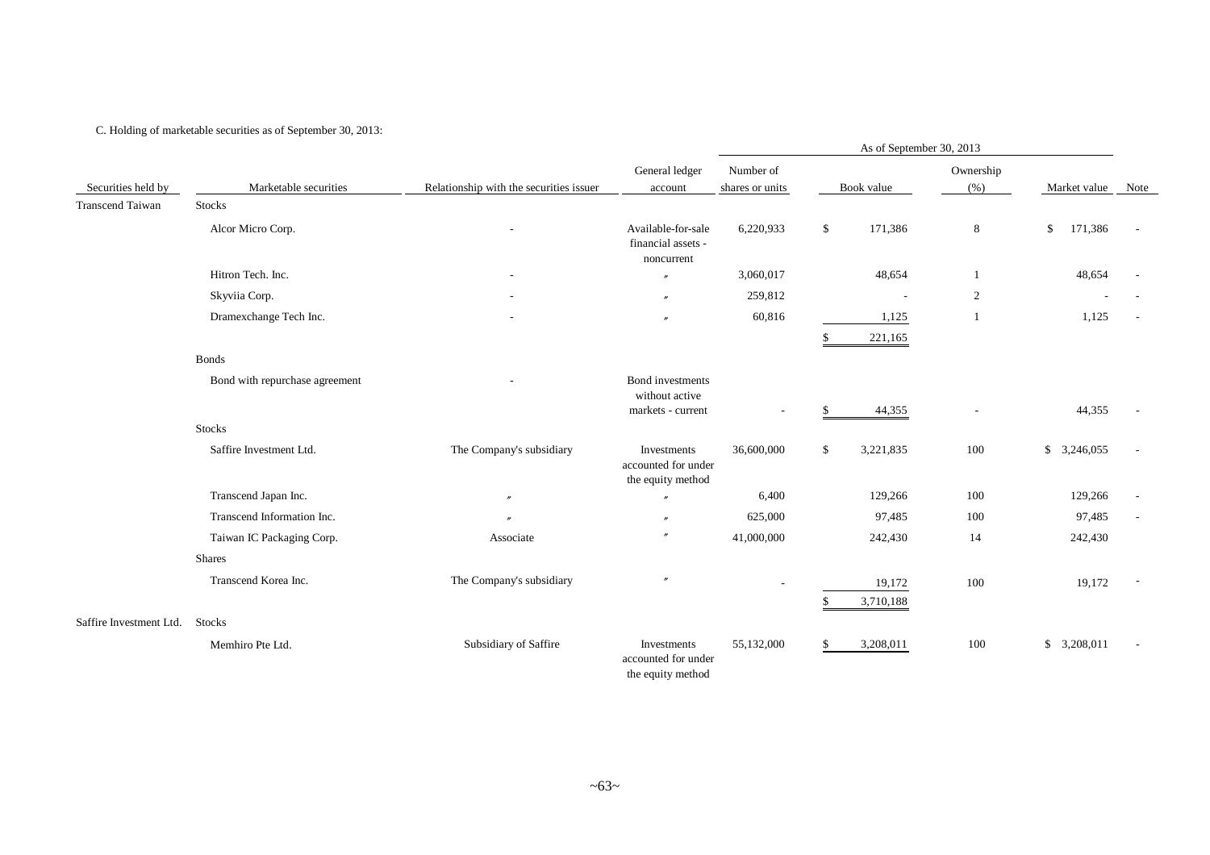C. Holding of marketable securities as of September 30, 2013:

| Securities held by | Marketable securities | Relationship with the securities issuer | General ledger account | As of September 30, 2013 | | | | Note |
|---|---|---|---|---|---|---|---|---|
| | | | | Number of shares or units | Book value | Ownership (%) | Market value | |
| Transcend Taiwan | Stocks | | | | | | | |
| | Alcor Micro Corp. | - | Available-for-sale financial assets - noncurrent | 6,220,933 | $ 171,386 | 8 | $ 171,386 | - |
| | Hitron Tech. Inc. | - | 〃 | 3,060,017 | 48,654 | 1 | 48,654 | - |
| | Skyviia Corp. | - | 〃 | 259,812 | - | 2 | - | - |
| | Dramexchange Tech Inc. | - | 〃 | 60,816 | 1,125 | 1 | 1,125 | - |
| | | | | | $ 221,165 | | | |
| | Bonds | | | | | | | |
| | Bond with repurchase agreement | - | Bond investments without active markets - current | - | $ 44,355 | - | 44,355 | - |
| | Stocks | | | | | | | |
| | Saffire Investment Ltd. | The Company's subsidiary | Investments accounted for under the equity method | 36,600,000 | $ 3,221,835 | 100 | $ 3,246,055 | - |
| | Transcend Japan Inc. | 〃 | 〃 | 6,400 | 129,266 | 100 | 129,266 | - |
| | Transcend Information Inc. | 〃 | 〃 | 625,000 | 97,485 | 100 | 97,485 | - |
| | Taiwan IC Packaging Corp. | Associate | 〃 | 41,000,000 | 242,430 | 14 | 242,430 | |
| | Shares | | | | | | | |
| | Transcend Korea Inc. | The Company's subsidiary | 〃 | - | 19,172 | 100 | 19,172 | - |
| | | | | | $ 3,710,188 | | | |
| Saffire Investment Ltd. | Stocks | | | | | | | |
| | Memhiro Pte Ltd. | Subsidiary of Saffire | Investments accounted for under the equity method | 55,132,000 | $ 3,208,011 | 100 | $ 3,208,011 | - |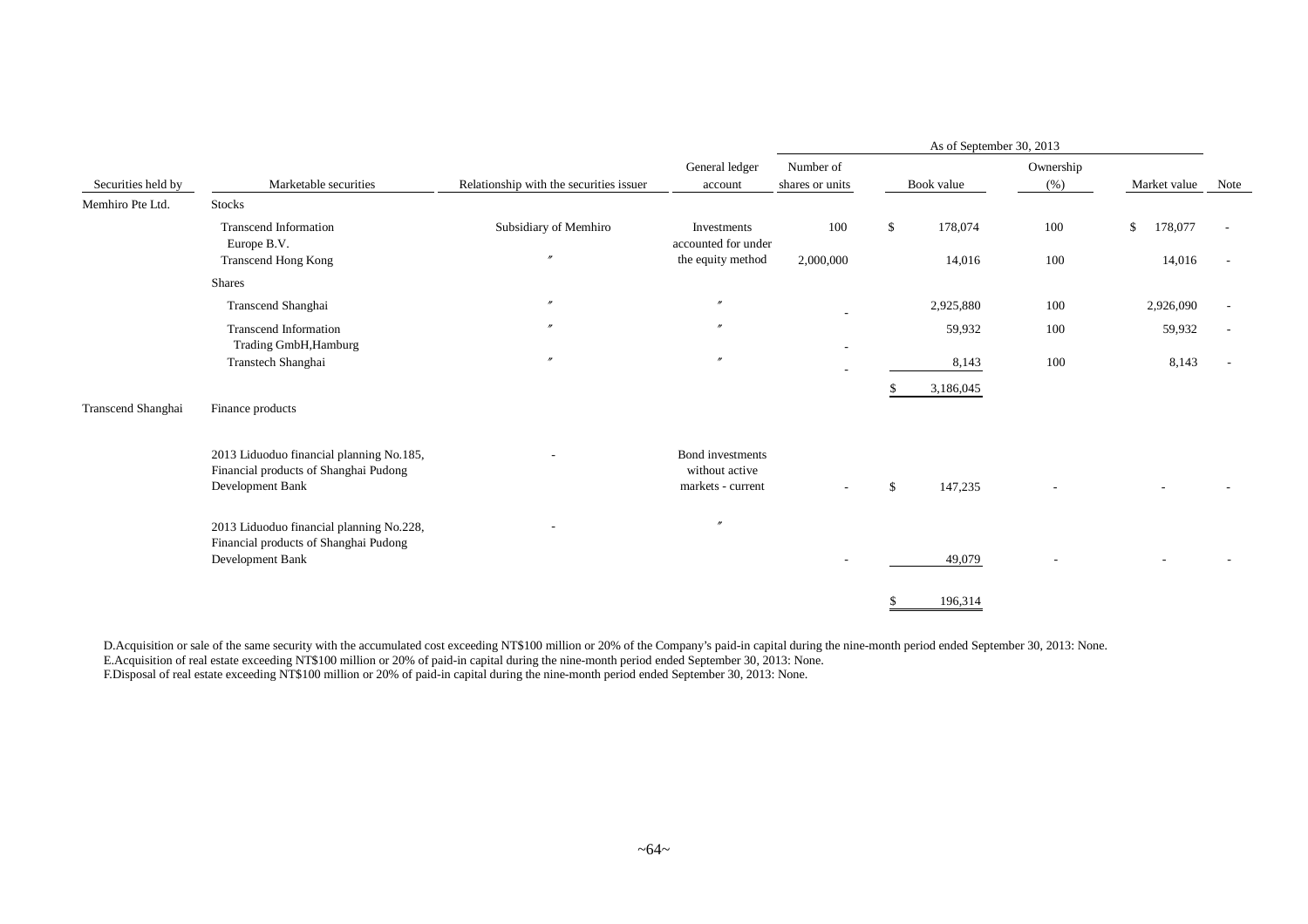| Securities held by | Marketable securities | Relationship with the securities issuer | General ledger account | As of September 30, 2013 Number of shares or units | Book value | Ownership (%) | Market value | Note |
|---|---|---|---|---|---|---|---|---|
| Memhiro Pte Ltd. | Stocks | | | | | | | |
| | Transcend Information Europe B.V. | Subsidiary of Memhiro | Investments accounted for under the equity method | 100 | $ 178,074 | 100 | $ 178,077 | - |
| | Transcend Hong Kong | 〃 | | 2,000,000 | 14,016 | 100 | 14,016 | - |
| | Shares | | | | | | | |
| | Transcend Shanghai | 〃 | 〃 | - | 2,925,880 | 100 | 2,926,090 | - |
| | Transcend Information Trading GmbH,Hamburg | 〃 | 〃 | - | 59,932 | 100 | 59,932 | - |
| | Transtech Shanghai | 〃 | 〃 | - | 8,143 | 100 | 8,143 | - |
| | | | | | $ 3,186,045 | | | |
| Transcend Shanghai | Finance products | | | | | | | |
| | 2013 Liduoduo financial planning No.185, Financial products of Shanghai Pudong Development Bank | - | Bond investments without active markets - current | - | $ 147,235 | - | - | - |
| | 2013 Liduoduo financial planning No.228, Financial products of Shanghai Pudong Development Bank | - | 〃 | - | 49,079 | - | - | - |
| | | | | | $ 196,314 | | | |

D.Acquisition or sale of the same security with the accumulated cost exceeding NT$100 million or 20% of the Company's paid-in capital during the nine-month period ended September 30, 2013: None.
E.Acquisition of real estate exceeding NT$100 million or 20% of paid-in capital during the nine-month period ended September 30, 2013: None.
F.Disposal of real estate exceeding NT$100 million or 20% of paid-in capital during the nine-month period ended September 30, 2013: None.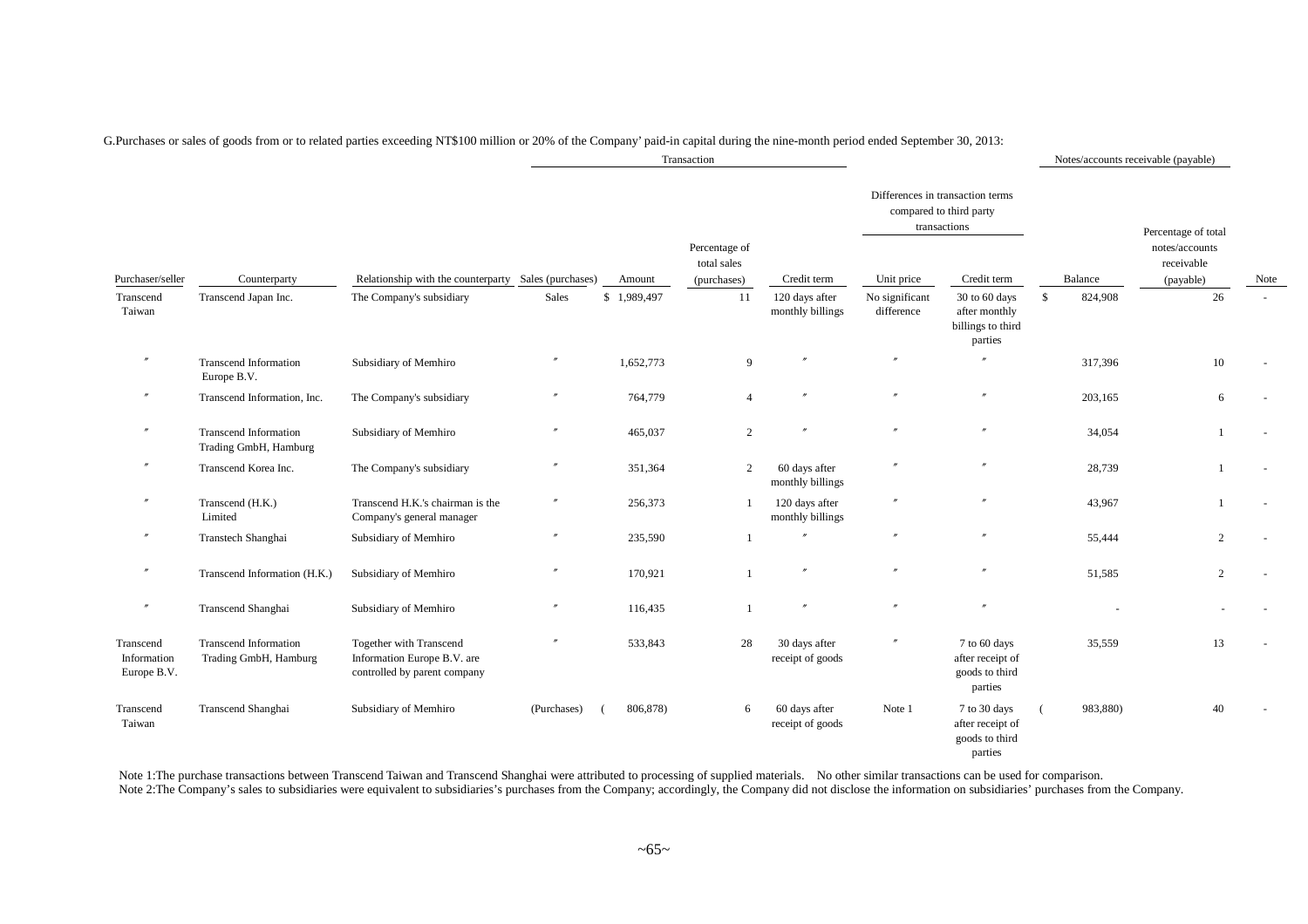G.Purchases or sales of goods from or to related parties exceeding NT$100 million or 20% of the Company' paid-in capital during the nine-month period ended September 30, 2013:

| | | | Transaction | | | | Differences in transaction terms compared to third party transactions | | Notes/accounts receivable (payable) | | |
|---|---|---|---|---|---|---|---|---|---|---|---|
| Purchaser/seller | Counterparty | Relationship with the counterparty | Sales (purchases) | Amount | Percentage of total sales (purchases) | Credit term | Unit price | Credit term | Balance | Percentage of total notes/accounts receivable (payable) | Note |
| Transcend Taiwan | Transcend Japan Inc. | The Company's subsidiary | Sales | $ 1,989,497 | 11 | 120 days after monthly billings | No significant difference | 30 to 60 days after monthly billings to third parties | $ 824,908 | 26 | - |
| 〃 | Transcend Information Europe B.V. | Subsidiary of Memhiro | 〃 | 1,652,773 | 9 | 〃 | 〃 | 〃 | 317,396 | 10 | - |
| 〃 | Transcend Information, Inc. | The Company's subsidiary | 〃 | 764,779 | 4 | 〃 | 〃 | 〃 | 203,165 | 6 | - |
| 〃 | Transcend Information Trading GmbH, Hamburg | Subsidiary of Memhiro | 〃 | 465,037 | 2 | 〃 | 〃 | 〃 | 34,054 | 1 | - |
| 〃 | Transcend Korea Inc. | The Company's subsidiary | 〃 | 351,364 | 2 | 60 days after monthly billings | 〃 | 〃 | 28,739 | 1 | - |
| 〃 | Transcend (H.K.) Limited | Transcend H.K.'s chairman is the Company's general manager | 〃 | 256,373 | 1 | 120 days after monthly billings | 〃 | 〃 | 43,967 | 1 | - |
| 〃 | Transtech Shanghai | Subsidiary of Memhiro | 〃 | 235,590 | 1 | 〃 | 〃 | 〃 | 55,444 | 2 | - |
| 〃 | Transcend Information (H.K.) | Subsidiary of Memhiro | 〃 | 170,921 | 1 | 〃 | 〃 | 〃 | 51,585 | 2 | - |
| 〃 | Transcend Shanghai | Subsidiary of Memhiro | 〃 | 116,435 | 1 | 〃 | 〃 | 〃 | - | - | - |
| Transcend Information Europe B.V. | Transcend Information Trading GmbH, Hamburg | Together with Transcend Information Europe B.V. are controlled by parent company | 〃 | 533,843 | 28 | 30 days after receipt of goods | 〃 | 7 to 60 days after receipt of goods to third parties | 35,559 | 13 | - |
| Transcend Taiwan | Transcend Shanghai | Subsidiary of Memhiro | (Purchases) | ( 806,878) | 6 | 60 days after receipt of goods | Note 1 | 7 to 30 days after receipt of goods to third parties | ( 983,880) | 40 | - |

Note 1:The purchase transactions between Transcend Taiwan and Transcend Shanghai were attributed to processing of supplied materials. No other similar transactions can be used for comparison.
Note 2:The Company's sales to subsidiaries were equivalent to subsidiaries's purchases from the Company; accordingly, the Company did not disclose the information on subsidiaries' purchases from the Company.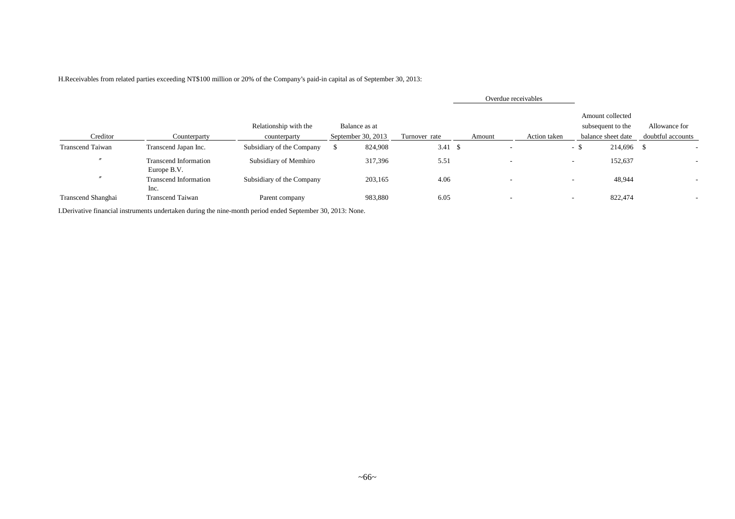H.Receivables from related parties exceeding NT$100 million or 20% of the Company's paid-in capital as of September 30, 2013:

| Creditor | Counterparty | Relationship with the counterparty | Balance as at September 30, 2013 | Turnover rate | Overdue receivables | | Amount collected subsequent to the balance sheet date | Allowance for doubtful accounts |
|---|---|---|---|---|---|---|---|---|
| | | | | | Amount | Action taken | | |
| Transcend Taiwan | Transcend Japan Inc. | Subsidiary of the Company | $ 824,908 | 3.41 | $ - | - | $ 214,696 | $ - |
| 〃 | Transcend Information Europe B.V. | Subsidiary of Memhiro | 317,396 | 5.51 | - | - | 152,637 | - |
| 〃 | Transcend Information Inc. | Subsidiary of the Company | 203,165 | 4.06 | - | - | 48,944 | - |
| Transcend Shanghai | Transcend Taiwan | Parent company | 983,880 | 6.05 | - | - | 822,474 | - |

I.Derivative financial instruments undertaken during the nine-month period ended September 30, 2013: None.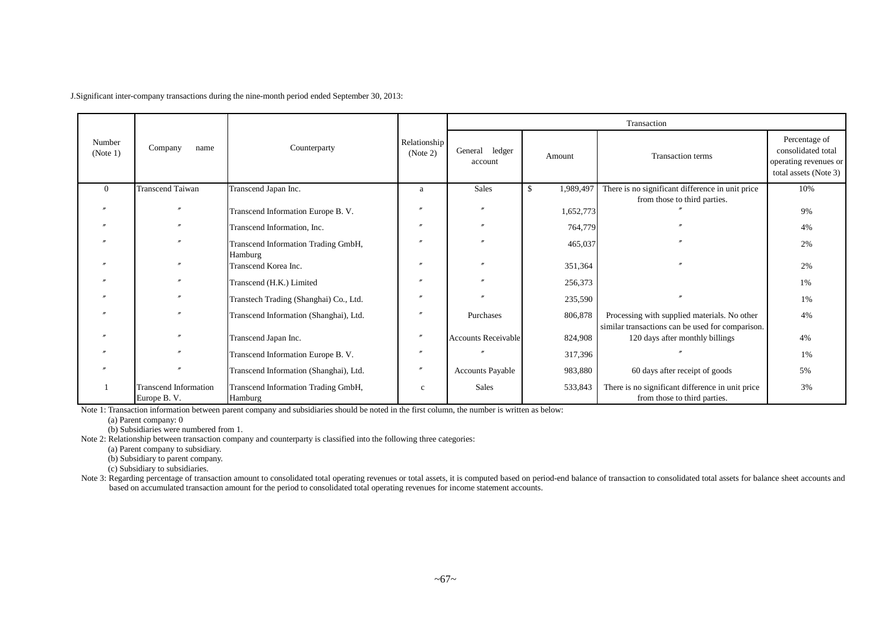J.Significant inter-company transactions during the nine-month period ended September 30, 2013:

| Number (Note 1) | Company name | Counterparty | Relationship (Note 2) | Transaction | | | |
|---|---|---|---|---|---|---|---|
| | | | | General ledger account | Amount | Transaction terms | Percentage of consolidated total operating revenues or total assets (Note 3) |
| 0 | Transcend Taiwan | Transcend Japan Inc. | a | Sales | $ 1,989,497 | There is no significant difference in unit price from those to third parties. | 10% |
| 〃 | 〃 | Transcend Information Europe B. V. | 〃 | 〃 | 1,652,773 | 〃 | 9% |
| 〃 | 〃 | Transcend Information, Inc. | 〃 | 〃 | 764,779 | 〃 | 4% |
| 〃 | 〃 | Transcend Information Trading GmbH, Hamburg | 〃 | 〃 | 465,037 | 〃 | 2% |
| 〃 | 〃 | Transcend Korea Inc. | 〃 | 〃 | 351,364 | 〃 | 2% |
| 〃 | 〃 | Transcend (H.K.) Limited | 〃 | 〃 | 256,373 | | 1% |
| 〃 | 〃 | Transtech Trading (Shanghai) Co., Ltd. | 〃 | 〃 | 235,590 | 〃 | 1% |
| 〃 | 〃 | Transcend Information (Shanghai), Ltd. | 〃 | Purchases | 806,878 | Processing with supplied materials. No other similar transactions can be used for comparison. | 4% |
| 〃 | 〃 | Transcend Japan Inc. | 〃 | Accounts Receivable | 824,908 | 120 days after monthly billings | 4% |
| 〃 | 〃 | Transcend Information Europe B. V. | 〃 | 〃 | 317,396 | 〃 | 1% |
| 〃 | 〃 | Transcend Information (Shanghai), Ltd. | 〃 | Accounts Payable | 983,880 | 60 days after receipt of goods | 5% |
| 1 | Transcend Information Europe B. V. | Transcend Information Trading GmbH, Hamburg | c | Sales | 533,843 | There is no significant difference in unit price from those to third parties. | 3% |

Note 1: Transaction information between parent company and subsidiaries should be noted in the first column, the number is written as below:

(a) Parent company: 0

(b) Subsidiaries were numbered from 1.

Note 2: Relationship between transaction company and counterparty is classified into the following three categories:

(a) Parent company to subsidiary.

(b) Subsidiary to parent company.

(c) Subsidiary to subsidiaries.

Note 3: Regarding percentage of transaction amount to consolidated total operating revenues or total assets, it is computed based on period-end balance of transaction to consolidated total assets for balance sheet accounts and based on accumulated transaction amount for the period to consolidated total operating revenues for income statement accounts.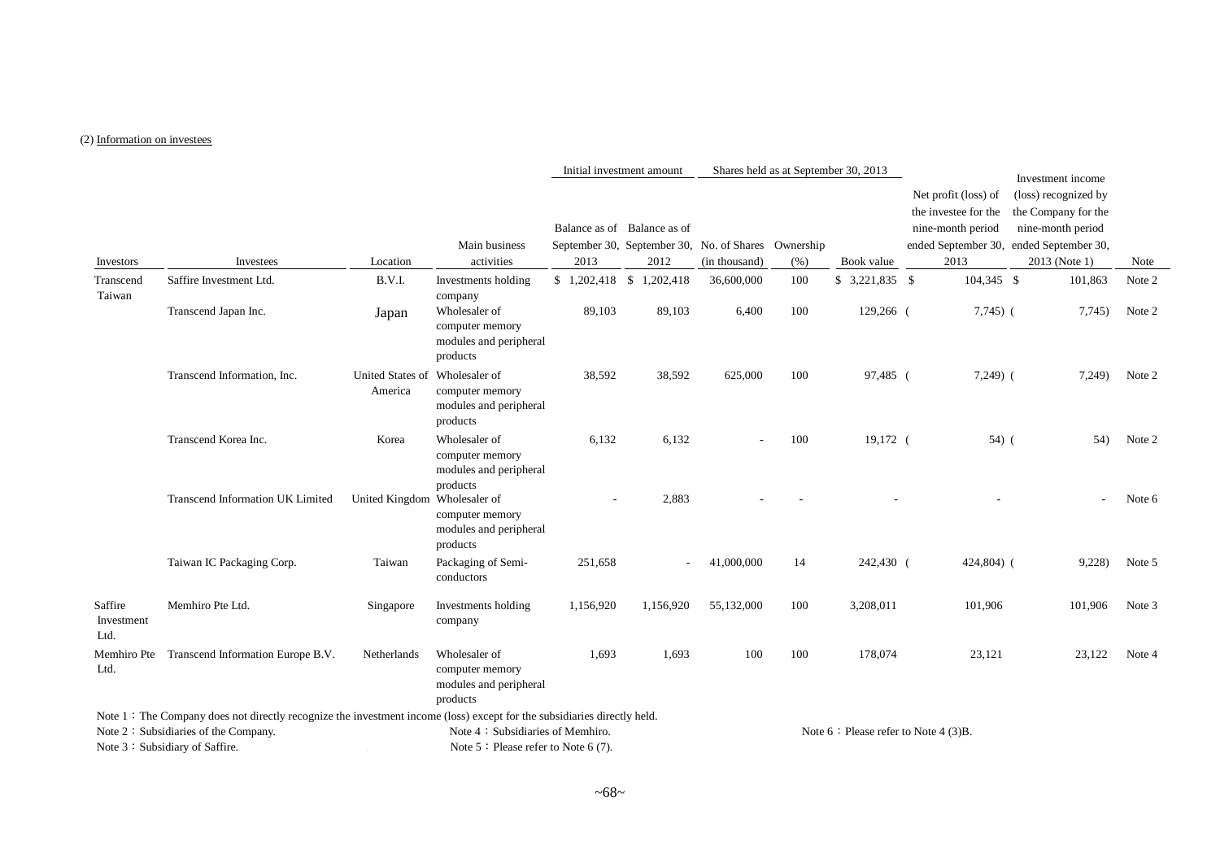(2) Information on investees

| Investors | Investees | Location | Main business activities | Initial investment amount: Balance as of September 30, 2013 | Initial investment amount: Balance as of September 30, 2012 | Shares held as at September 30, 2013: No. of Shares (in thousand) | Shares held as at September 30, 2013: Ownership (%) | Shares held as at September 30, 2013: Book value | Net profit (loss) of the investee for the nine-month period ended September 30, 2013 | Investment income (loss) recognized by the Company for the nine-month period ended September 30, 2013 (Note 1) | Note |
|---|---|---|---|---|---|---|---|---|---|---|---|
| Transcend Taiwan | Saffire Investment Ltd. | B.V.I. | Investments holding company | $ 1,202,418 | $ 1,202,418 | 36,600,000 | 100 | $ 3,221,835 | $ 104,345 | $ 101,863 | Note 2 |
| | Transcend Japan Inc. | Japan | Wholesaler of computer memory modules and peripheral products | 89,103 | 89,103 | 6,400 | 100 | 129,266 | ( 7,745) | ( 7,745) | Note 2 |
| | Transcend Information, Inc. | United States of America | Wholesaler of computer memory modules and peripheral products | 38,592 | 38,592 | 625,000 | 100 | 97,485 | ( 7,249) | ( 7,249) | Note 2 |
| | Transcend Korea Inc. | Korea | Wholesaler of computer memory modules and peripheral products | 6,132 | 6,132 | - | 100 | 19,172 | ( 54) | ( 54) | Note 2 |
| | Transcend Information UK Limited | United Kingdom | Wholesaler of computer memory modules and peripheral products | - | 2,883 | - | - | - | - | - | Note 6 |
| | Taiwan IC Packaging Corp. | Taiwan | Packaging of Semi-conductors | 251,658 | - | 41,000,000 | 14 | 242,430 | ( 424,804) | ( 9,228) | Note 5 |
| Saffire Investment Ltd. | Memhiro Pte Ltd. | Singapore | Investments holding company | 1,156,920 | 1,156,920 | 55,132,000 | 100 | 3,208,011 | 101,906 | 101,906 | Note 3 |
| Memhiro Pte Ltd. | Transcend Information Europe B.V. | Netherlands | Wholesaler of computer memory modules and peripheral products | 1,693 | 1,693 | 100 | 100 | 178,074 | 23,121 | 23,122 | Note 4 |

Note 1：The Company does not directly recognize the investment income (loss) except for the subsidiaries directly held.

Note 2：Subsidiaries of the Company.

Note 3：Subsidiary of Saffire.

Note 4：Subsidiaries of Memhiro.

Note 5：Please refer to Note 6 (7).

Note 6：Please refer to Note 4 (3)B.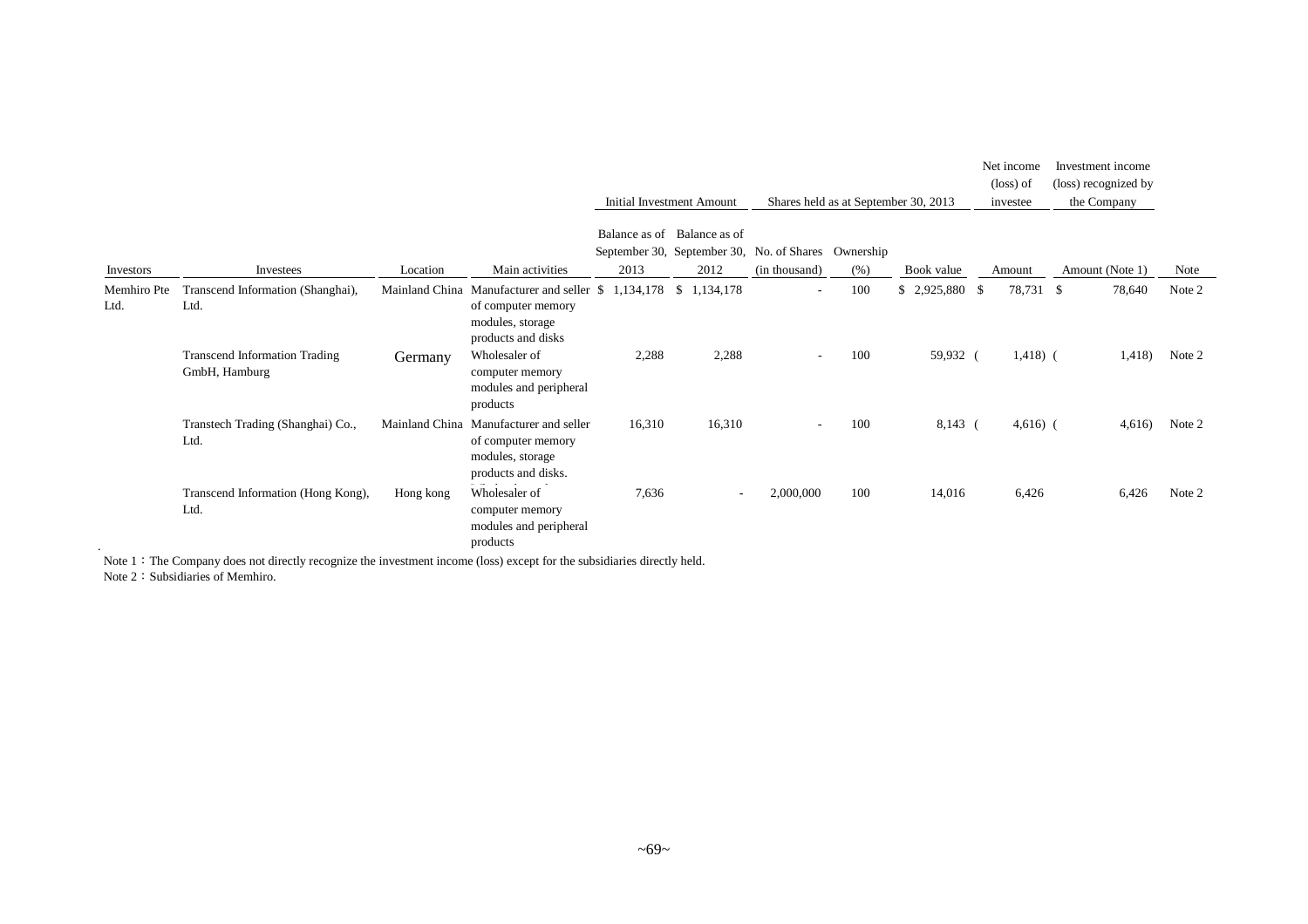| Investors | Investees | Location | Main activities | Initial Investment Amount | | Shares held as at September 30, 2013 | | | Net income (loss) of investee | Investment income (loss) recognized by the Company | Note |
|---|---|---|---|---|---|---|---|---|---|---|---|
| | | | | Balance as of September 30, 2013 | Balance as of September 30, 2012 | No. of Shares (in thousand) | Ownership (%) | Book value | Amount | Amount (Note 1) | |
| Memhiro Pte Ltd. | Transcend Information (Shanghai), Ltd. | Mainland China | Manufacturer and seller of computer memory modules, storage products and disks | $ 1,134,178 | $ 1,134,178 | - | 100 | $ 2,925,880 | $ 78,731 | $ 78,640 | Note 2 |
| | Transcend Information Trading GmbH, Hamburg | Germany | Wholesaler of computer memory modules and peripheral products | 2,288 | 2,288 | - | 100 | 59,932 | ( 1,418) | ( 1,418) | Note 2 |
| | Transtech Trading (Shanghai) Co., Ltd. | Mainland China | Manufacturer and seller of computer memory modules, storage products and disks. | 16,310 | 16,310 | - | 100 | 8,143 | ( 4,616) | ( 4,616) | Note 2 |
| | Transcend Information (Hong Kong), Ltd. | Hong kong | Wholesaler of computer memory modules and peripheral products | 7,636 | - | 2,000,000 | 100 | 14,016 | 6,426 | 6,426 | Note 2 |

Note 1：The Company does not directly recognize the investment income (loss) except for the subsidiaries directly held.

Note 2：Subsidiaries of Memhiro.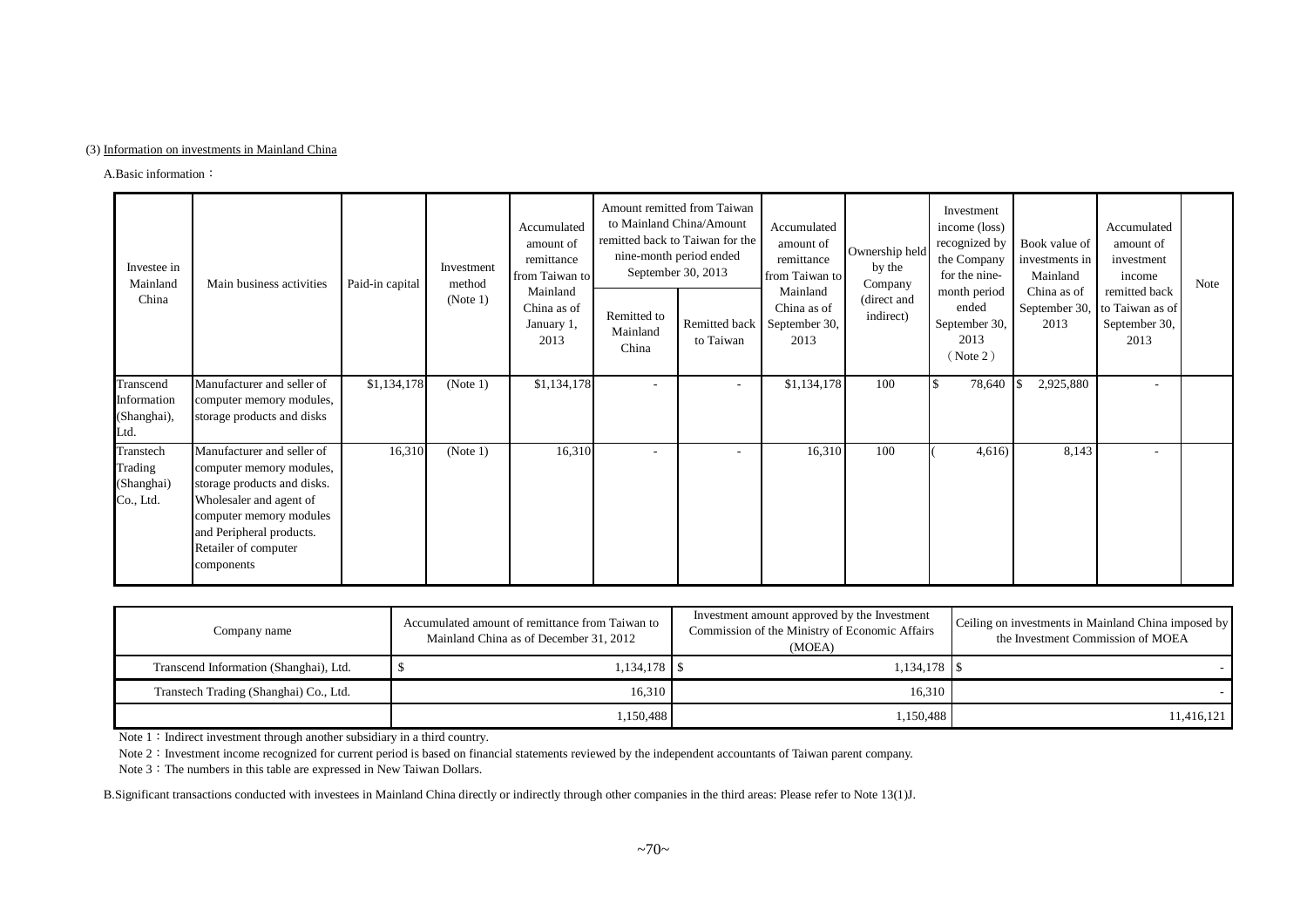(3) Information on investments in Mainland China

A.Basic information：

| Investee in Mainland China | Main business activities | Paid-in capital | Investment method (Note 1) | Accumulated amount of remittance from Taiwan to Mainland China as of January 1, 2013 | Amount remitted from Taiwan to Mainland China/Amount remitted back to Taiwan for the nine-month period ended September 30, 2013 | | Accumulated amount of remittance from Taiwan to Mainland China as of September 30, 2013 | Ownership held by the Company (direct and indirect) | Investment income (loss) recognized by the Company for the nine-month period ended September 30, 2013 (Note 2) | Book value of investments in Mainland China as of September 30, 2013 | Accumulated amount of investment income remitted back to Taiwan as of September 30, 2013 | Note |
|---|---|---|---|---|---|---|---|---|---|---|---|---|
| | | | | | Remitted to Mainland China | Remitted back to Taiwan | | | | | | |
| Transcend Information (Shanghai), Ltd. | Manufacturer and seller of computer memory modules, storage products and disks | $1,134,178 | (Note 1) | $1,134,178 | - | - | $1,134,178 | 100 | $ 78,640 | $ 2,925,880 | - | |
| Transtech Trading (Shanghai) Co., Ltd. | Manufacturer and seller of computer memory modules, storage products and disks. Wholesaler and agent of computer memory modules and Peripheral products. Retailer of computer components | 16,310 | (Note 1) | 16,310 | - | - | 16,310 | 100 | ( 4,616) | 8,143 | - | |

| Company name | Accumulated amount of remittance from Taiwan to Mainland China as of December 31, 2012 | Investment amount approved by the Investment Commission of the Ministry of Economic Affairs (MOEA) | Ceiling on investments in Mainland China imposed by the Investment Commission of MOEA |
|---|---|---|---|
| Transcend Information (Shanghai), Ltd. | $ 1,134,178 | $ 1,134,178 | $ - |
| Transtech Trading (Shanghai) Co., Ltd. | 16,310 | 16,310 | - |
| | 1,150,488 | 1,150,488 | 11,416,121 |

Note 1：Indirect investment through another subsidiary in a third country.

Note 2：Investment income recognized for current period is based on financial statements reviewed by the independent accountants of Taiwan parent company.

Note 3：The numbers in this table are expressed in New Taiwan Dollars.

B.Significant transactions conducted with investees in Mainland China directly or indirectly through other companies in the third areas: Please refer to Note 13(1)J.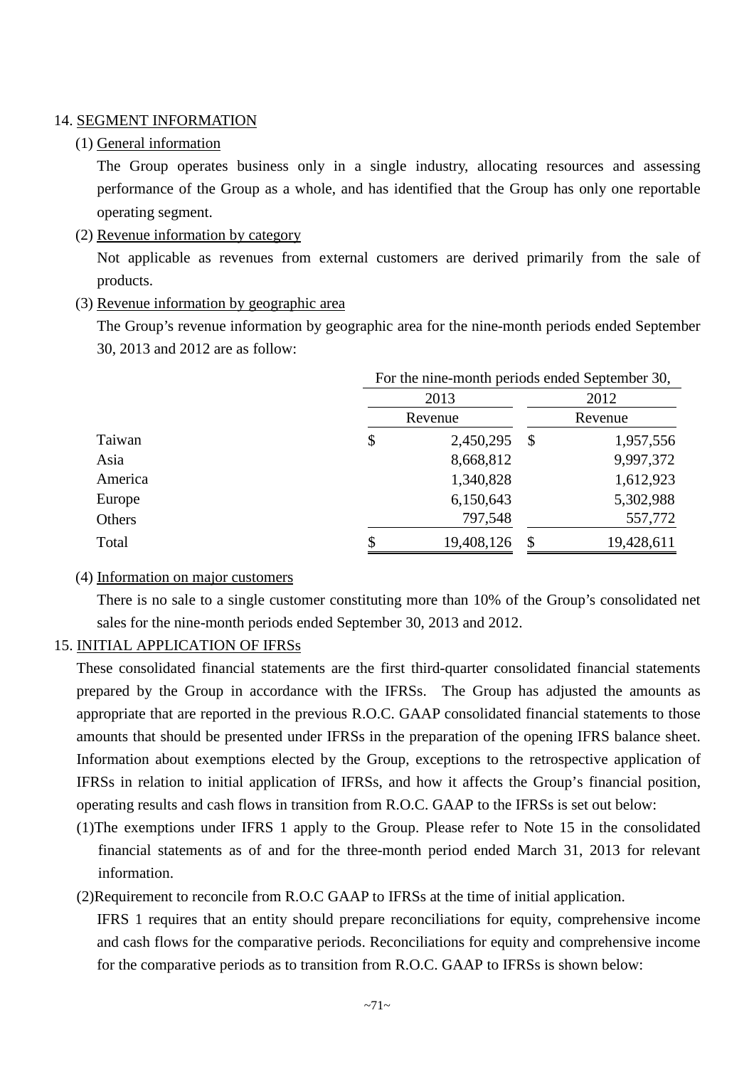## 14. SEGMENT INFORMATION

### (1) General information

The Group operates business only in a single industry, allocating resources and assessing performance of the Group as a whole, and has identified that the Group has only one reportable operating segment.

### (2) Revenue information by category

Not applicable as revenues from external customers are derived primarily from the sale of products.

### (3) Revenue information by geographic area

The Group's revenue information by geographic area for the nine-month periods ended September 30, 2013 and 2012 are as follow:

| | For the nine-month periods ended September 30, | |
|---|---|---|
| | 2013 | 2012 |
| | Revenue | Revenue |
| Taiwan | $ 2,450,295 | $ 1,957,556 |
| Asia | 8,668,812 | 9,997,372 |
| America | 1,340,828 | 1,612,923 |
| Europe | 6,150,643 | 5,302,988 |
| Others | 797,548 | 557,772 |
| Total | $ 19,408,126 | $ 19,428,611 |

### (4) Information on major customers

There is no sale to a single customer constituting more than 10% of the Group's consolidated net sales for the nine-month periods ended September 30, 2013 and 2012.

## 15. INITIAL APPLICATION OF IFRSs

These consolidated financial statements are the first third-quarter consolidated financial statements prepared by the Group in accordance with the IFRSs. The Group has adjusted the amounts as appropriate that are reported in the previous R.O.C. GAAP consolidated financial statements to those amounts that should be presented under IFRSs in the preparation of the opening IFRS balance sheet. Information about exemptions elected by the Group, exceptions to the retrospective application of IFRSs in relation to initial application of IFRSs, and how it affects the Group's financial position, operating results and cash flows in transition from R.O.C. GAAP to the IFRSs is set out below:

(1) The exemptions under IFRS 1 apply to the Group. Please refer to Note 15 in the consolidated financial statements as of and for the three-month period ended March 31, 2013 for relevant information.

(2) Requirement to reconcile from R.O.C GAAP to IFRSs at the time of initial application.

IFRS 1 requires that an entity should prepare reconciliations for equity, comprehensive income and cash flows for the comparative periods. Reconciliations for equity and comprehensive income for the comparative periods as to transition from R.O.C. GAAP to IFRSs is shown below: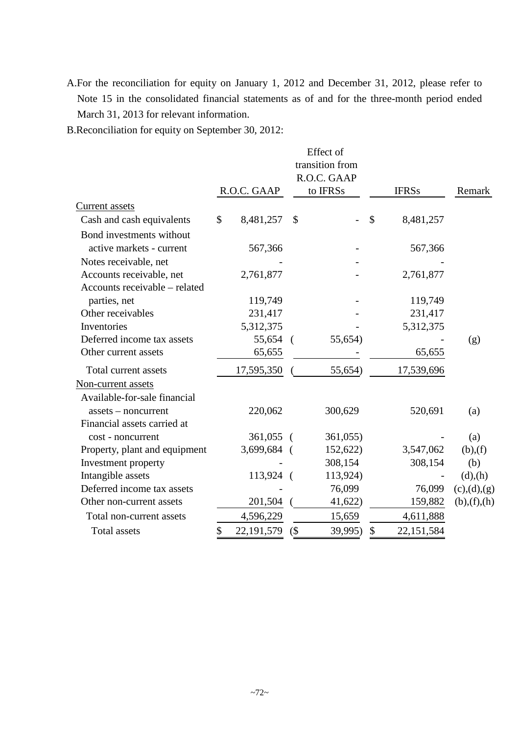A.For the reconciliation for equity on January 1, 2012 and December 31, 2012, please refer to Note 15 in the consolidated financial statements as of and for the three-month period ended March 31, 2013 for relevant information.

B.Reconciliation for equity on September 30, 2012:

| | R.O.C. GAAP | Effect of transition from R.O.C. GAAP to IFRSs | IFRSs | Remark |
|---|---|---|---|---|
| Current assets | | | | |
| Cash and cash equivalents | $ 8,481,257 | $ - | $ 8,481,257 | |
| Bond investments without active markets - current | 567,366 | - | 567,366 | |
| Notes receivable, net | - | - | - | |
| Accounts receivable, net | 2,761,877 | - | 2,761,877 | |
| Accounts receivable – related parties, net | 119,749 | - | 119,749 | |
| Other receivables | 231,417 | - | 231,417 | |
| Inventories | 5,312,375 | - | 5,312,375 | |
| Deferred income tax assets | 55,654 | ( 55,654) | - | (g) |
| Other current assets | 65,655 | - | 65,655 | |
| Total current assets | 17,595,350 | ( 55,654) | 17,539,696 | |
| Non-current assets | | | | |
| Available-for-sale financial assets – noncurrent | 220,062 | 300,629 | 520,691 | (a) |
| Financial assets carried at cost - noncurrent | 361,055 | ( 361,055) | - | (a) |
| Property, plant and equipment | 3,699,684 | ( 152,622) | 3,547,062 | (b),(f) |
| Investment property | - | 308,154 | 308,154 | (b) |
| Intangible assets | 113,924 | ( 113,924) | - | (d),(h) |
| Deferred income tax assets | - | 76,099 | 76,099 | (c),(d),(g) |
| Other non-current assets | 201,504 | ( 41,622) | 159,882 | (b),(f),(h) |
| Total non-current assets | 4,596,229 | 15,659 | 4,611,888 | |
| Total assets | $ 22,191,579 | ($ 39,995) | $ 22,151,584 | |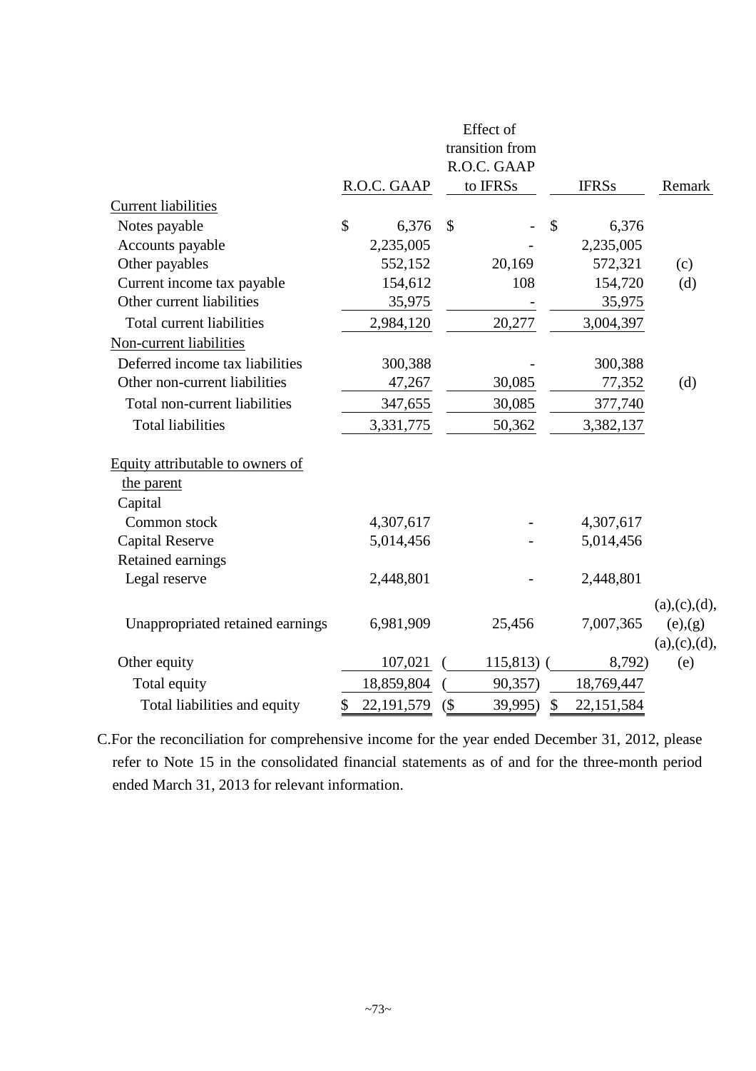| | R.O.C. GAAP | Effect of transition from R.O.C. GAAP to IFRSs | IFRSs | Remark |
|---|---|---|---|---|
| Current liabilities | | | | |
| Notes payable | $ 6,376 | $ - | $ 6,376 | |
| Accounts payable | 2,235,005 | - | 2,235,005 | |
| Other payables | 552,152 | 20,169 | 572,321 | (c) |
| Current income tax payable | 154,612 | 108 | 154,720 | (d) |
| Other current liabilities | 35,975 | - | 35,975 | |
| Total current liabilities | 2,984,120 | 20,277 | 3,004,397 | |
| Non-current liabilities | | | | |
| Deferred income tax liabilities | 300,388 | - | 300,388 | |
| Other non-current liabilities | 47,267 | 30,085 | 77,352 | (d) |
| Total non-current liabilities | 347,655 | 30,085 | 377,740 | |
| Total liabilities | 3,331,775 | 50,362 | 3,382,137 | |
| Equity attributable to owners of the parent | | | | |
| Capital | | | | |
| Common stock | 4,307,617 | - | 4,307,617 | |
| Capital Reserve | 5,014,456 | - | 5,014,456 | |
| Retained earnings | | | | |
| Legal reserve | 2,448,801 | - | 2,448,801 | |
| Unappropriated retained earnings | 6,981,909 | 25,456 | 7,007,365 | (a),(c),(d), (e),(g) |
| Other equity | 107,021 | ( 115,813) | ( 8,792) | (a),(c),(d), (e) |
| Total equity | 18,859,804 | ( 90,357) | 18,769,447 | |
| Total liabilities and equity | $ 22,191,579 | ($ 39,995) | $ 22,151,584 | |

C. For the reconciliation for comprehensive income for the year ended December 31, 2012, please refer to Note 15 in the consolidated financial statements as of and for the three-month period ended March 31, 2013 for relevant information.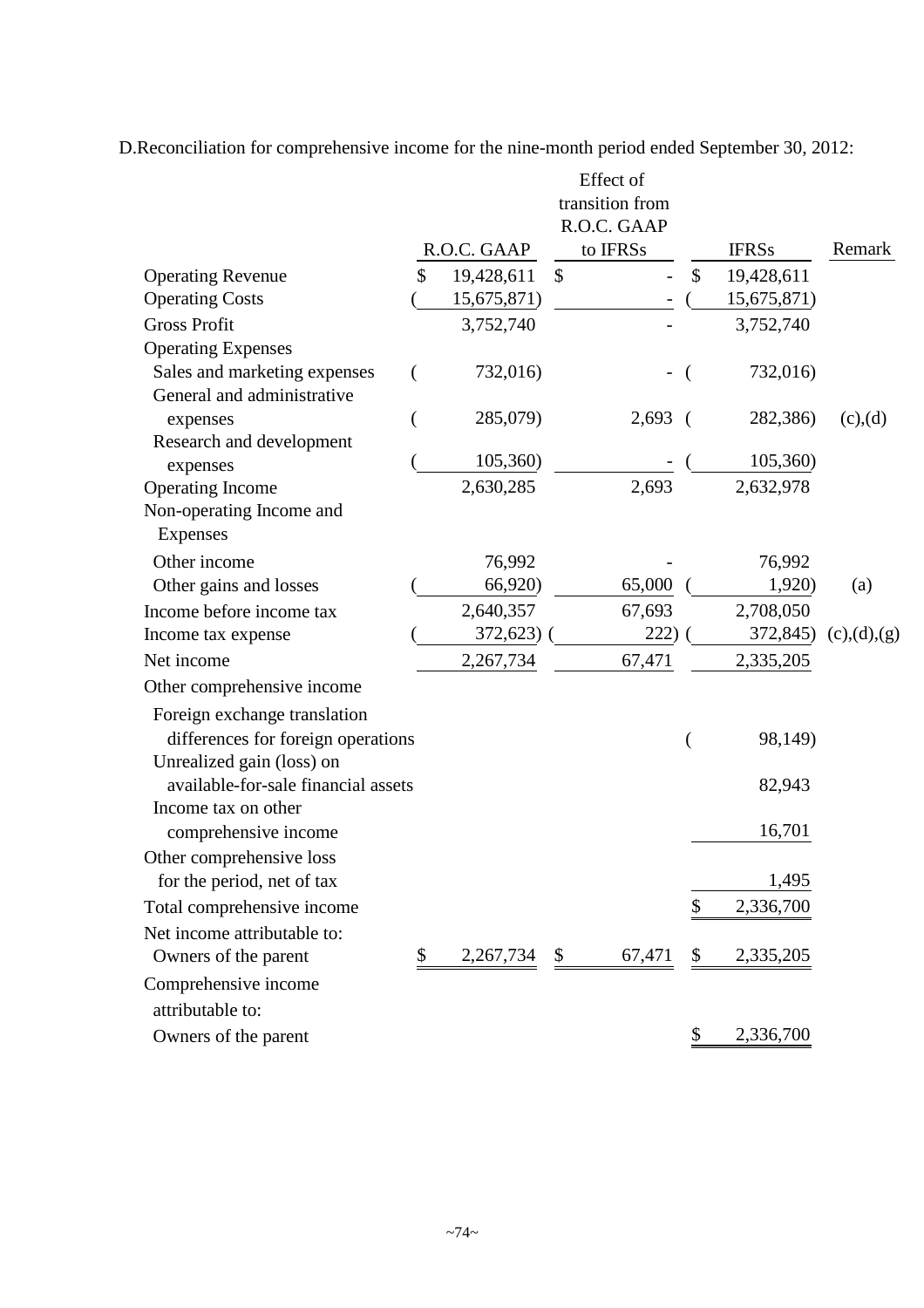D.Reconciliation for comprehensive income for the nine-month period ended September 30, 2012:

| | R.O.C. GAAP | Effect of transition from R.O.C. GAAP to IFRSs | IFRSs | Remark |
|---|---|---|---|---|
| Operating Revenue | $ 19,428,611 | $ - | $ 19,428,611 | |
| Operating Costs | ( 15,675,871) | - | ( 15,675,871) | |
| Gross Profit | 3,752,740 | - | 3,752,740 | |
| Operating Expenses | | | | |
| Sales and marketing expenses | ( 732,016) | - | ( 732,016) | |
| General and administrative expenses | ( 285,079) | 2,693 | ( 282,386) | (c),(d) |
| Research and development expenses | ( 105,360) | - | ( 105,360) | |
| Operating Income | 2,630,285 | 2,693 | 2,632,978 | |
| Non-operating Income and Expenses | | | | |
| Other income | 76,992 | - | 76,992 | |
| Other gains and losses | ( 66,920) | 65,000 | ( 1,920) | (a) |
| Income before income tax | 2,640,357 | 67,693 | 2,708,050 | |
| Income tax expense | ( 372,623) | ( 222) | ( 372,845) | (c),(d),(g) |
| Net income | 2,267,734 | 67,471 | 2,335,205 | |
| Other comprehensive income | | | | |
| Foreign exchange translation differences for foreign operations | | | ( 98,149) | |
| Unrealized gain (loss) on available-for-sale financial assets | | | 82,943 | |
| Income tax on other comprehensive income | | | 16,701 | |
| Other comprehensive loss for the period, net of tax | | | 1,495 | |
| Total comprehensive income | | | $ 2,336,700 | |
| Net income attributable to: | | | | |
| Owners of the parent | $ 2,267,734 | $ 67,471 | $ 2,335,205 | |
| Comprehensive income attributable to: | | | | |
| Owners of the parent | | | $ 2,336,700 | |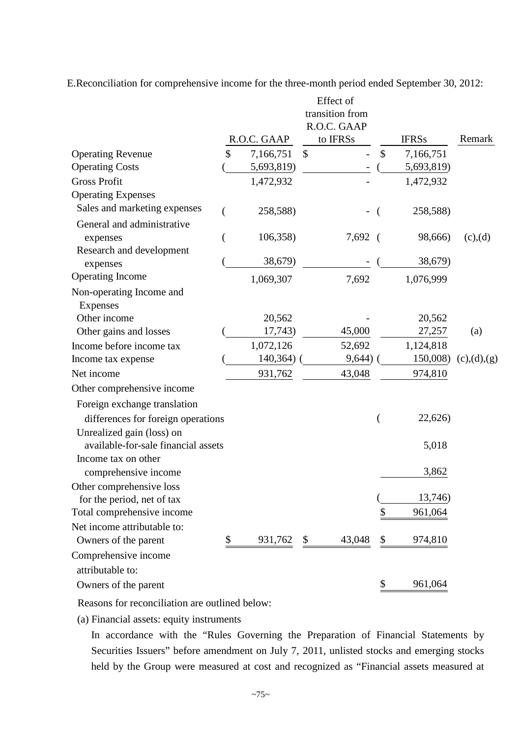E.Reconciliation for comprehensive income for the three-month period ended September 30, 2012:

| | R.O.C. GAAP | Effect of transition from R.O.C. GAAP to IFRSs | IFRSs | Remark |
|---|---|---|---|---|
| Operating Revenue | $ 7,166,751 | $ - | $ 7,166,751 | |
| Operating Costs | (5,693,819) | - | (5,693,819) | |
| Gross Profit | 1,472,932 | - | 1,472,932 | |
| Operating Expenses | | | | |
| Sales and marketing expenses | (258,588) | - | (258,588) | |
| General and administrative expenses | (106,358) | 7,692 | (98,666) | (c),(d) |
| Research and development expenses | (38,679) | - | (38,679) | |
| Operating Income | 1,069,307 | 7,692 | 1,076,999 | |
| Non-operating Income and Expenses | | | | |
| Other income | 20,562 | - | 20,562 | |
| Other gains and losses | (17,743) | 45,000 | 27,257 | (a) |
| Income before income tax | 1,072,126 | 52,692 | 1,124,818 | |
| Income tax expense | (140,364) | (9,644) | (150,008) | (c),(d),(g) |
| Net income | 931,762 | 43,048 | 974,810 | |
| Other comprehensive income | | | | |
| Foreign exchange translation differences for foreign operations | | | (22,626) | |
| Unrealized gain (loss) on available-for-sale financial assets | | | 5,018 | |
| Income tax on other comprehensive income | | | 3,862 | |
| Other comprehensive loss for the period, net of tax | | | (13,746) | |
| Total comprehensive income | | | $ 961,064 | |
| Net income attributable to: | | | | |
| Owners of the parent | $ 931,762 | $ 43,048 | $ 974,810 | |
| Comprehensive income attributable to: | | | | |
| Owners of the parent | | | $ 961,064 | |

Reasons for reconciliation are outlined below:

(a) Financial assets: equity instruments

In accordance with the "Rules Governing the Preparation of Financial Statements by Securities Issuers" before amendment on July 7, 2011, unlisted stocks and emerging stocks held by the Group were measured at cost and recognized as "Financial assets measured at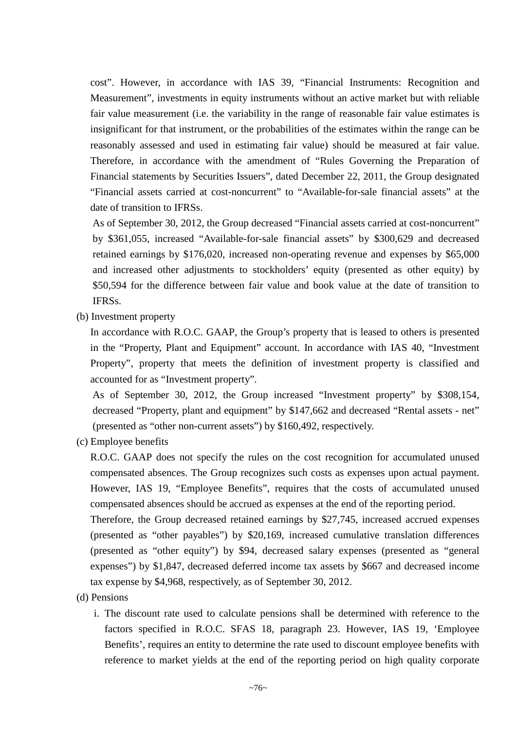cost". However, in accordance with IAS 39, "Financial Instruments: Recognition and Measurement", investments in equity instruments without an active market but with reliable fair value measurement (i.e. the variability in the range of reasonable fair value estimates is insignificant for that instrument, or the probabilities of the estimates within the range can be reasonably assessed and used in estimating fair value) should be measured at fair value. Therefore, in accordance with the amendment of "Rules Governing the Preparation of Financial statements by Securities Issuers", dated December 22, 2011, the Group designated "Financial assets carried at cost-noncurrent" to "Available-for-sale financial assets" at the date of transition to IFRSs.

As of September 30, 2012, the Group decreased "Financial assets carried at cost-noncurrent" by $361,055, increased "Available-for-sale financial assets" by $300,629 and decreased retained earnings by $176,020, increased non-operating revenue and expenses by $65,000 and increased other adjustments to stockholders' equity (presented as other equity) by $50,594 for the difference between fair value and book value at the date of transition to IFRSs.

(b) Investment property

In accordance with R.O.C. GAAP, the Group's property that is leased to others is presented in the "Property, Plant and Equipment" account. In accordance with IAS 40, "Investment Property", property that meets the definition of investment property is classified and accounted for as "Investment property".

As of September 30, 2012, the Group increased "Investment property" by $308,154, decreased "Property, plant and equipment" by $147,662 and decreased "Rental assets - net" (presented as "other non-current assets") by $160,492, respectively.

(c) Employee benefits

R.O.C. GAAP does not specify the rules on the cost recognition for accumulated unused compensated absences. The Group recognizes such costs as expenses upon actual payment. However, IAS 19, "Employee Benefits", requires that the costs of accumulated unused compensated absences should be accrued as expenses at the end of the reporting period.

Therefore, the Group decreased retained earnings by $27,745, increased accrued expenses (presented as "other payables") by $20,169, increased cumulative translation differences (presented as "other equity") by $94, decreased salary expenses (presented as "general expenses") by $1,847, decreased deferred income tax assets by $667 and decreased income tax expense by $4,968, respectively, as of September 30, 2012.

(d) Pensions

i. The discount rate used to calculate pensions shall be determined with reference to the factors specified in R.O.C. SFAS 18, paragraph 23. However, IAS 19, 'Employee Benefits', requires an entity to determine the rate used to discount employee benefits with reference to market yields at the end of the reporting period on high quality corporate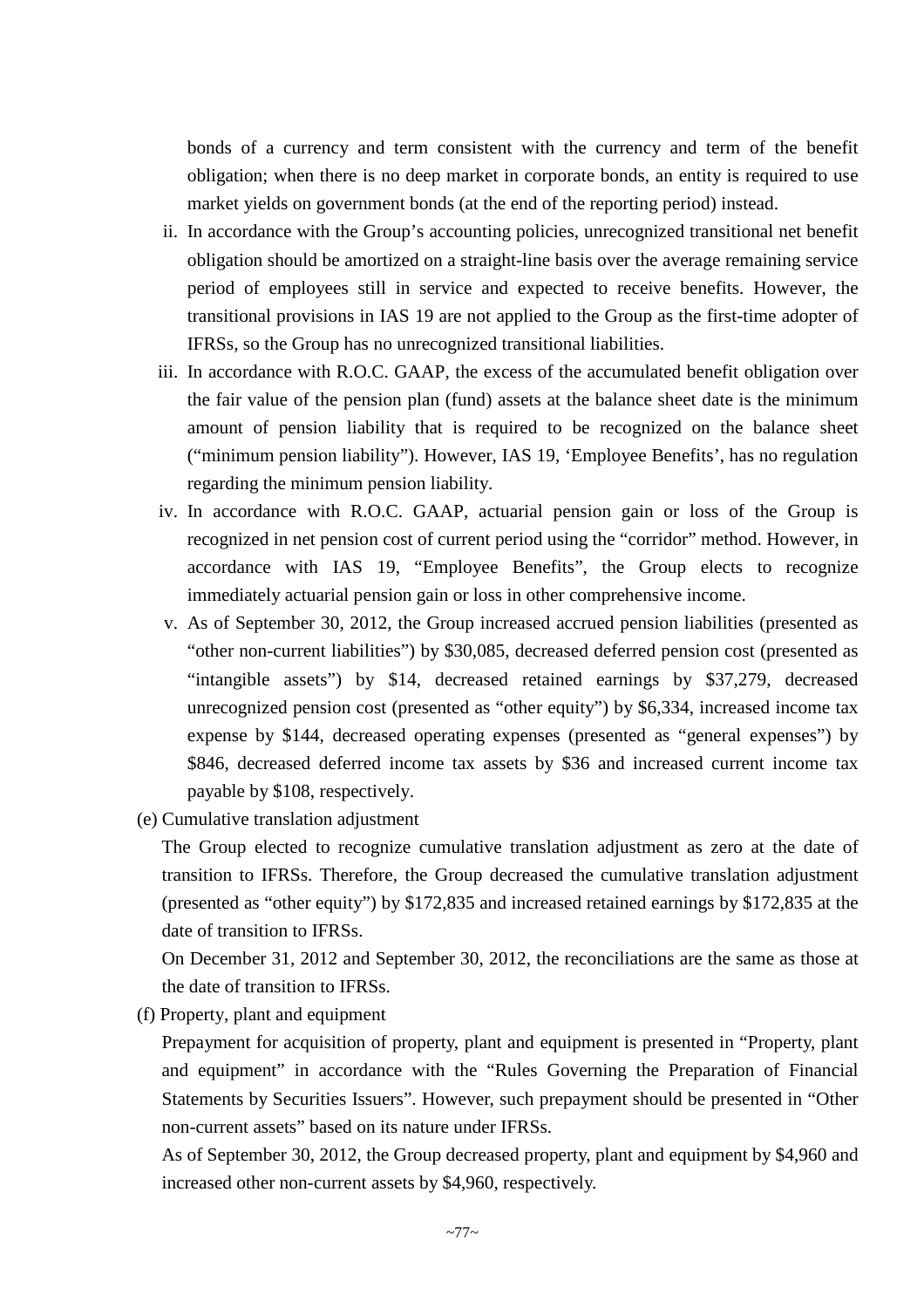bonds of a currency and term consistent with the currency and term of the benefit obligation; when there is no deep market in corporate bonds, an entity is required to use market yields on government bonds (at the end of the reporting period) instead.

ii. In accordance with the Group's accounting policies, unrecognized transitional net benefit obligation should be amortized on a straight-line basis over the average remaining service period of employees still in service and expected to receive benefits. However, the transitional provisions in IAS 19 are not applied to the Group as the first-time adopter of IFRSs, so the Group has no unrecognized transitional liabilities.

iii. In accordance with R.O.C. GAAP, the excess of the accumulated benefit obligation over the fair value of the pension plan (fund) assets at the balance sheet date is the minimum amount of pension liability that is required to be recognized on the balance sheet ("minimum pension liability"). However, IAS 19, 'Employee Benefits', has no regulation regarding the minimum pension liability.

iv. In accordance with R.O.C. GAAP, actuarial pension gain or loss of the Group is recognized in net pension cost of current period using the "corridor" method. However, in accordance with IAS 19, "Employee Benefits", the Group elects to recognize immediately actuarial pension gain or loss in other comprehensive income.

v. As of September 30, 2012, the Group increased accrued pension liabilities (presented as "other non-current liabilities") by $30,085, decreased deferred pension cost (presented as "intangible assets") by $14, decreased retained earnings by $37,279, decreased unrecognized pension cost (presented as "other equity") by $6,334, increased income tax expense by $144, decreased operating expenses (presented as "general expenses") by $846, decreased deferred income tax assets by $36 and increased current income tax payable by $108, respectively.

(e) Cumulative translation adjustment

The Group elected to recognize cumulative translation adjustment as zero at the date of transition to IFRSs. Therefore, the Group decreased the cumulative translation adjustment (presented as "other equity") by $172,835 and increased retained earnings by $172,835 at the date of transition to IFRSs.

On December 31, 2012 and September 30, 2012, the reconciliations are the same as those at the date of transition to IFRSs.

(f) Property, plant and equipment

Prepayment for acquisition of property, plant and equipment is presented in "Property, plant and equipment" in accordance with the "Rules Governing the Preparation of Financial Statements by Securities Issuers". However, such prepayment should be presented in "Other non-current assets" based on its nature under IFRSs.

As of September 30, 2012, the Group decreased property, plant and equipment by $4,960 and increased other non-current assets by $4,960, respectively.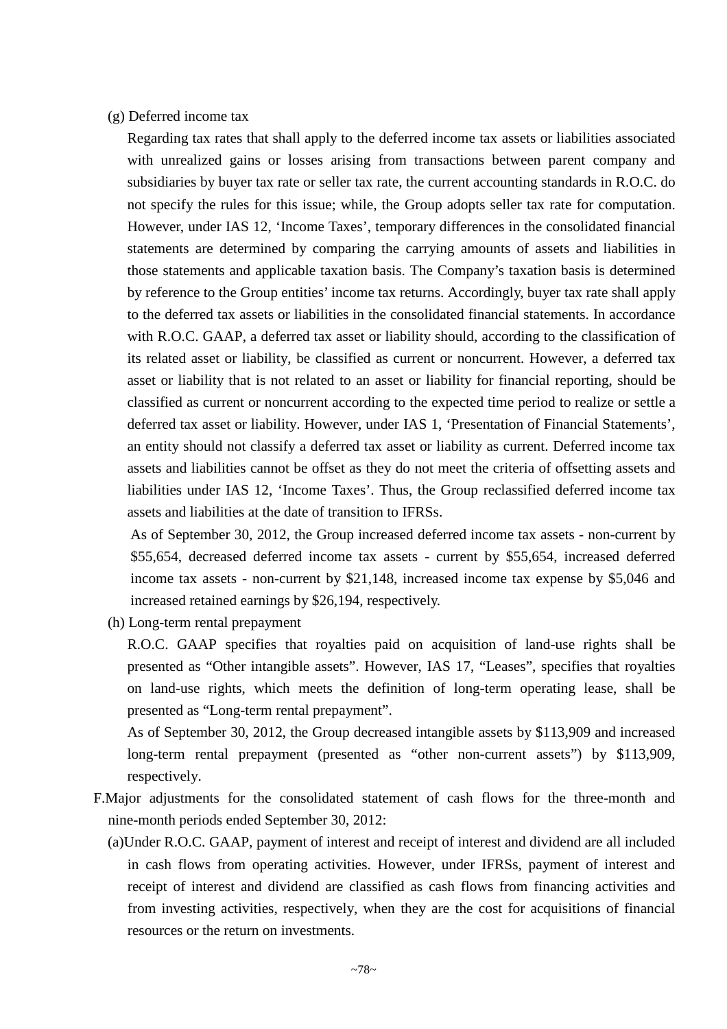(g) Deferred income tax

Regarding tax rates that shall apply to the deferred income tax assets or liabilities associated with unrealized gains or losses arising from transactions between parent company and subsidiaries by buyer tax rate or seller tax rate, the current accounting standards in R.O.C. do not specify the rules for this issue; while, the Group adopts seller tax rate for computation. However, under IAS 12, 'Income Taxes', temporary differences in the consolidated financial statements are determined by comparing the carrying amounts of assets and liabilities in those statements and applicable taxation basis. The Company's taxation basis is determined by reference to the Group entities' income tax returns. Accordingly, buyer tax rate shall apply to the deferred tax assets or liabilities in the consolidated financial statements. In accordance with R.O.C. GAAP, a deferred tax asset or liability should, according to the classification of its related asset or liability, be classified as current or noncurrent. However, a deferred tax asset or liability that is not related to an asset or liability for financial reporting, should be classified as current or noncurrent according to the expected time period to realize or settle a deferred tax asset or liability. However, under IAS 1, 'Presentation of Financial Statements', an entity should not classify a deferred tax asset or liability as current. Deferred income tax assets and liabilities cannot be offset as they do not meet the criteria of offsetting assets and liabilities under IAS 12, 'Income Taxes'. Thus, the Group reclassified deferred income tax assets and liabilities at the date of transition to IFRSs.

As of September 30, 2012, the Group increased deferred income tax assets - non-current by $55,654, decreased deferred income tax assets - current by $55,654, increased deferred income tax assets - non-current by $21,148, increased income tax expense by $5,046 and increased retained earnings by $26,194, respectively.

(h) Long-term rental prepayment

R.O.C. GAAP specifies that royalties paid on acquisition of land-use rights shall be presented as "Other intangible assets". However, IAS 17, "Leases", specifies that royalties on land-use rights, which meets the definition of long-term operating lease, shall be presented as "Long-term rental prepayment".

As of September 30, 2012, the Group decreased intangible assets by $113,909 and increased long-term rental prepayment (presented as "other non-current assets") by $113,909, respectively.

F. Major adjustments for the consolidated statement of cash flows for the three-month and nine-month periods ended September 30, 2012:

(a) Under R.O.C. GAAP, payment of interest and receipt of interest and dividend are all included in cash flows from operating activities. However, under IFRSs, payment of interest and receipt of interest and dividend are classified as cash flows from financing activities and from investing activities, respectively, when they are the cost for acquisitions of financial resources or the return on investments.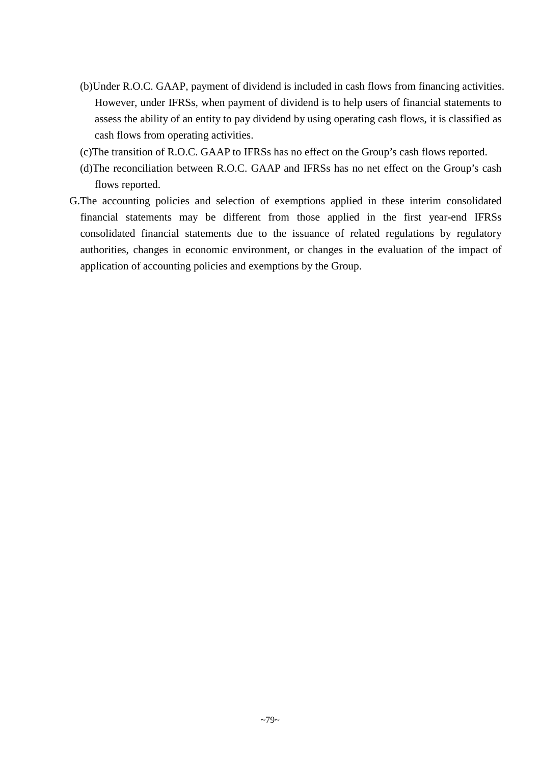(b)Under R.O.C. GAAP, payment of dividend is included in cash flows from financing activities. However, under IFRSs, when payment of dividend is to help users of financial statements to assess the ability of an entity to pay dividend by using operating cash flows, it is classified as cash flows from operating activities.

(c)The transition of R.O.C. GAAP to IFRSs has no effect on the Group's cash flows reported.

(d)The reconciliation between R.O.C. GAAP and IFRSs has no net effect on the Group's cash flows reported.

G.The accounting policies and selection of exemptions applied in these interim consolidated financial statements may be different from those applied in the first year-end IFRSs consolidated financial statements due to the issuance of related regulations by regulatory authorities, changes in economic environment, or changes in the evaluation of the impact of application of accounting policies and exemptions by the Group.